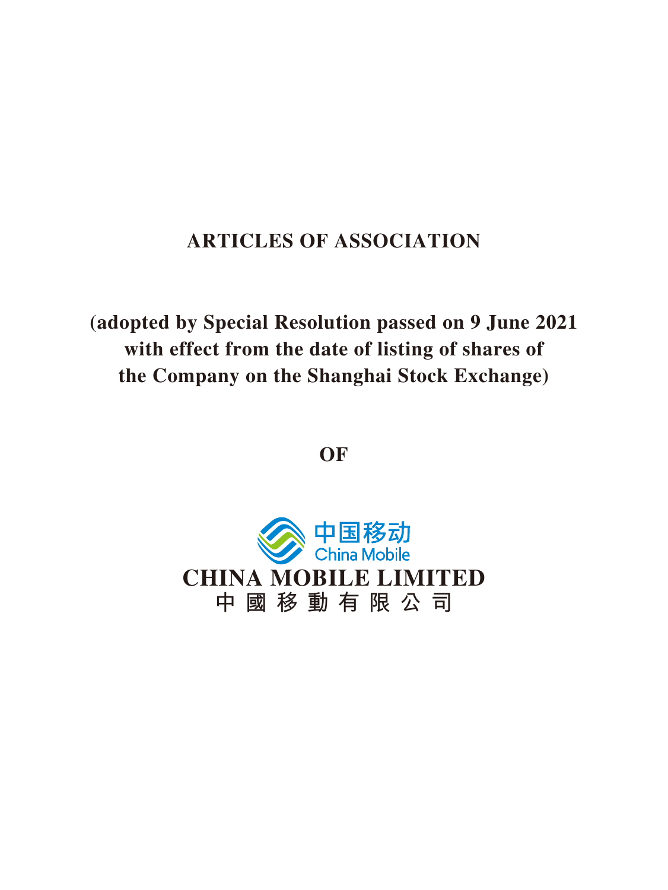# ARTICLES OF ASSOCIATION

**(adopted by Special Resolution passed on 9 June 2021 with effect from the date of listing of shares of the Company on the Shanghai Stock Exchange)**

**OF**

中国移动
China Mobile

**CHINA MOBILE LIMITED**

**中 國 移 動 有 限 公 司**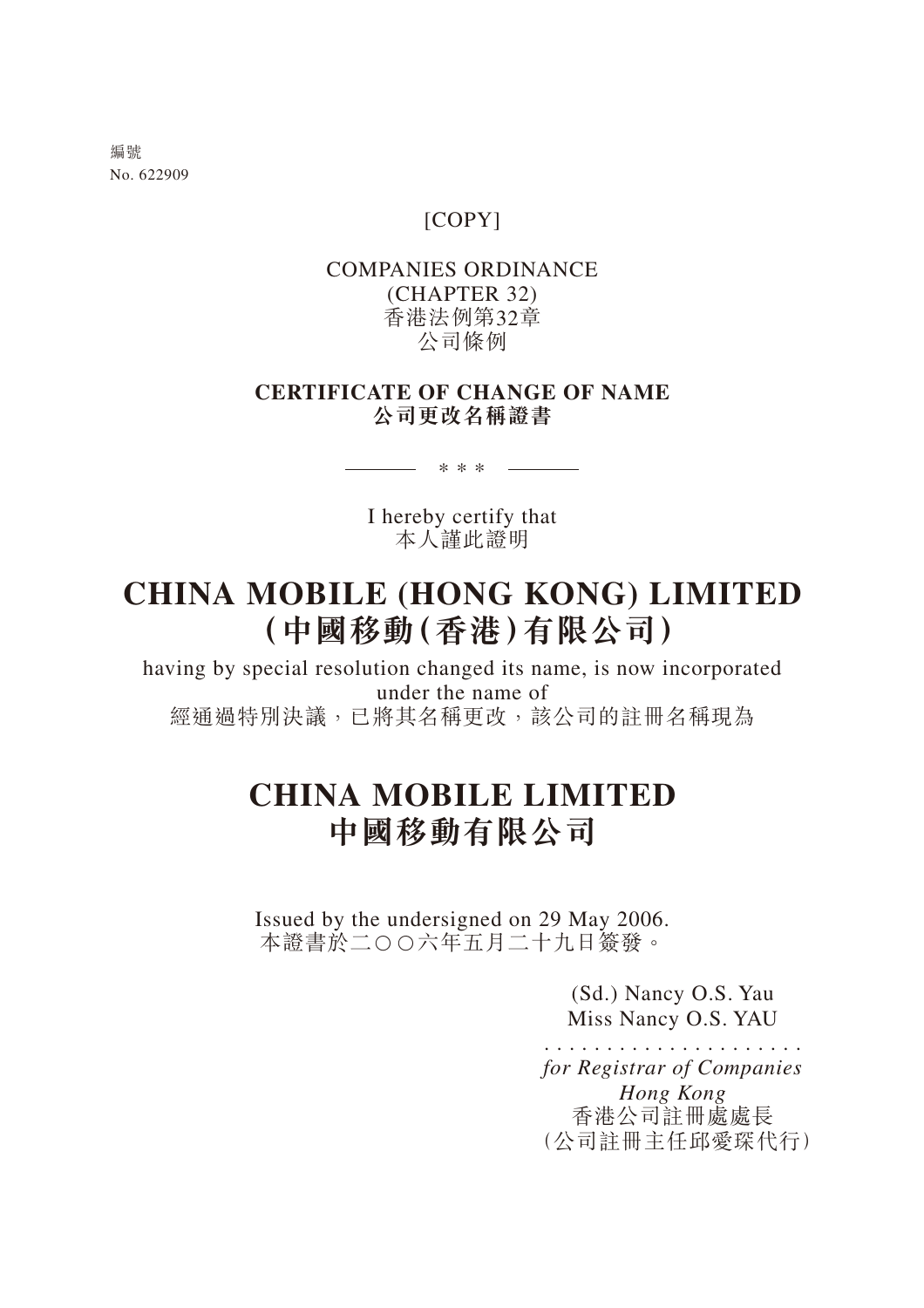編號
No. 622909

[COPY]

COMPANIES ORDINANCE
(CHAPTER 32)
香港法例第32章
公司條例

**CERTIFICATE OF CHANGE OF NAME**
**公司更改名稱證書**

\* \* \*

I hereby certify that
本人謹此證明

# CHINA MOBILE (HONG KONG) LIMITED
# (中國移動(香港)有限公司)

having by special resolution changed its name, is now incorporated under the name of
經通過特別決議，已將其名稱更改，該公司的註冊名稱現為

# CHINA MOBILE LIMITED
# 中國移動有限公司

Issued by the undersigned on 29 May 2006.
本證書於二○○六年五月二十九日簽發。

(Sd.) Nancy O.S. Yau
Miss Nancy O.S. YAU

. . . . . . . . . . . . . . . . . . . . . .
*for Registrar of Companies*
*Hong Kong*
香港公司註冊處處長
(公司註冊主任邱愛琛代行)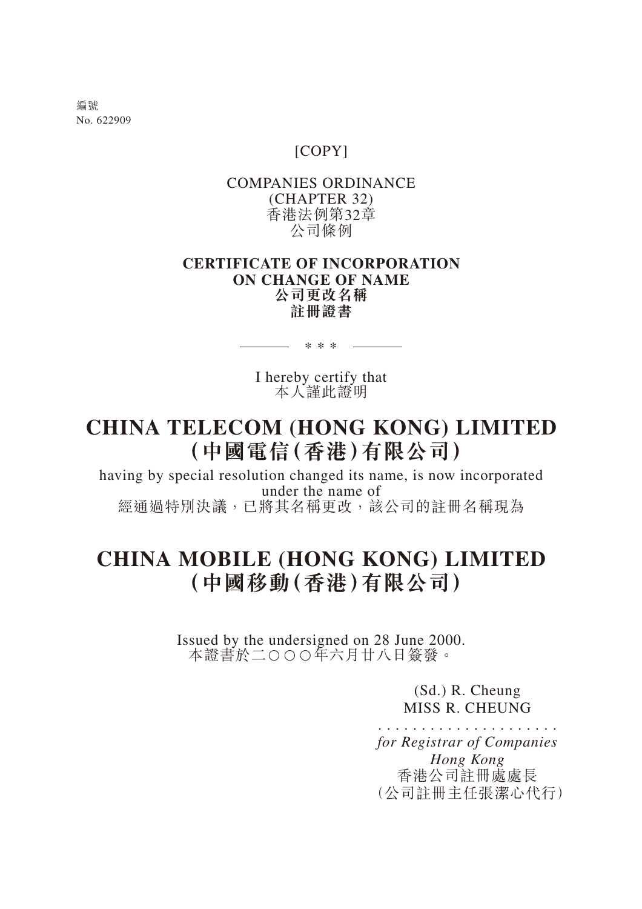編號
No. 622909

[COPY]

COMPANIES ORDINANCE
(CHAPTER 32)
香港法例第32章
公司條例

**CERTIFICATE OF INCORPORATION**
**ON CHANGE OF NAME**
**公司更改名稱**
**註冊證書**

\* \* \*

I hereby certify that
本人謹此證明

# CHINA TELECOM (HONG KONG) LIMITED
# (中國電信(香港)有限公司)

having by special resolution changed its name, is now incorporated under the name of
經通過特別決議，已將其名稱更改，該公司的註冊名稱現為

# CHINA MOBILE (HONG KONG) LIMITED
# (中國移動(香港)有限公司)

Issued by the undersigned on 28 June 2000.
本證書於二〇〇〇年六月廿八日簽發。

(Sd.) R. Cheung
MISS R. CHEUNG

.......................
*for Registrar of Companies*
*Hong Kong*
香港公司註冊處處長
(公司註冊主任張潔心代行)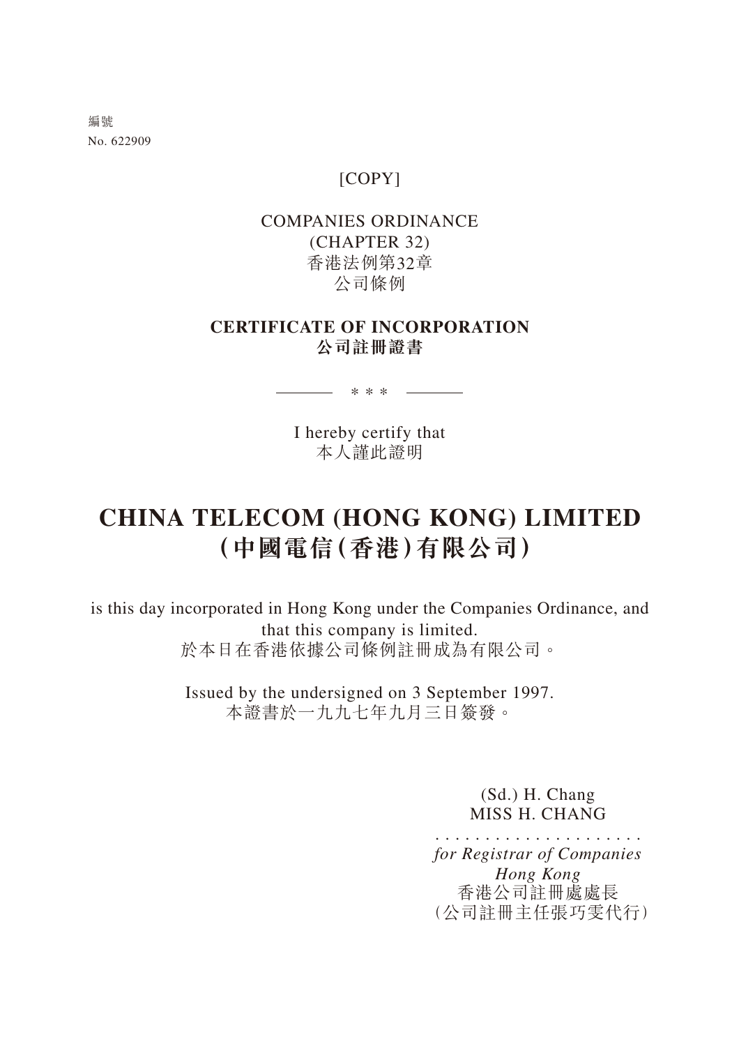編號
No. 622909

[COPY]

COMPANIES ORDINANCE
(CHAPTER 32)
香港法例第32章
公司條例

**CERTIFICATE OF INCORPORATION**
**公司註冊證書**

\* \* \*

I hereby certify that
本人謹此證明

# CHINA TELECOM (HONG KONG) LIMITED
# (中國電信(香港)有限公司)

is this day incorporated in Hong Kong under the Companies Ordinance, and that this company is limited.
於本日在香港依據公司條例註冊成為有限公司。

Issued by the undersigned on 3 September 1997.
本證書於一九九七年九月三日簽發。

(Sd.) H. Chang
MISS H. CHANG

. . . . . . . . . . . . . . . . . . . . .
*for Registrar of Companies*
*Hong Kong*
香港公司註冊處處長
(公司註冊主任張巧雯代行)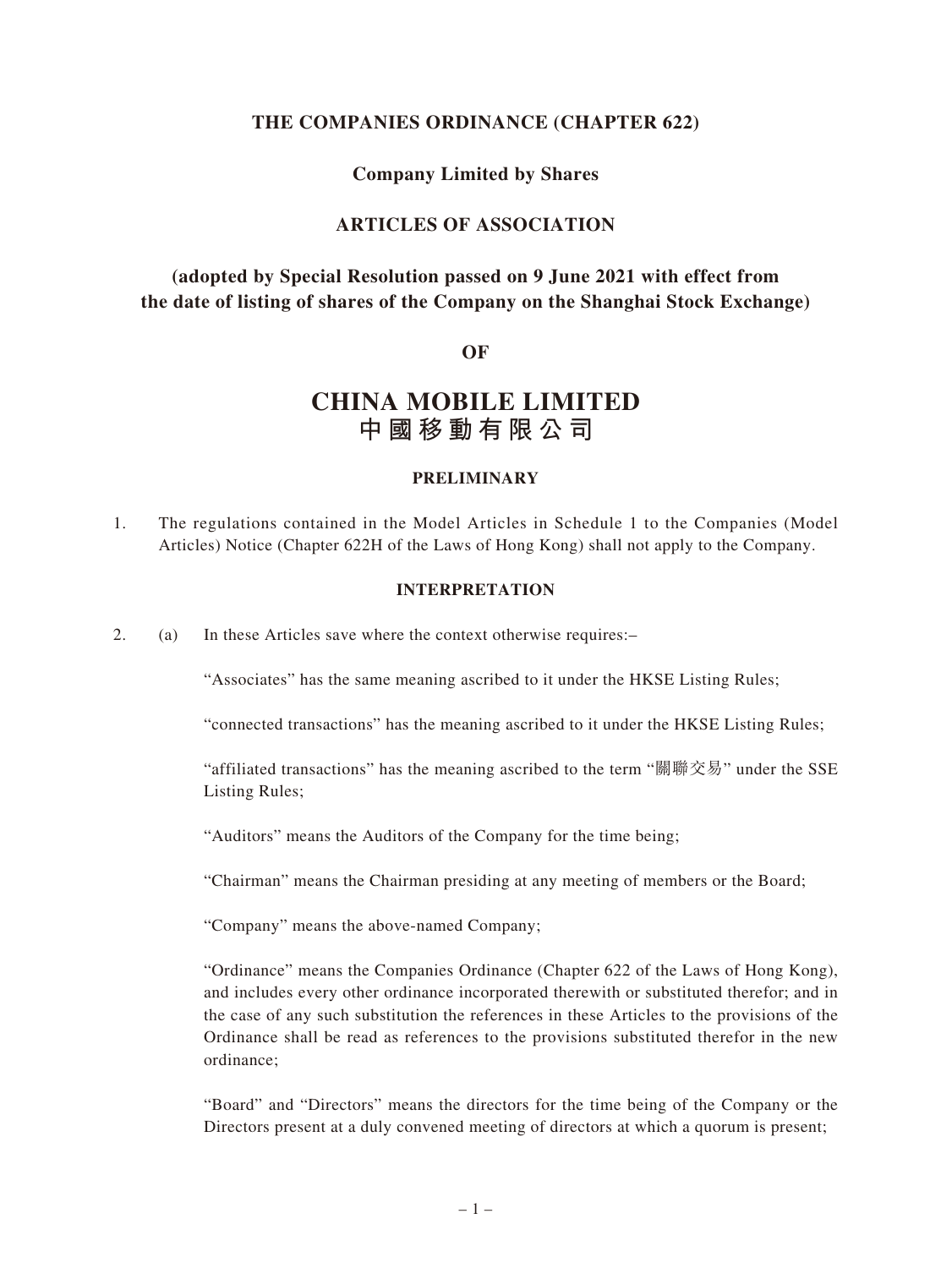**THE COMPANIES ORDINANCE (CHAPTER 622)**

**Company Limited by Shares**

**ARTICLES OF ASSOCIATION**

**(adopted by Special Resolution passed on 9 June 2021 with effect from the date of listing of shares of the Company on the Shanghai Stock Exchange)**

**OF**

# CHINA MOBILE LIMITED
# 中國移動有限公司

## PRELIMINARY

1. The regulations contained in the Model Articles in Schedule 1 to the Companies (Model Articles) Notice (Chapter 622H of the Laws of Hong Kong) shall not apply to the Company.

## INTERPRETATION

2. (a) In these Articles save where the context otherwise requires:–

   "Associates" has the same meaning ascribed to it under the HKSE Listing Rules;

   "connected transactions" has the meaning ascribed to it under the HKSE Listing Rules;

   "affiliated transactions" has the meaning ascribed to the term "關聯交易" under the SSE Listing Rules;

   "Auditors" means the Auditors of the Company for the time being;

   "Chairman" means the Chairman presiding at any meeting of members or the Board;

   "Company" means the above-named Company;

   "Ordinance" means the Companies Ordinance (Chapter 622 of the Laws of Hong Kong), and includes every other ordinance incorporated therewith or substituted therefor; and in the case of any such substitution the references in these Articles to the provisions of the Ordinance shall be read as references to the provisions substituted therefor in the new ordinance;

   "Board" and "Directors" means the directors for the time being of the Company or the Directors present at a duly convened meeting of directors at which a quorum is present;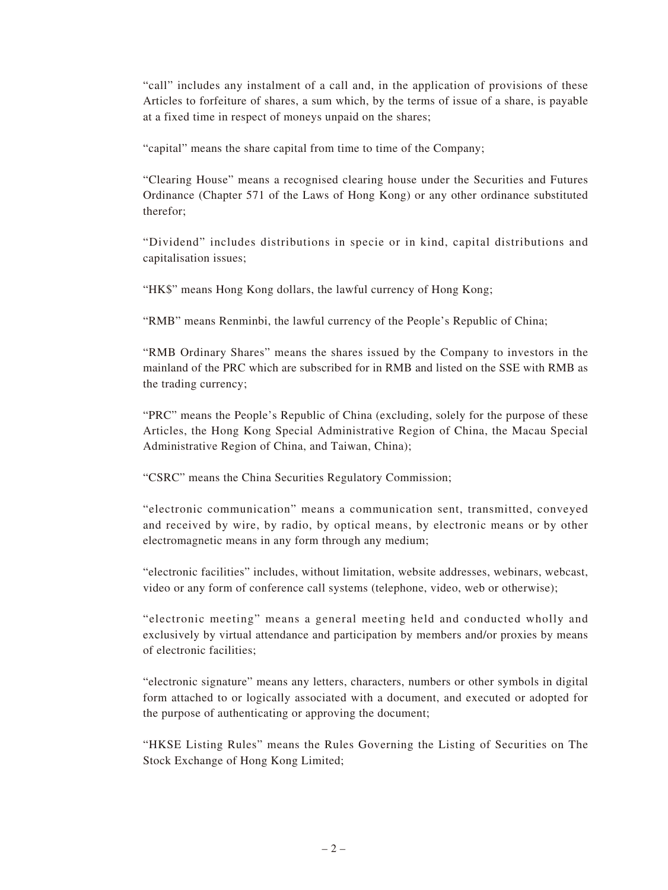"call" includes any instalment of a call and, in the application of provisions of these Articles to forfeiture of shares, a sum which, by the terms of issue of a share, is payable at a fixed time in respect of moneys unpaid on the shares;

"capital" means the share capital from time to time of the Company;

"Clearing House" means a recognised clearing house under the Securities and Futures Ordinance (Chapter 571 of the Laws of Hong Kong) or any other ordinance substituted therefor;

"Dividend" includes distributions in specie or in kind, capital distributions and capitalisation issues;

"HK$" means Hong Kong dollars, the lawful currency of Hong Kong;

"RMB" means Renminbi, the lawful currency of the People's Republic of China;

"RMB Ordinary Shares" means the shares issued by the Company to investors in the mainland of the PRC which are subscribed for in RMB and listed on the SSE with RMB as the trading currency;

"PRC" means the People's Republic of China (excluding, solely for the purpose of these Articles, the Hong Kong Special Administrative Region of China, the Macau Special Administrative Region of China, and Taiwan, China);

"CSRC" means the China Securities Regulatory Commission;

"electronic communication" means a communication sent, transmitted, conveyed and received by wire, by radio, by optical means, by electronic means or by other electromagnetic means in any form through any medium;

"electronic facilities" includes, without limitation, website addresses, webinars, webcast, video or any form of conference call systems (telephone, video, web or otherwise);

"electronic meeting" means a general meeting held and conducted wholly and exclusively by virtual attendance and participation by members and/or proxies by means of electronic facilities;

"electronic signature" means any letters, characters, numbers or other symbols in digital form attached to or logically associated with a document, and executed or adopted for the purpose of authenticating or approving the document;

"HKSE Listing Rules" means the Rules Governing the Listing of Securities on The Stock Exchange of Hong Kong Limited;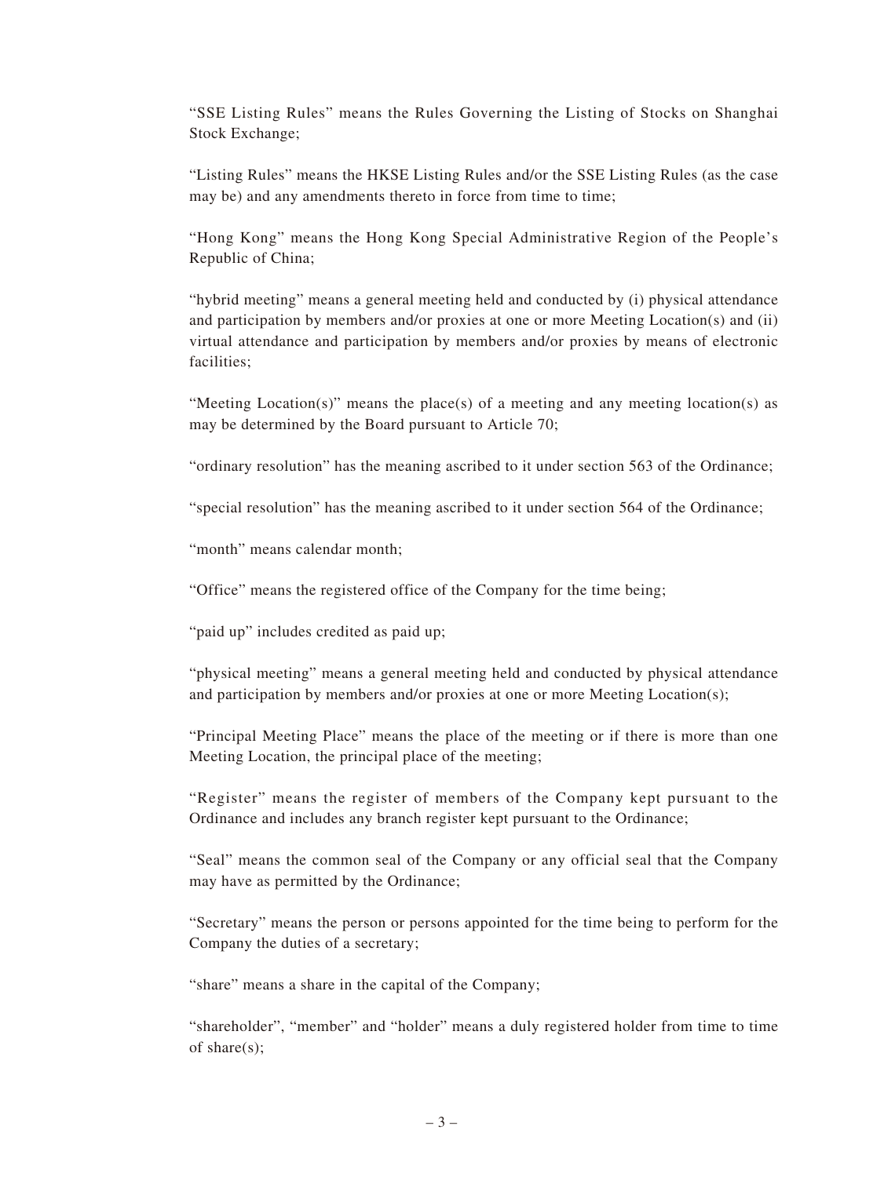"SSE Listing Rules" means the Rules Governing the Listing of Stocks on Shanghai Stock Exchange;

"Listing Rules" means the HKSE Listing Rules and/or the SSE Listing Rules (as the case may be) and any amendments thereto in force from time to time;

"Hong Kong" means the Hong Kong Special Administrative Region of the People's Republic of China;

"hybrid meeting" means a general meeting held and conducted by (i) physical attendance and participation by members and/or proxies at one or more Meeting Location(s) and (ii) virtual attendance and participation by members and/or proxies by means of electronic facilities;

"Meeting Location(s)" means the place(s) of a meeting and any meeting location(s) as may be determined by the Board pursuant to Article 70;

"ordinary resolution" has the meaning ascribed to it under section 563 of the Ordinance;

"special resolution" has the meaning ascribed to it under section 564 of the Ordinance;

"month" means calendar month;

"Office" means the registered office of the Company for the time being;

"paid up" includes credited as paid up;

"physical meeting" means a general meeting held and conducted by physical attendance and participation by members and/or proxies at one or more Meeting Location(s);

"Principal Meeting Place" means the place of the meeting or if there is more than one Meeting Location, the principal place of the meeting;

"Register" means the register of members of the Company kept pursuant to the Ordinance and includes any branch register kept pursuant to the Ordinance;

"Seal" means the common seal of the Company or any official seal that the Company may have as permitted by the Ordinance;

"Secretary" means the person or persons appointed for the time being to perform for the Company the duties of a secretary;

"share" means a share in the capital of the Company;

"shareholder", "member" and "holder" means a duly registered holder from time to time of share(s);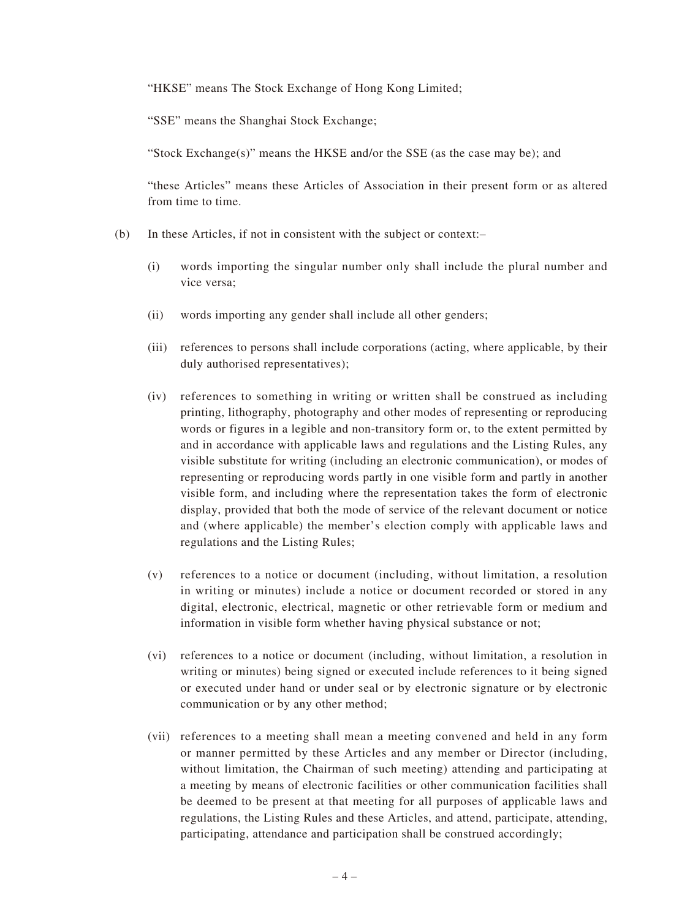"HKSE" means The Stock Exchange of Hong Kong Limited;

"SSE" means the Shanghai Stock Exchange;

"Stock Exchange(s)" means the HKSE and/or the SSE (as the case may be); and

"these Articles" means these Articles of Association in their present form or as altered from time to time.

(b) In these Articles, if not in consistent with the subject or context:–

(i) words importing the singular number only shall include the plural number and vice versa;

(ii) words importing any gender shall include all other genders;

(iii) references to persons shall include corporations (acting, where applicable, by their duly authorised representatives);

(iv) references to something in writing or written shall be construed as including printing, lithography, photography and other modes of representing or reproducing words or figures in a legible and non-transitory form or, to the extent permitted by and in accordance with applicable laws and regulations and the Listing Rules, any visible substitute for writing (including an electronic communication), or modes of representing or reproducing words partly in one visible form and partly in another visible form, and including where the representation takes the form of electronic display, provided that both the mode of service of the relevant document or notice and (where applicable) the member's election comply with applicable laws and regulations and the Listing Rules;

(v) references to a notice or document (including, without limitation, a resolution in writing or minutes) include a notice or document recorded or stored in any digital, electronic, electrical, magnetic or other retrievable form or medium and information in visible form whether having physical substance or not;

(vi) references to a notice or document (including, without limitation, a resolution in writing or minutes) being signed or executed include references to it being signed or executed under hand or under seal or by electronic signature or by electronic communication or by any other method;

(vii) references to a meeting shall mean a meeting convened and held in any form or manner permitted by these Articles and any member or Director (including, without limitation, the Chairman of such meeting) attending and participating at a meeting by means of electronic facilities or other communication facilities shall be deemed to be present at that meeting for all purposes of applicable laws and regulations, the Listing Rules and these Articles, and attend, participate, attending, participating, attendance and participation shall be construed accordingly;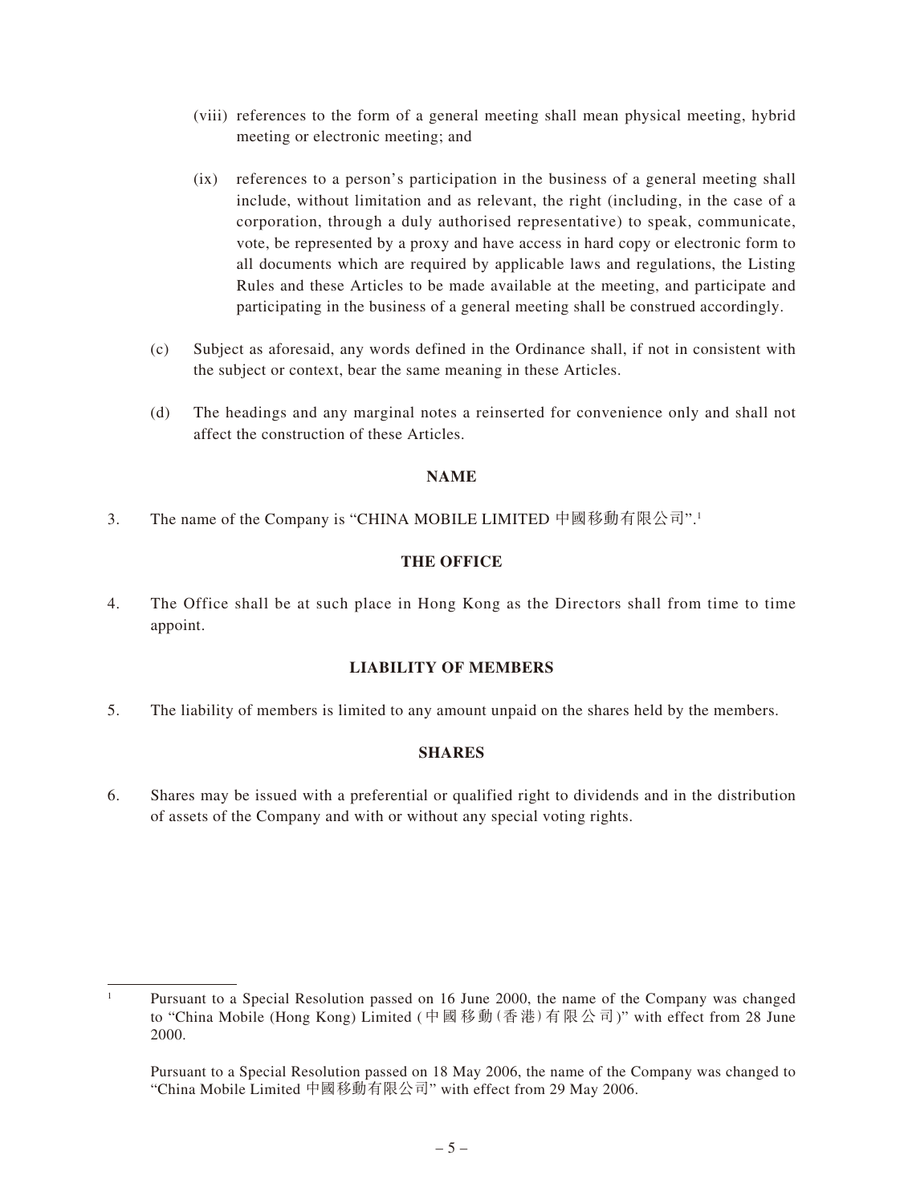(viii) references to the form of a general meeting shall mean physical meeting, hybrid meeting or electronic meeting; and

(ix) references to a person's participation in the business of a general meeting shall include, without limitation and as relevant, the right (including, in the case of a corporation, through a duly authorised representative) to speak, communicate, vote, be represented by a proxy and have access in hard copy or electronic form to all documents which are required by applicable laws and regulations, the Listing Rules and these Articles to be made available at the meeting, and participate and participating in the business of a general meeting shall be construed accordingly.

(c) Subject as aforesaid, any words defined in the Ordinance shall, if not in consistent with the subject or context, bear the same meaning in these Articles.

(d) The headings and any marginal notes a reinserted for convenience only and shall not affect the construction of these Articles.

**NAME**

3. The name of the Company is "CHINA MOBILE LIMITED 中國移動有限公司".[1]

**THE OFFICE**

4. The Office shall be at such place in Hong Kong as the Directors shall from time to time appoint.

**LIABILITY OF MEMBERS**

5. The liability of members is limited to any amount unpaid on the shares held by the members.

**SHARES**

6. Shares may be issued with a preferential or qualified right to dividends and in the distribution of assets of the Company and with or without any special voting rights.

---

[1] Pursuant to a Special Resolution passed on 16 June 2000, the name of the Company was changed to "China Mobile (Hong Kong) Limited (中國移動(香港)有限公司)" with effect from 28 June 2000.

Pursuant to a Special Resolution passed on 18 May 2006, the name of the Company was changed to "China Mobile Limited 中國移動有限公司" with effect from 29 May 2006.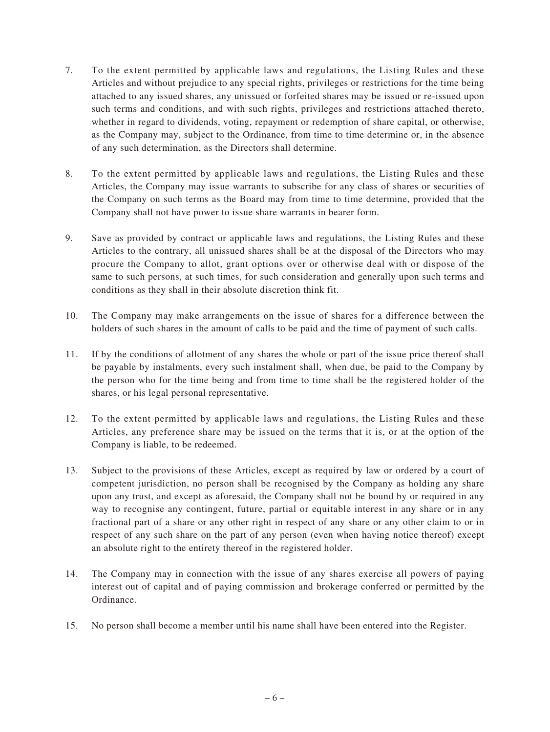7. To the extent permitted by applicable laws and regulations, the Listing Rules and these Articles and without prejudice to any special rights, privileges or restrictions for the time being attached to any issued shares, any unissued or forfeited shares may be issued or re-issued upon such terms and conditions, and with such rights, privileges and restrictions attached thereto, whether in regard to dividends, voting, repayment or redemption of share capital, or otherwise, as the Company may, subject to the Ordinance, from time to time determine or, in the absence of any such determination, as the Directors shall determine.

8. To the extent permitted by applicable laws and regulations, the Listing Rules and these Articles, the Company may issue warrants to subscribe for any class of shares or securities of the Company on such terms as the Board may from time to time determine, provided that the Company shall not have power to issue share warrants in bearer form.

9. Save as provided by contract or applicable laws and regulations, the Listing Rules and these Articles to the contrary, all unissued shares shall be at the disposal of the Directors who may procure the Company to allot, grant options over or otherwise deal with or dispose of the same to such persons, at such times, for such consideration and generally upon such terms and conditions as they shall in their absolute discretion think fit.

10. The Company may make arrangements on the issue of shares for a difference between the holders of such shares in the amount of calls to be paid and the time of payment of such calls.

11. If by the conditions of allotment of any shares the whole or part of the issue price thereof shall be payable by instalments, every such instalment shall, when due, be paid to the Company by the person who for the time being and from time to time shall be the registered holder of the shares, or his legal personal representative.

12. To the extent permitted by applicable laws and regulations, the Listing Rules and these Articles, any preference share may be issued on the terms that it is, or at the option of the Company is liable, to be redeemed.

13. Subject to the provisions of these Articles, except as required by law or ordered by a court of competent jurisdiction, no person shall be recognised by the Company as holding any share upon any trust, and except as aforesaid, the Company shall not be bound by or required in any way to recognise any contingent, future, partial or equitable interest in any share or in any fractional part of a share or any other right in respect of any share or any other claim to or in respect of any such share on the part of any person (even when having notice thereof) except an absolute right to the entirety thereof in the registered holder.

14. The Company may in connection with the issue of any shares exercise all powers of paying interest out of capital and of paying commission and brokerage conferred or permitted by the Ordinance.

15. No person shall become a member until his name shall have been entered into the Register.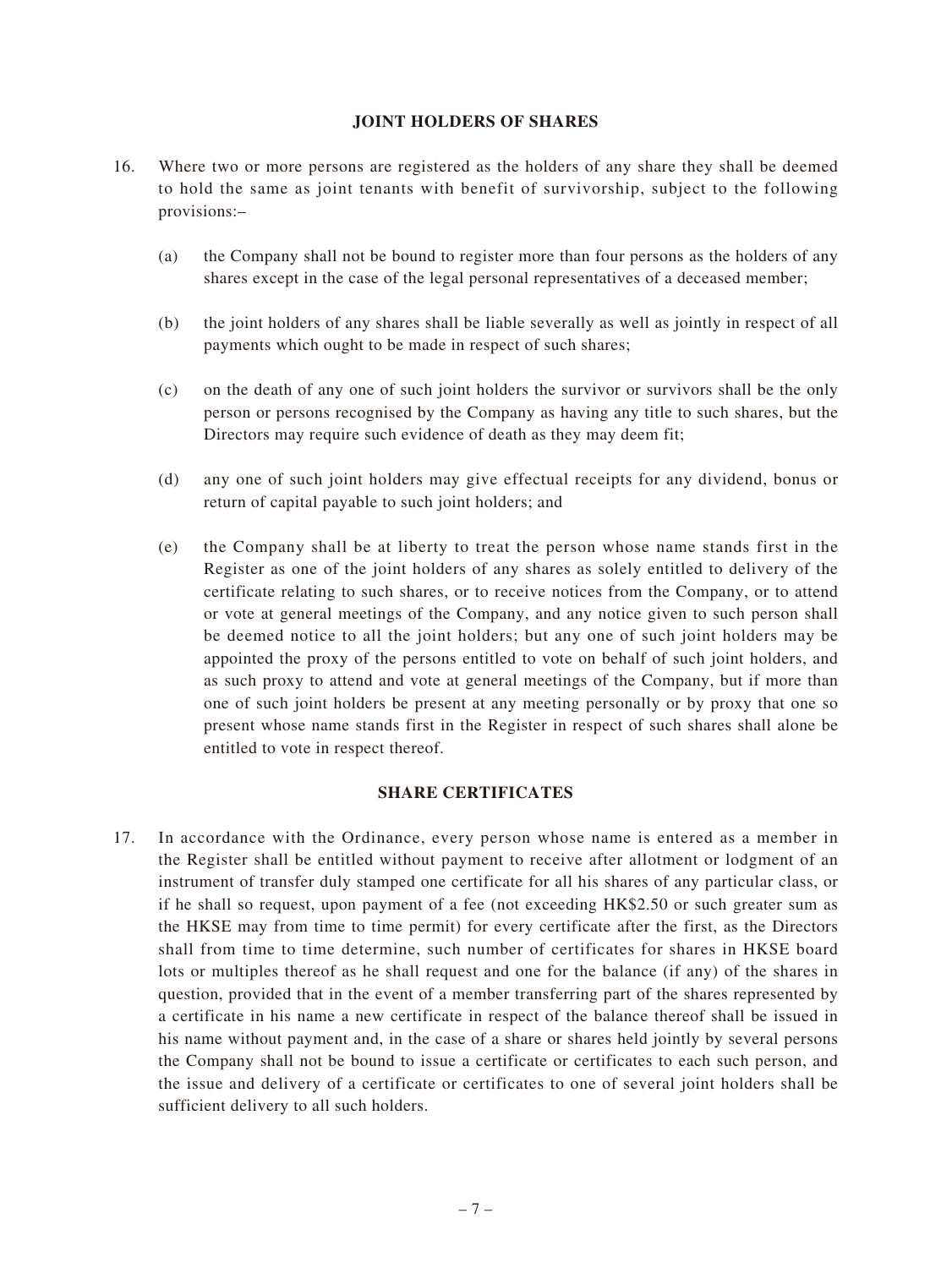## JOINT HOLDERS OF SHARES

16. Where two or more persons are registered as the holders of any share they shall be deemed to hold the same as joint tenants with benefit of survivorship, subject to the following provisions:–

    (a) the Company shall not be bound to register more than four persons as the holders of any shares except in the case of the legal personal representatives of a deceased member;

    (b) the joint holders of any shares shall be liable severally as well as jointly in respect of all payments which ought to be made in respect of such shares;

    (c) on the death of any one of such joint holders the survivor or survivors shall be the only person or persons recognised by the Company as having any title to such shares, but the Directors may require such evidence of death as they may deem fit;

    (d) any one of such joint holders may give effectual receipts for any dividend, bonus or return of capital payable to such joint holders; and

    (e) the Company shall be at liberty to treat the person whose name stands first in the Register as one of the joint holders of any shares as solely entitled to delivery of the certificate relating to such shares, or to receive notices from the Company, or to attend or vote at general meetings of the Company, and any notice given to such person shall be deemed notice to all the joint holders; but any one of such joint holders may be appointed the proxy of the persons entitled to vote on behalf of such joint holders, and as such proxy to attend and vote at general meetings of the Company, but if more than one of such joint holders be present at any meeting personally or by proxy that one so present whose name stands first in the Register in respect of such shares shall alone be entitled to vote in respect thereof.

## SHARE CERTIFICATES

17. In accordance with the Ordinance, every person whose name is entered as a member in the Register shall be entitled without payment to receive after allotment or lodgment of an instrument of transfer duly stamped one certificate for all his shares of any particular class, or if he shall so request, upon payment of a fee (not exceeding HK$2.50 or such greater sum as the HKSE may from time to time permit) for every certificate after the first, as the Directors shall from time to time determine, such number of certificates for shares in HKSE board lots or multiples thereof as he shall request and one for the balance (if any) of the shares in question, provided that in the event of a member transferring part of the shares represented by a certificate in his name a new certificate in respect of the balance thereof shall be issued in his name without payment and, in the case of a share or shares held jointly by several persons the Company shall not be bound to issue a certificate or certificates to each such person, and the issue and delivery of a certificate or certificates to one of several joint holders shall be sufficient delivery to all such holders.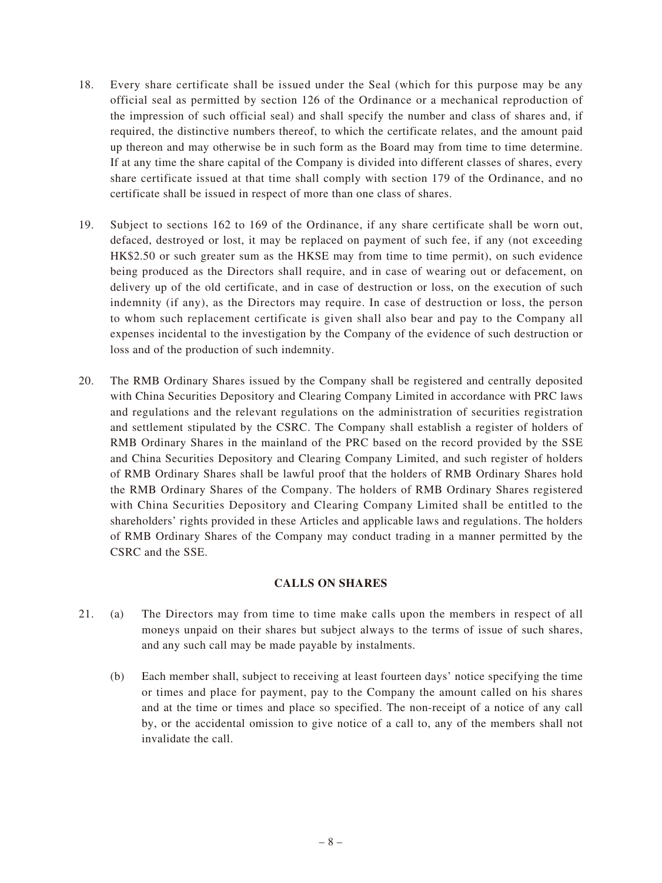18. Every share certificate shall be issued under the Seal (which for this purpose may be any official seal as permitted by section 126 of the Ordinance or a mechanical reproduction of the impression of such official seal) and shall specify the number and class of shares and, if required, the distinctive numbers thereof, to which the certificate relates, and the amount paid up thereon and may otherwise be in such form as the Board may from time to time determine. If at any time the share capital of the Company is divided into different classes of shares, every share certificate issued at that time shall comply with section 179 of the Ordinance, and no certificate shall be issued in respect of more than one class of shares.

19. Subject to sections 162 to 169 of the Ordinance, if any share certificate shall be worn out, defaced, destroyed or lost, it may be replaced on payment of such fee, if any (not exceeding HK$2.50 or such greater sum as the HKSE may from time to time permit), on such evidence being produced as the Directors shall require, and in case of wearing out or defacement, on delivery up of the old certificate, and in case of destruction or loss, on the execution of such indemnity (if any), as the Directors may require. In case of destruction or loss, the person to whom such replacement certificate is given shall also bear and pay to the Company all expenses incidental to the investigation by the Company of the evidence of such destruction or loss and of the production of such indemnity.

20. The RMB Ordinary Shares issued by the Company shall be registered and centrally deposited with China Securities Depository and Clearing Company Limited in accordance with PRC laws and regulations and the relevant regulations on the administration of securities registration and settlement stipulated by the CSRC. The Company shall establish a register of holders of RMB Ordinary Shares in the mainland of the PRC based on the record provided by the SSE and China Securities Depository and Clearing Company Limited, and such register of holders of RMB Ordinary Shares shall be lawful proof that the holders of RMB Ordinary Shares hold the RMB Ordinary Shares of the Company. The holders of RMB Ordinary Shares registered with China Securities Depository and Clearing Company Limited shall be entitled to the shareholders' rights provided in these Articles and applicable laws and regulations. The holders of RMB Ordinary Shares of the Company may conduct trading in a manner permitted by the CSRC and the SSE.

## CALLS ON SHARES

21. (a) The Directors may from time to time make calls upon the members in respect of all moneys unpaid on their shares but subject always to the terms of issue of such shares, and any such call may be made payable by instalments.

    (b) Each member shall, subject to receiving at least fourteen days' notice specifying the time or times and place for payment, pay to the Company the amount called on his shares and at the time or times and place so specified. The non-receipt of a notice of any call by, or the accidental omission to give notice of a call to, any of the members shall not invalidate the call.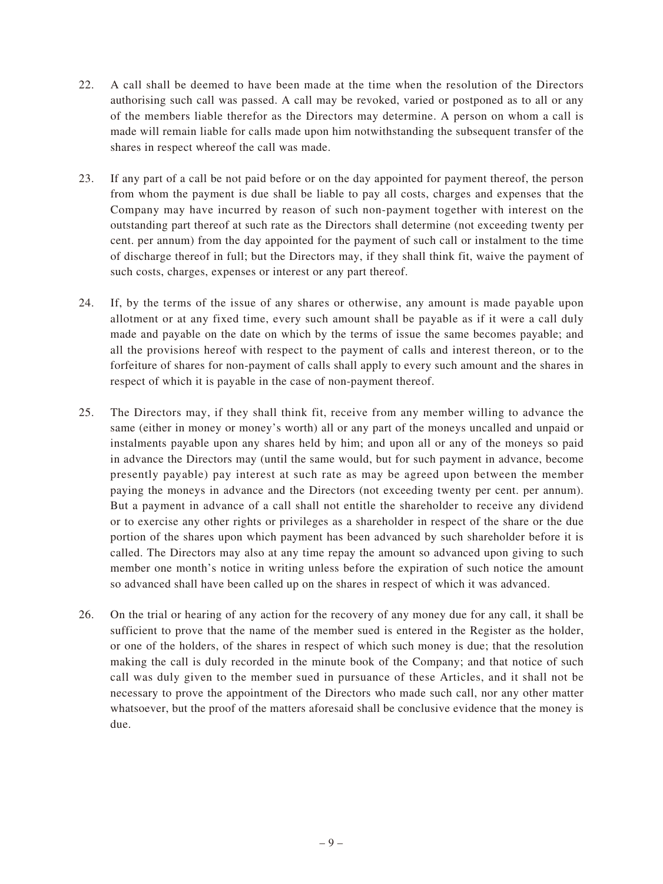22. A call shall be deemed to have been made at the time when the resolution of the Directors authorising such call was passed. A call may be revoked, varied or postponed as to all or any of the members liable therefor as the Directors may determine. A person on whom a call is made will remain liable for calls made upon him notwithstanding the subsequent transfer of the shares in respect whereof the call was made.

23. If any part of a call be not paid before or on the day appointed for payment thereof, the person from whom the payment is due shall be liable to pay all costs, charges and expenses that the Company may have incurred by reason of such non-payment together with interest on the outstanding part thereof at such rate as the Directors shall determine (not exceeding twenty per cent. per annum) from the day appointed for the payment of such call or instalment to the time of discharge thereof in full; but the Directors may, if they shall think fit, waive the payment of such costs, charges, expenses or interest or any part thereof.

24. If, by the terms of the issue of any shares or otherwise, any amount is made payable upon allotment or at any fixed time, every such amount shall be payable as if it were a call duly made and payable on the date on which by the terms of issue the same becomes payable; and all the provisions hereof with respect to the payment of calls and interest thereon, or to the forfeiture of shares for non-payment of calls shall apply to every such amount and the shares in respect of which it is payable in the case of non-payment thereof.

25. The Directors may, if they shall think fit, receive from any member willing to advance the same (either in money or money's worth) all or any part of the moneys uncalled and unpaid or instalments payable upon any shares held by him; and upon all or any of the moneys so paid in advance the Directors may (until the same would, but for such payment in advance, become presently payable) pay interest at such rate as may be agreed upon between the member paying the moneys in advance and the Directors (not exceeding twenty per cent. per annum). But a payment in advance of a call shall not entitle the shareholder to receive any dividend or to exercise any other rights or privileges as a shareholder in respect of the share or the due portion of the shares upon which payment has been advanced by such shareholder before it is called. The Directors may also at any time repay the amount so advanced upon giving to such member one month's notice in writing unless before the expiration of such notice the amount so advanced shall have been called up on the shares in respect of which it was advanced.

26. On the trial or hearing of any action for the recovery of any money due for any call, it shall be sufficient to prove that the name of the member sued is entered in the Register as the holder, or one of the holders, of the shares in respect of which such money is due; that the resolution making the call is duly recorded in the minute book of the Company; and that notice of such call was duly given to the member sued in pursuance of these Articles, and it shall not be necessary to prove the appointment of the Directors who made such call, nor any other matter whatsoever, but the proof of the matters aforesaid shall be conclusive evidence that the money is due.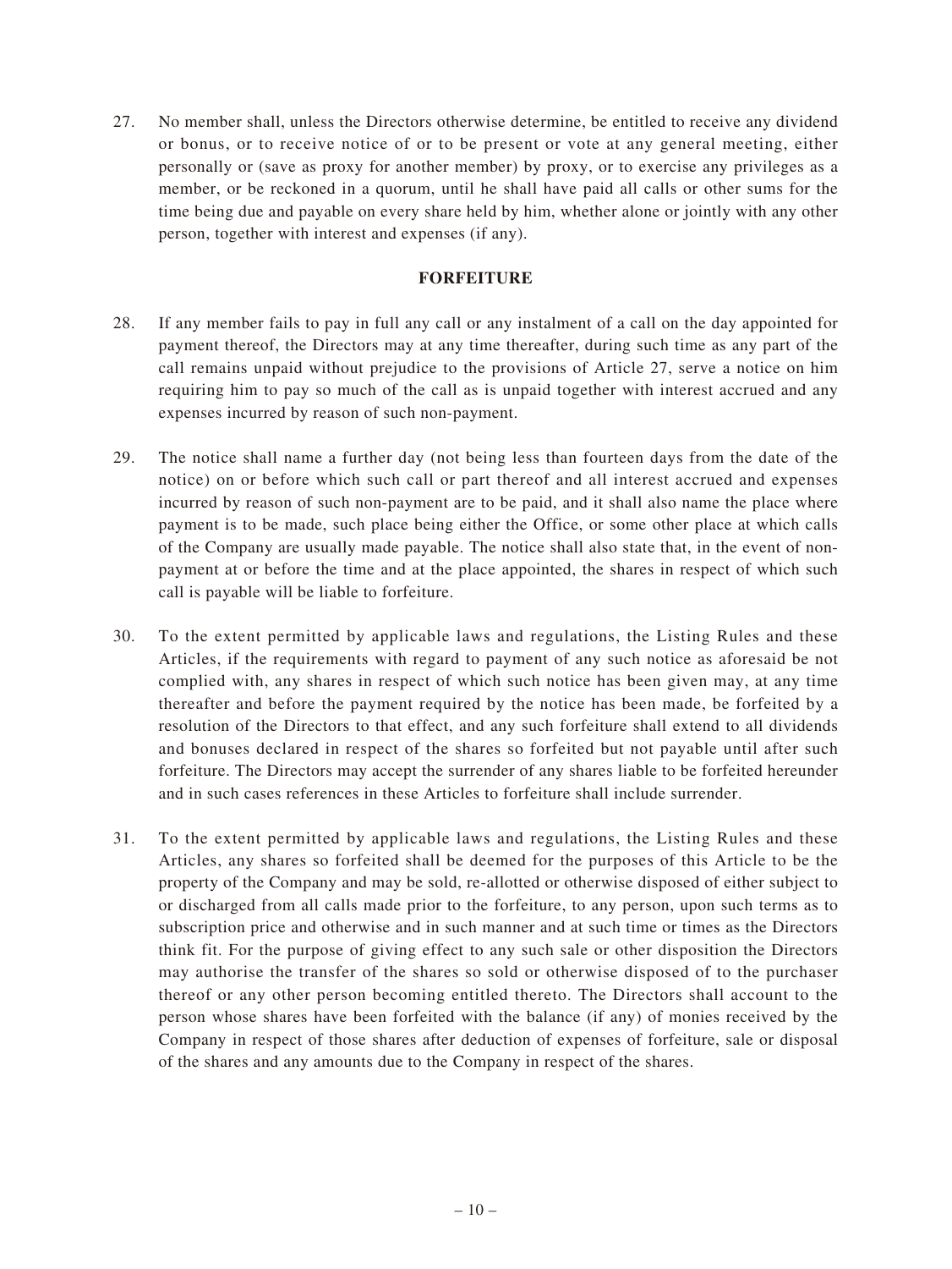27. No member shall, unless the Directors otherwise determine, be entitled to receive any dividend or bonus, or to receive notice of or to be present or vote at any general meeting, either personally or (save as proxy for another member) by proxy, or to exercise any privileges as a member, or be reckoned in a quorum, until he shall have paid all calls or other sums for the time being due and payable on every share held by him, whether alone or jointly with any other person, together with interest and expenses (if any).

## FORFEITURE

28. If any member fails to pay in full any call or any instalment of a call on the day appointed for payment thereof, the Directors may at any time thereafter, during such time as any part of the call remains unpaid without prejudice to the provisions of Article 27, serve a notice on him requiring him to pay so much of the call as is unpaid together with interest accrued and any expenses incurred by reason of such non-payment.

29. The notice shall name a further day (not being less than fourteen days from the date of the notice) on or before which such call or part thereof and all interest accrued and expenses incurred by reason of such non-payment are to be paid, and it shall also name the place where payment is to be made, such place being either the Office, or some other place at which calls of the Company are usually made payable. The notice shall also state that, in the event of non-payment at or before the time and at the place appointed, the shares in respect of which such call is payable will be liable to forfeiture.

30. To the extent permitted by applicable laws and regulations, the Listing Rules and these Articles, if the requirements with regard to payment of any such notice as aforesaid be not complied with, any shares in respect of which such notice has been given may, at any time thereafter and before the payment required by the notice has been made, be forfeited by a resolution of the Directors to that effect, and any such forfeiture shall extend to all dividends and bonuses declared in respect of the shares so forfeited but not payable until after such forfeiture. The Directors may accept the surrender of any shares liable to be forfeited hereunder and in such cases references in these Articles to forfeiture shall include surrender.

31. To the extent permitted by applicable laws and regulations, the Listing Rules and these Articles, any shares so forfeited shall be deemed for the purposes of this Article to be the property of the Company and may be sold, re-allotted or otherwise disposed of either subject to or discharged from all calls made prior to the forfeiture, to any person, upon such terms as to subscription price and otherwise and in such manner and at such time or times as the Directors think fit. For the purpose of giving effect to any such sale or other disposition the Directors may authorise the transfer of the shares so sold or otherwise disposed of to the purchaser thereof or any other person becoming entitled thereto. The Directors shall account to the person whose shares have been forfeited with the balance (if any) of monies received by the Company in respect of those shares after deduction of expenses of forfeiture, sale or disposal of the shares and any amounts due to the Company in respect of the shares.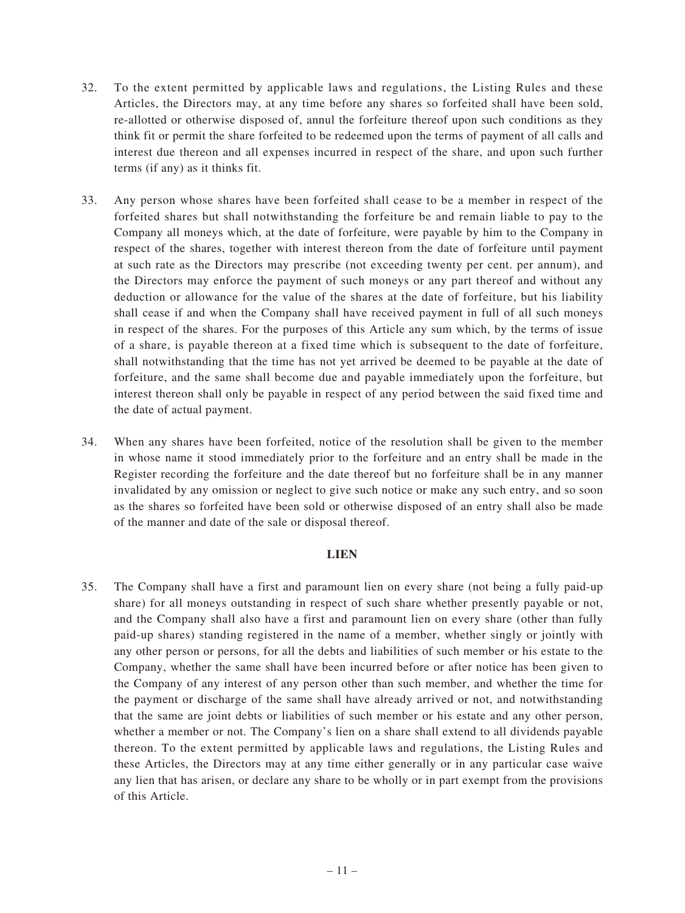32. To the extent permitted by applicable laws and regulations, the Listing Rules and these Articles, the Directors may, at any time before any shares so forfeited shall have been sold, re-allotted or otherwise disposed of, annul the forfeiture thereof upon such conditions as they think fit or permit the share forfeited to be redeemed upon the terms of payment of all calls and interest due thereon and all expenses incurred in respect of the share, and upon such further terms (if any) as it thinks fit.

33. Any person whose shares have been forfeited shall cease to be a member in respect of the forfeited shares but shall notwithstanding the forfeiture be and remain liable to pay to the Company all moneys which, at the date of forfeiture, were payable by him to the Company in respect of the shares, together with interest thereon from the date of forfeiture until payment at such rate as the Directors may prescribe (not exceeding twenty per cent. per annum), and the Directors may enforce the payment of such moneys or any part thereof and without any deduction or allowance for the value of the shares at the date of forfeiture, but his liability shall cease if and when the Company shall have received payment in full of all such moneys in respect of the shares. For the purposes of this Article any sum which, by the terms of issue of a share, is payable thereon at a fixed time which is subsequent to the date of forfeiture, shall notwithstanding that the time has not yet arrived be deemed to be payable at the date of forfeiture, and the same shall become due and payable immediately upon the forfeiture, but interest thereon shall only be payable in respect of any period between the said fixed time and the date of actual payment.

34. When any shares have been forfeited, notice of the resolution shall be given to the member in whose name it stood immediately prior to the forfeiture and an entry shall be made in the Register recording the forfeiture and the date thereof but no forfeiture shall be in any manner invalidated by any omission or neglect to give such notice or make any such entry, and so soon as the shares so forfeited have been sold or otherwise disposed of an entry shall also be made of the manner and date of the sale or disposal thereof.

## LIEN

35. The Company shall have a first and paramount lien on every share (not being a fully paid-up share) for all moneys outstanding in respect of such share whether presently payable or not, and the Company shall also have a first and paramount lien on every share (other than fully paid-up shares) standing registered in the name of a member, whether singly or jointly with any other person or persons, for all the debts and liabilities of such member or his estate to the Company, whether the same shall have been incurred before or after notice has been given to the Company of any interest of any person other than such member, and whether the time for the payment or discharge of the same shall have already arrived or not, and notwithstanding that the same are joint debts or liabilities of such member or his estate and any other person, whether a member or not. The Company's lien on a share shall extend to all dividends payable thereon. To the extent permitted by applicable laws and regulations, the Listing Rules and these Articles, the Directors may at any time either generally or in any particular case waive any lien that has arisen, or declare any share to be wholly or in part exempt from the provisions of this Article.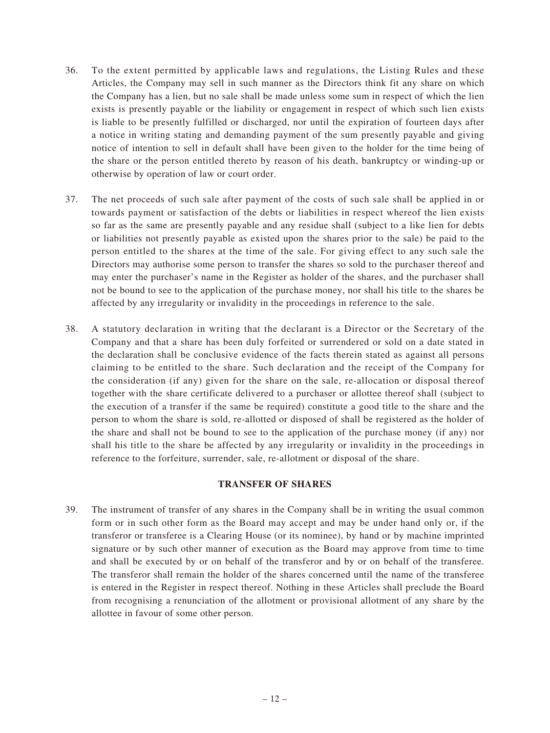36. To the extent permitted by applicable laws and regulations, the Listing Rules and these Articles, the Company may sell in such manner as the Directors think fit any share on which the Company has a lien, but no sale shall be made unless some sum in respect of which the lien exists is presently payable or the liability or engagement in respect of which such lien exists is liable to be presently fulfilled or discharged, nor until the expiration of fourteen days after a notice in writing stating and demanding payment of the sum presently payable and giving notice of intention to sell in default shall have been given to the holder for the time being of the share or the person entitled thereto by reason of his death, bankruptcy or winding-up or otherwise by operation of law or court order.

37. The net proceeds of such sale after payment of the costs of such sale shall be applied in or towards payment or satisfaction of the debts or liabilities in respect whereof the lien exists so far as the same are presently payable and any residue shall (subject to a like lien for debts or liabilities not presently payable as existed upon the shares prior to the sale) be paid to the person entitled to the shares at the time of the sale. For giving effect to any such sale the Directors may authorise some person to transfer the shares so sold to the purchaser thereof and may enter the purchaser's name in the Register as holder of the shares, and the purchaser shall not be bound to see to the application of the purchase money, nor shall his title to the shares be affected by any irregularity or invalidity in the proceedings in reference to the sale.

38. A statutory declaration in writing that the declarant is a Director or the Secretary of the Company and that a share has been duly forfeited or surrendered or sold on a date stated in the declaration shall be conclusive evidence of the facts therein stated as against all persons claiming to be entitled to the share. Such declaration and the receipt of the Company for the consideration (if any) given for the share on the sale, re-allocation or disposal thereof together with the share certificate delivered to a purchaser or allottee thereof shall (subject to the execution of a transfer if the same be required) constitute a good title to the share and the person to whom the share is sold, re-allotted or disposed of shall be registered as the holder of the share and shall not be bound to see to the application of the purchase money (if any) nor shall his title to the share be affected by any irregularity or invalidity in the proceedings in reference to the forfeiture, surrender, sale, re-allotment or disposal of the share.

## TRANSFER OF SHARES

39. The instrument of transfer of any shares in the Company shall be in writing the usual common form or in such other form as the Board may accept and may be under hand only or, if the transferor or transferee is a Clearing House (or its nominee), by hand or by machine imprinted signature or by such other manner of execution as the Board may approve from time to time and shall be executed by or on behalf of the transferor and by or on behalf of the transferee. The transferor shall remain the holder of the shares concerned until the name of the transferee is entered in the Register in respect thereof. Nothing in these Articles shall preclude the Board from recognising a renunciation of the allotment or provisional allotment of any share by the allottee in favour of some other person.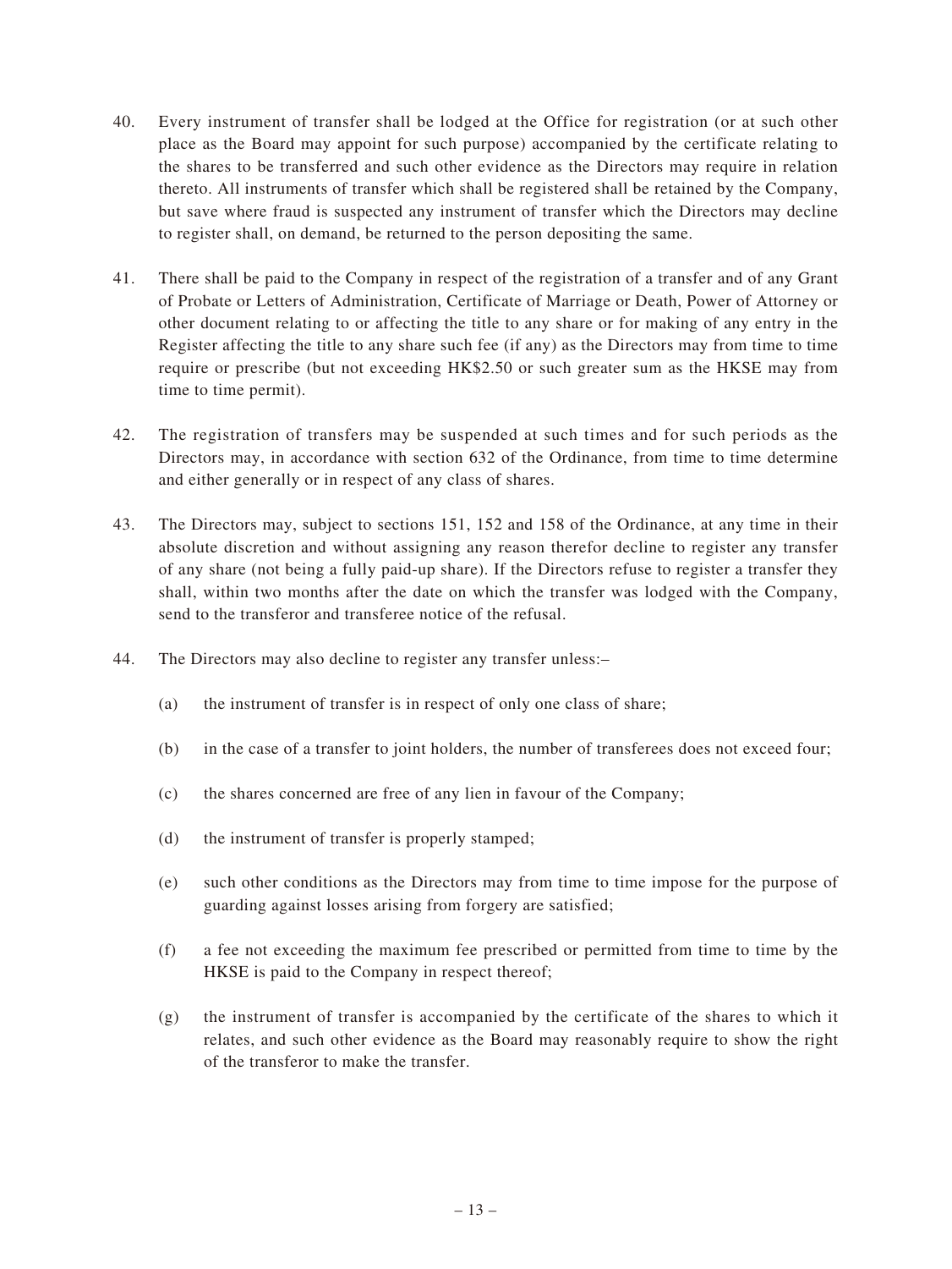40. Every instrument of transfer shall be lodged at the Office for registration (or at such other place as the Board may appoint for such purpose) accompanied by the certificate relating to the shares to be transferred and such other evidence as the Directors may require in relation thereto. All instruments of transfer which shall be registered shall be retained by the Company, but save where fraud is suspected any instrument of transfer which the Directors may decline to register shall, on demand, be returned to the person depositing the same.

41. There shall be paid to the Company in respect of the registration of a transfer and of any Grant of Probate or Letters of Administration, Certificate of Marriage or Death, Power of Attorney or other document relating to or affecting the title to any share or for making of any entry in the Register affecting the title to any share such fee (if any) as the Directors may from time to time require or prescribe (but not exceeding HK$2.50 or such greater sum as the HKSE may from time to time permit).

42. The registration of transfers may be suspended at such times and for such periods as the Directors may, in accordance with section 632 of the Ordinance, from time to time determine and either generally or in respect of any class of shares.

43. The Directors may, subject to sections 151, 152 and 158 of the Ordinance, at any time in their absolute discretion and without assigning any reason therefor decline to register any transfer of any share (not being a fully paid-up share). If the Directors refuse to register a transfer they shall, within two months after the date on which the transfer was lodged with the Company, send to the transferor and transferee notice of the refusal.

44. The Directors may also decline to register any transfer unless:–

   (a) the instrument of transfer is in respect of only one class of share;

   (b) in the case of a transfer to joint holders, the number of transferees does not exceed four;

   (c) the shares concerned are free of any lien in favour of the Company;

   (d) the instrument of transfer is properly stamped;

   (e) such other conditions as the Directors may from time to time impose for the purpose of guarding against losses arising from forgery are satisfied;

   (f) a fee not exceeding the maximum fee prescribed or permitted from time to time by the HKSE is paid to the Company in respect thereof;

   (g) the instrument of transfer is accompanied by the certificate of the shares to which it relates, and such other evidence as the Board may reasonably require to show the right of the transferor to make the transfer.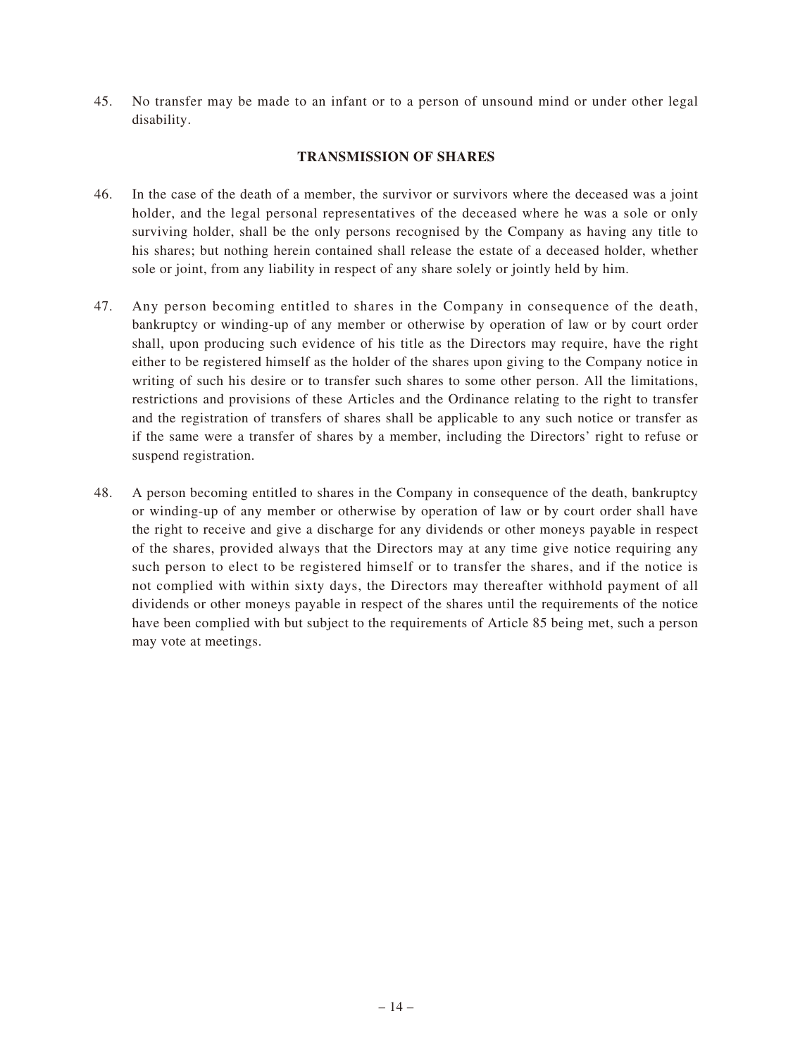45. No transfer may be made to an infant or to a person of unsound mind or under other legal disability.

### TRANSMISSION OF SHARES

46. In the case of the death of a member, the survivor or survivors where the deceased was a joint holder, and the legal personal representatives of the deceased where he was a sole or only surviving holder, shall be the only persons recognised by the Company as having any title to his shares; but nothing herein contained shall release the estate of a deceased holder, whether sole or joint, from any liability in respect of any share solely or jointly held by him.

47. Any person becoming entitled to shares in the Company in consequence of the death, bankruptcy or winding-up of any member or otherwise by operation of law or by court order shall, upon producing such evidence of his title as the Directors may require, have the right either to be registered himself as the holder of the shares upon giving to the Company notice in writing of such his desire or to transfer such shares to some other person. All the limitations, restrictions and provisions of these Articles and the Ordinance relating to the right to transfer and the registration of transfers of shares shall be applicable to any such notice or transfer as if the same were a transfer of shares by a member, including the Directors' right to refuse or suspend registration.

48. A person becoming entitled to shares in the Company in consequence of the death, bankruptcy or winding-up of any member or otherwise by operation of law or by court order shall have the right to receive and give a discharge for any dividends or other moneys payable in respect of the shares, provided always that the Directors may at any time give notice requiring any such person to elect to be registered himself or to transfer the shares, and if the notice is not complied with within sixty days, the Directors may thereafter withhold payment of all dividends or other moneys payable in respect of the shares until the requirements of the notice have been complied with but subject to the requirements of Article 85 being met, such a person may vote at meetings.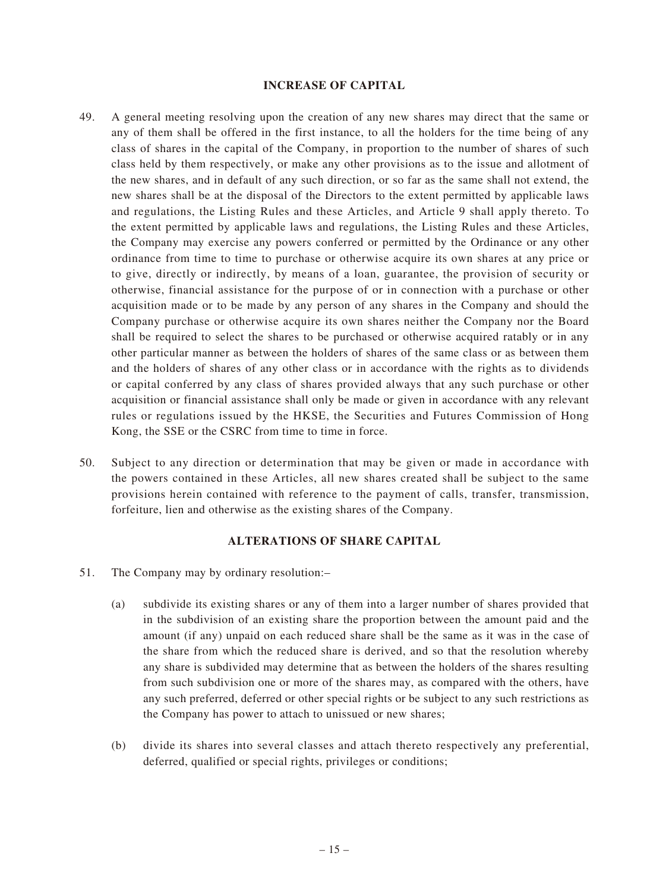## INCREASE OF CAPITAL

49. A general meeting resolving upon the creation of any new shares may direct that the same or any of them shall be offered in the first instance, to all the holders for the time being of any class of shares in the capital of the Company, in proportion to the number of shares of such class held by them respectively, or make any other provisions as to the issue and allotment of the new shares, and in default of any such direction, or so far as the same shall not extend, the new shares shall be at the disposal of the Directors to the extent permitted by applicable laws and regulations, the Listing Rules and these Articles, and Article 9 shall apply thereto. To the extent permitted by applicable laws and regulations, the Listing Rules and these Articles, the Company may exercise any powers conferred or permitted by the Ordinance or any other ordinance from time to time to purchase or otherwise acquire its own shares at any price or to give, directly or indirectly, by means of a loan, guarantee, the provision of security or otherwise, financial assistance for the purpose of or in connection with a purchase or other acquisition made or to be made by any person of any shares in the Company and should the Company purchase or otherwise acquire its own shares neither the Company nor the Board shall be required to select the shares to be purchased or otherwise acquired ratably or in any other particular manner as between the holders of shares of the same class or as between them and the holders of shares of any other class or in accordance with the rights as to dividends or capital conferred by any class of shares provided always that any such purchase or other acquisition or financial assistance shall only be made or given in accordance with any relevant rules or regulations issued by the HKSE, the Securities and Futures Commission of Hong Kong, the SSE or the CSRC from time to time in force.

50. Subject to any direction or determination that may be given or made in accordance with the powers contained in these Articles, all new shares created shall be subject to the same provisions herein contained with reference to the payment of calls, transfer, transmission, forfeiture, lien and otherwise as the existing shares of the Company.

## ALTERATIONS OF SHARE CAPITAL

51. The Company may by ordinary resolution:–

    (a) subdivide its existing shares or any of them into a larger number of shares provided that in the subdivision of an existing share the proportion between the amount paid and the amount (if any) unpaid on each reduced share shall be the same as it was in the case of the share from which the reduced share is derived, and so that the resolution whereby any share is subdivided may determine that as between the holders of the shares resulting from such subdivision one or more of the shares may, as compared with the others, have any such preferred, deferred or other special rights or be subject to any such restrictions as the Company has power to attach to unissued or new shares;

    (b) divide its shares into several classes and attach thereto respectively any preferential, deferred, qualified or special rights, privileges or conditions;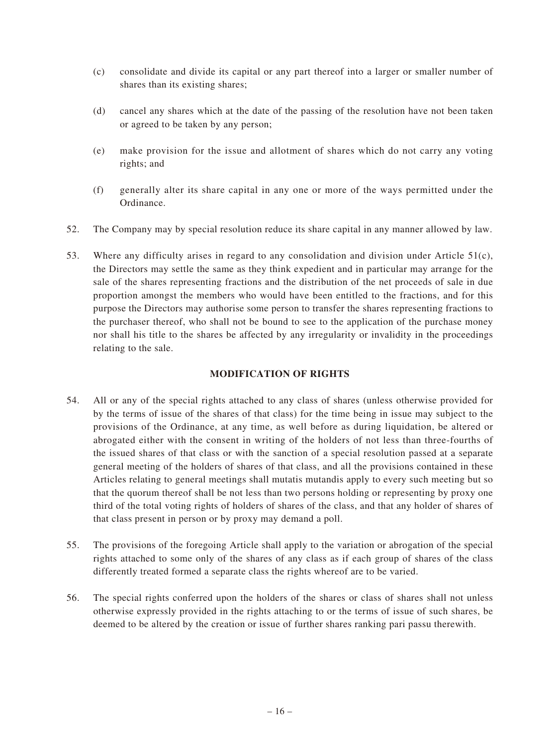(c) consolidate and divide its capital or any part thereof into a larger or smaller number of shares than its existing shares;

(d) cancel any shares which at the date of the passing of the resolution have not been taken or agreed to be taken by any person;

(e) make provision for the issue and allotment of shares which do not carry any voting rights; and

(f) generally alter its share capital in any one or more of the ways permitted under the Ordinance.

52. The Company may by special resolution reduce its share capital in any manner allowed by law.

53. Where any difficulty arises in regard to any consolidation and division under Article 51(c), the Directors may settle the same as they think expedient and in particular may arrange for the sale of the shares representing fractions and the distribution of the net proceeds of sale in due proportion amongst the members who would have been entitled to the fractions, and for this purpose the Directors may authorise some person to transfer the shares representing fractions to the purchaser thereof, who shall not be bound to see to the application of the purchase money nor shall his title to the shares be affected by any irregularity or invalidity in the proceedings relating to the sale.

## MODIFICATION OF RIGHTS

54. All or any of the special rights attached to any class of shares (unless otherwise provided for by the terms of issue of the shares of that class) for the time being in issue may subject to the provisions of the Ordinance, at any time, as well before as during liquidation, be altered or abrogated either with the consent in writing of the holders of not less than three-fourths of the issued shares of that class or with the sanction of a special resolution passed at a separate general meeting of the holders of shares of that class, and all the provisions contained in these Articles relating to general meetings shall mutatis mutandis apply to every such meeting but so that the quorum thereof shall be not less than two persons holding or representing by proxy one third of the total voting rights of holders of shares of the class, and that any holder of shares of that class present in person or by proxy may demand a poll.

55. The provisions of the foregoing Article shall apply to the variation or abrogation of the special rights attached to some only of the shares of any class as if each group of shares of the class differently treated formed a separate class the rights whereof are to be varied.

56. The special rights conferred upon the holders of the shares or class of shares shall not unless otherwise expressly provided in the rights attaching to or the terms of issue of such shares, be deemed to be altered by the creation or issue of further shares ranking pari passu therewith.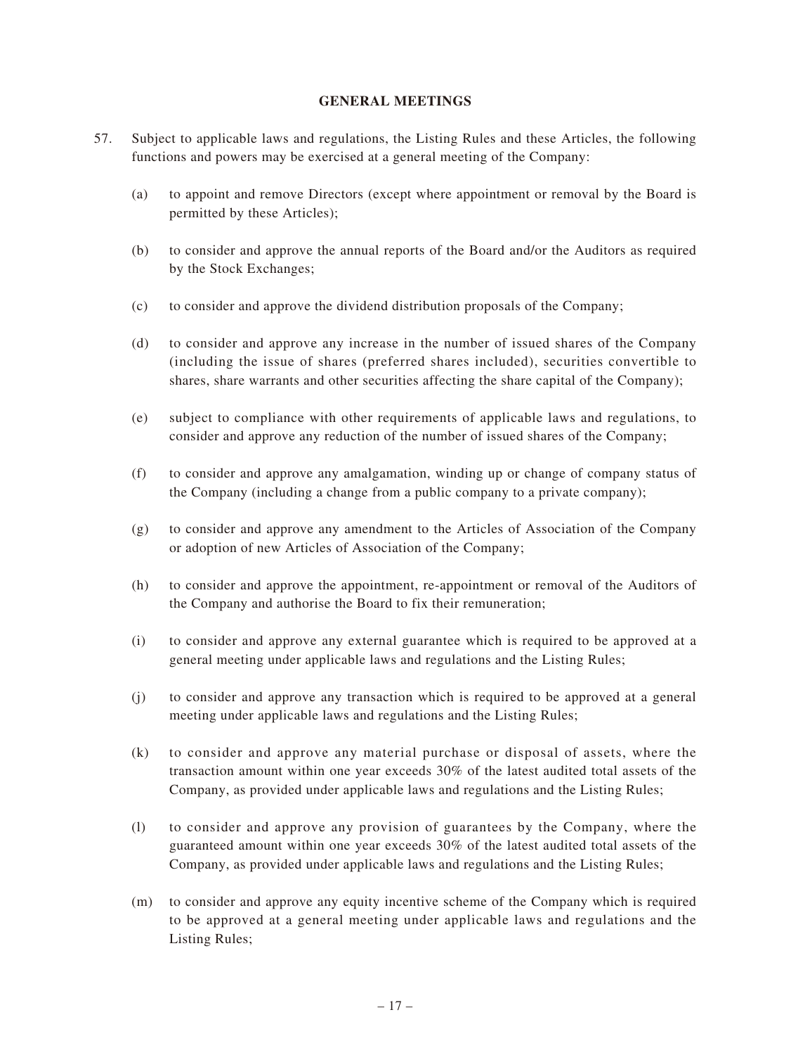## GENERAL MEETINGS

57. Subject to applicable laws and regulations, the Listing Rules and these Articles, the following functions and powers may be exercised at a general meeting of the Company:

    (a) to appoint and remove Directors (except where appointment or removal by the Board is permitted by these Articles);

    (b) to consider and approve the annual reports of the Board and/or the Auditors as required by the Stock Exchanges;

    (c) to consider and approve the dividend distribution proposals of the Company;

    (d) to consider and approve any increase in the number of issued shares of the Company (including the issue of shares (preferred shares included), securities convertible to shares, share warrants and other securities affecting the share capital of the Company);

    (e) subject to compliance with other requirements of applicable laws and regulations, to consider and approve any reduction of the number of issued shares of the Company;

    (f) to consider and approve any amalgamation, winding up or change of company status of the Company (including a change from a public company to a private company);

    (g) to consider and approve any amendment to the Articles of Association of the Company or adoption of new Articles of Association of the Company;

    (h) to consider and approve the appointment, re-appointment or removal of the Auditors of the Company and authorise the Board to fix their remuneration;

    (i) to consider and approve any external guarantee which is required to be approved at a general meeting under applicable laws and regulations and the Listing Rules;

    (j) to consider and approve any transaction which is required to be approved at a general meeting under applicable laws and regulations and the Listing Rules;

    (k) to consider and approve any material purchase or disposal of assets, where the transaction amount within one year exceeds 30% of the latest audited total assets of the Company, as provided under applicable laws and regulations and the Listing Rules;

    (l) to consider and approve any provision of guarantees by the Company, where the guaranteed amount within one year exceeds 30% of the latest audited total assets of the Company, as provided under applicable laws and regulations and the Listing Rules;

    (m) to consider and approve any equity incentive scheme of the Company which is required to be approved at a general meeting under applicable laws and regulations and the Listing Rules;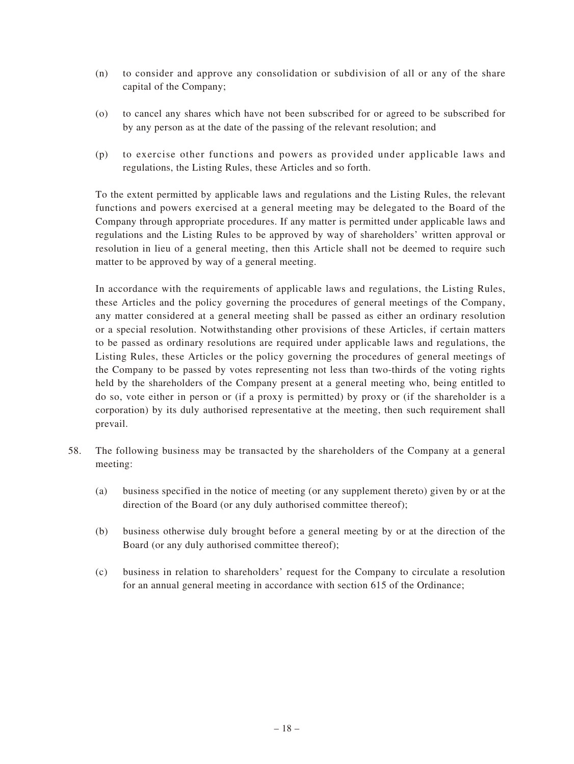(n) to consider and approve any consolidation or subdivision of all or any of the share capital of the Company;

(o) to cancel any shares which have not been subscribed for or agreed to be subscribed for by any person as at the date of the passing of the relevant resolution; and

(p) to exercise other functions and powers as provided under applicable laws and regulations, the Listing Rules, these Articles and so forth.

To the extent permitted by applicable laws and regulations and the Listing Rules, the relevant functions and powers exercised at a general meeting may be delegated to the Board of the Company through appropriate procedures. If any matter is permitted under applicable laws and regulations and the Listing Rules to be approved by way of shareholders' written approval or resolution in lieu of a general meeting, then this Article shall not be deemed to require such matter to be approved by way of a general meeting.

In accordance with the requirements of applicable laws and regulations, the Listing Rules, these Articles and the policy governing the procedures of general meetings of the Company, any matter considered at a general meeting shall be passed as either an ordinary resolution or a special resolution. Notwithstanding other provisions of these Articles, if certain matters to be passed as ordinary resolutions are required under applicable laws and regulations, the Listing Rules, these Articles or the policy governing the procedures of general meetings of the Company to be passed by votes representing not less than two-thirds of the voting rights held by the shareholders of the Company present at a general meeting who, being entitled to do so, vote either in person or (if a proxy is permitted) by proxy or (if the shareholder is a corporation) by its duly authorised representative at the meeting, then such requirement shall prevail.

58. The following business may be transacted by the shareholders of the Company at a general meeting:

(a) business specified in the notice of meeting (or any supplement thereto) given by or at the direction of the Board (or any duly authorised committee thereof);

(b) business otherwise duly brought before a general meeting by or at the direction of the Board (or any duly authorised committee thereof);

(c) business in relation to shareholders' request for the Company to circulate a resolution for an annual general meeting in accordance with section 615 of the Ordinance;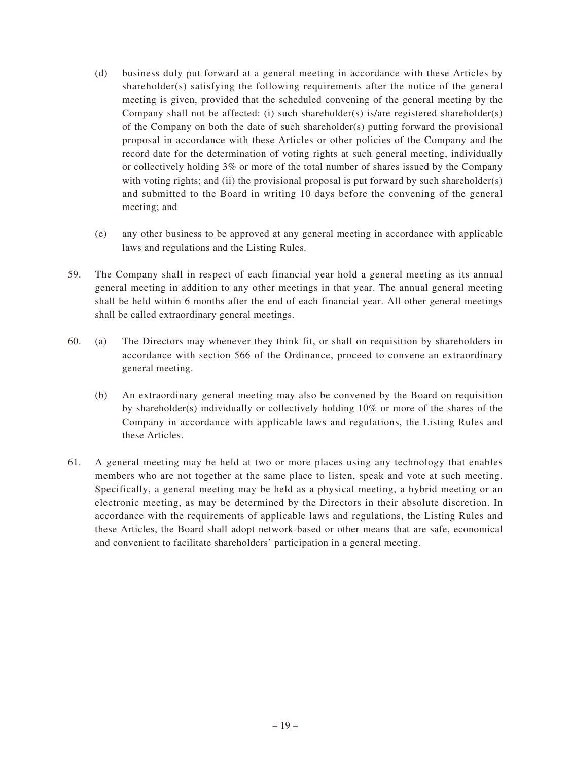(d) business duly put forward at a general meeting in accordance with these Articles by shareholder(s) satisfying the following requirements after the notice of the general meeting is given, provided that the scheduled convening of the general meeting by the Company shall not be affected: (i) such shareholder(s) is/are registered shareholder(s) of the Company on both the date of such shareholder(s) putting forward the provisional proposal in accordance with these Articles or other policies of the Company and the record date for the determination of voting rights at such general meeting, individually or collectively holding 3% or more of the total number of shares issued by the Company with voting rights; and (ii) the provisional proposal is put forward by such shareholder(s) and submitted to the Board in writing 10 days before the convening of the general meeting; and

(e) any other business to be approved at any general meeting in accordance with applicable laws and regulations and the Listing Rules.

59. The Company shall in respect of each financial year hold a general meeting as its annual general meeting in addition to any other meetings in that year. The annual general meeting shall be held within 6 months after the end of each financial year. All other general meetings shall be called extraordinary general meetings.

60. (a) The Directors may whenever they think fit, or shall on requisition by shareholders in accordance with section 566 of the Ordinance, proceed to convene an extraordinary general meeting.

(b) An extraordinary general meeting may also be convened by the Board on requisition by shareholder(s) individually or collectively holding 10% or more of the shares of the Company in accordance with applicable laws and regulations, the Listing Rules and these Articles.

61. A general meeting may be held at two or more places using any technology that enables members who are not together at the same place to listen, speak and vote at such meeting. Specifically, a general meeting may be held as a physical meeting, a hybrid meeting or an electronic meeting, as may be determined by the Directors in their absolute discretion. In accordance with the requirements of applicable laws and regulations, the Listing Rules and these Articles, the Board shall adopt network-based or other means that are safe, economical and convenient to facilitate shareholders' participation in a general meeting.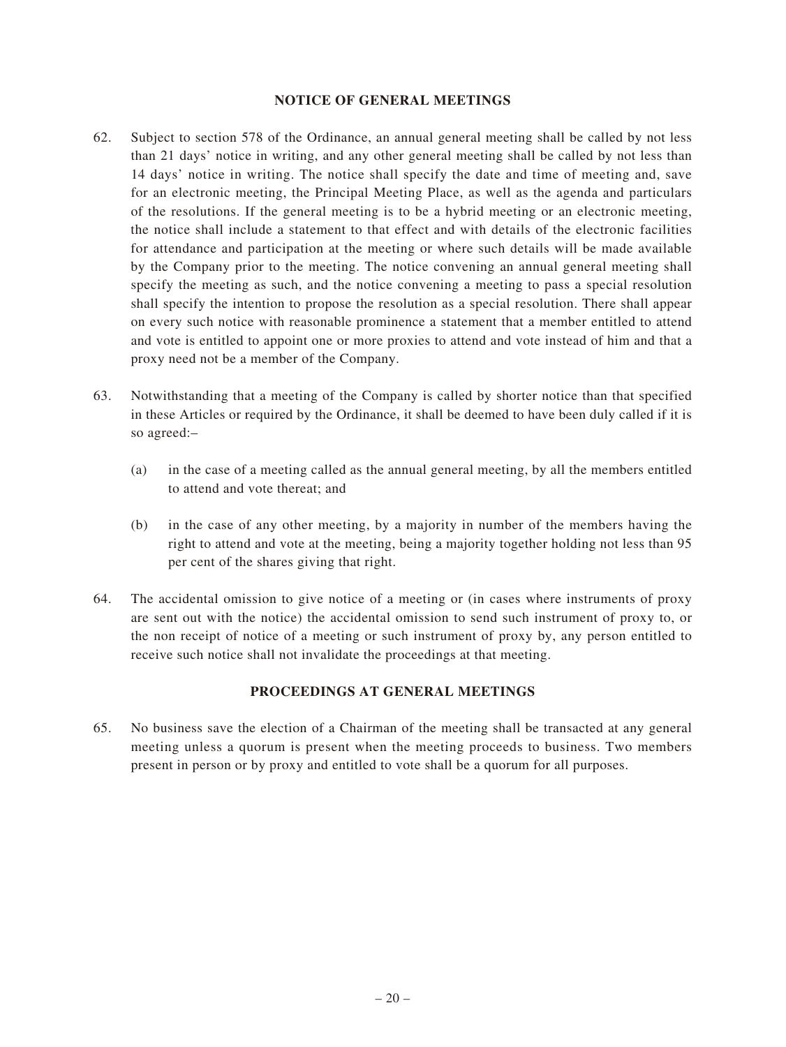## NOTICE OF GENERAL MEETINGS

62. Subject to section 578 of the Ordinance, an annual general meeting shall be called by not less than 21 days' notice in writing, and any other general meeting shall be called by not less than 14 days' notice in writing. The notice shall specify the date and time of meeting and, save for an electronic meeting, the Principal Meeting Place, as well as the agenda and particulars of the resolutions. If the general meeting is to be a hybrid meeting or an electronic meeting, the notice shall include a statement to that effect and with details of the electronic facilities for attendance and participation at the meeting or where such details will be made available by the Company prior to the meeting. The notice convening an annual general meeting shall specify the meeting as such, and the notice convening a meeting to pass a special resolution shall specify the intention to propose the resolution as a special resolution. There shall appear on every such notice with reasonable prominence a statement that a member entitled to attend and vote is entitled to appoint one or more proxies to attend and vote instead of him and that a proxy need not be a member of the Company.

63. Notwithstanding that a meeting of the Company is called by shorter notice than that specified in these Articles or required by the Ordinance, it shall be deemed to have been duly called if it is so agreed:–

    (a) in the case of a meeting called as the annual general meeting, by all the members entitled to attend and vote thereat; and

    (b) in the case of any other meeting, by a majority in number of the members having the right to attend and vote at the meeting, being a majority together holding not less than 95 per cent of the shares giving that right.

64. The accidental omission to give notice of a meeting or (in cases where instruments of proxy are sent out with the notice) the accidental omission to send such instrument of proxy to, or the non receipt of notice of a meeting or such instrument of proxy by, any person entitled to receive such notice shall not invalidate the proceedings at that meeting.

## PROCEEDINGS AT GENERAL MEETINGS

65. No business save the election of a Chairman of the meeting shall be transacted at any general meeting unless a quorum is present when the meeting proceeds to business. Two members present in person or by proxy and entitled to vote shall be a quorum for all purposes.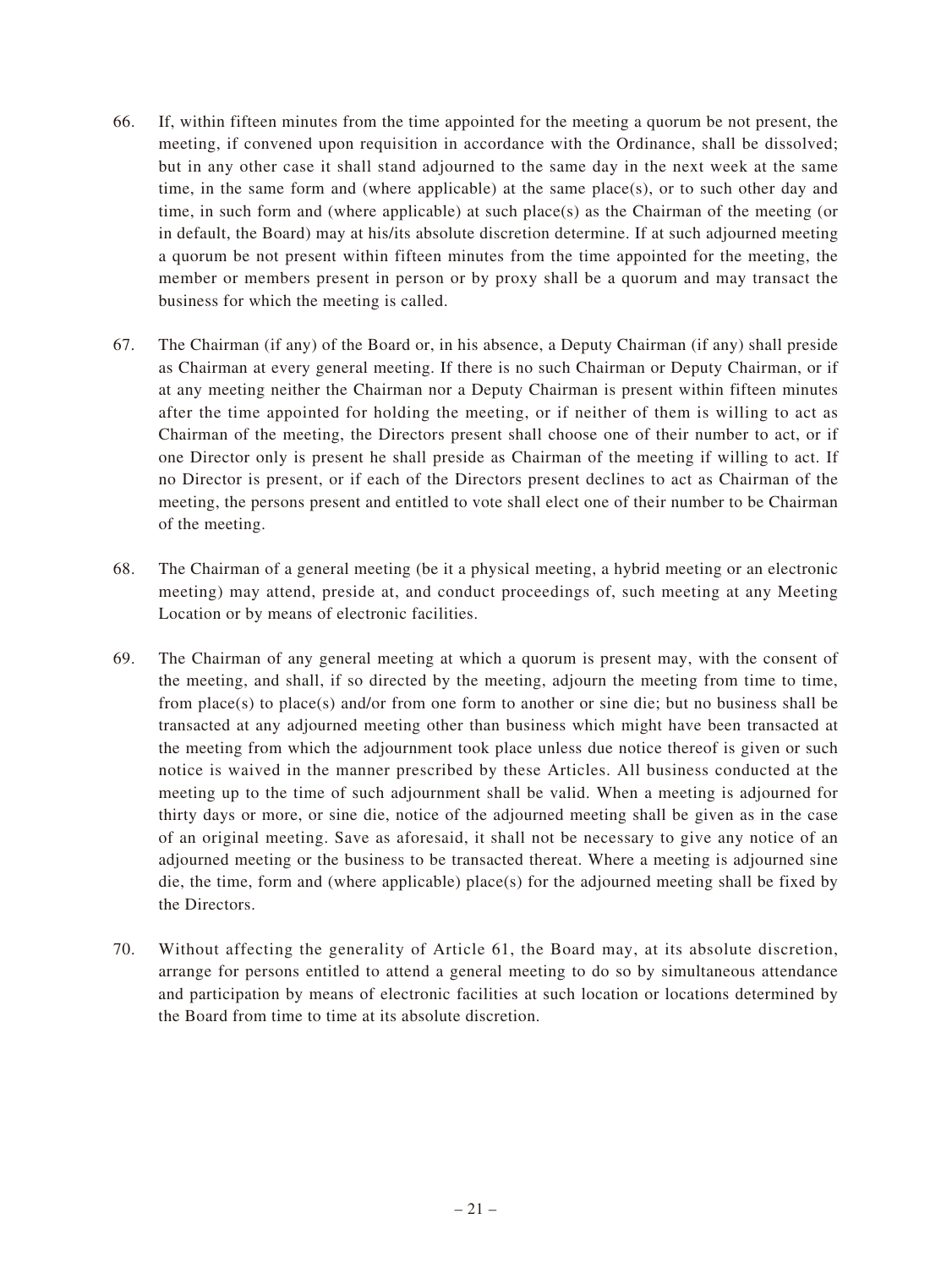66. If, within fifteen minutes from the time appointed for the meeting a quorum be not present, the meeting, if convened upon requisition in accordance with the Ordinance, shall be dissolved; but in any other case it shall stand adjourned to the same day in the next week at the same time, in the same form and (where applicable) at the same place(s), or to such other day and time, in such form and (where applicable) at such place(s) as the Chairman of the meeting (or in default, the Board) may at his/its absolute discretion determine. If at such adjourned meeting a quorum be not present within fifteen minutes from the time appointed for the meeting, the member or members present in person or by proxy shall be a quorum and may transact the business for which the meeting is called.

67. The Chairman (if any) of the Board or, in his absence, a Deputy Chairman (if any) shall preside as Chairman at every general meeting. If there is no such Chairman or Deputy Chairman, or if at any meeting neither the Chairman nor a Deputy Chairman is present within fifteen minutes after the time appointed for holding the meeting, or if neither of them is willing to act as Chairman of the meeting, the Directors present shall choose one of their number to act, or if one Director only is present he shall preside as Chairman of the meeting if willing to act. If no Director is present, or if each of the Directors present declines to act as Chairman of the meeting, the persons present and entitled to vote shall elect one of their number to be Chairman of the meeting.

68. The Chairman of a general meeting (be it a physical meeting, a hybrid meeting or an electronic meeting) may attend, preside at, and conduct proceedings of, such meeting at any Meeting Location or by means of electronic facilities.

69. The Chairman of any general meeting at which a quorum is present may, with the consent of the meeting, and shall, if so directed by the meeting, adjourn the meeting from time to time, from place(s) to place(s) and/or from one form to another or sine die; but no business shall be transacted at any adjourned meeting other than business which might have been transacted at the meeting from which the adjournment took place unless due notice thereof is given or such notice is waived in the manner prescribed by these Articles. All business conducted at the meeting up to the time of such adjournment shall be valid. When a meeting is adjourned for thirty days or more, or sine die, notice of the adjourned meeting shall be given as in the case of an original meeting. Save as aforesaid, it shall not be necessary to give any notice of an adjourned meeting or the business to be transacted thereat. Where a meeting is adjourned sine die, the time, form and (where applicable) place(s) for the adjourned meeting shall be fixed by the Directors.

70. Without affecting the generality of Article 61, the Board may, at its absolute discretion, arrange for persons entitled to attend a general meeting to do so by simultaneous attendance and participation by means of electronic facilities at such location or locations determined by the Board from time to time at its absolute discretion.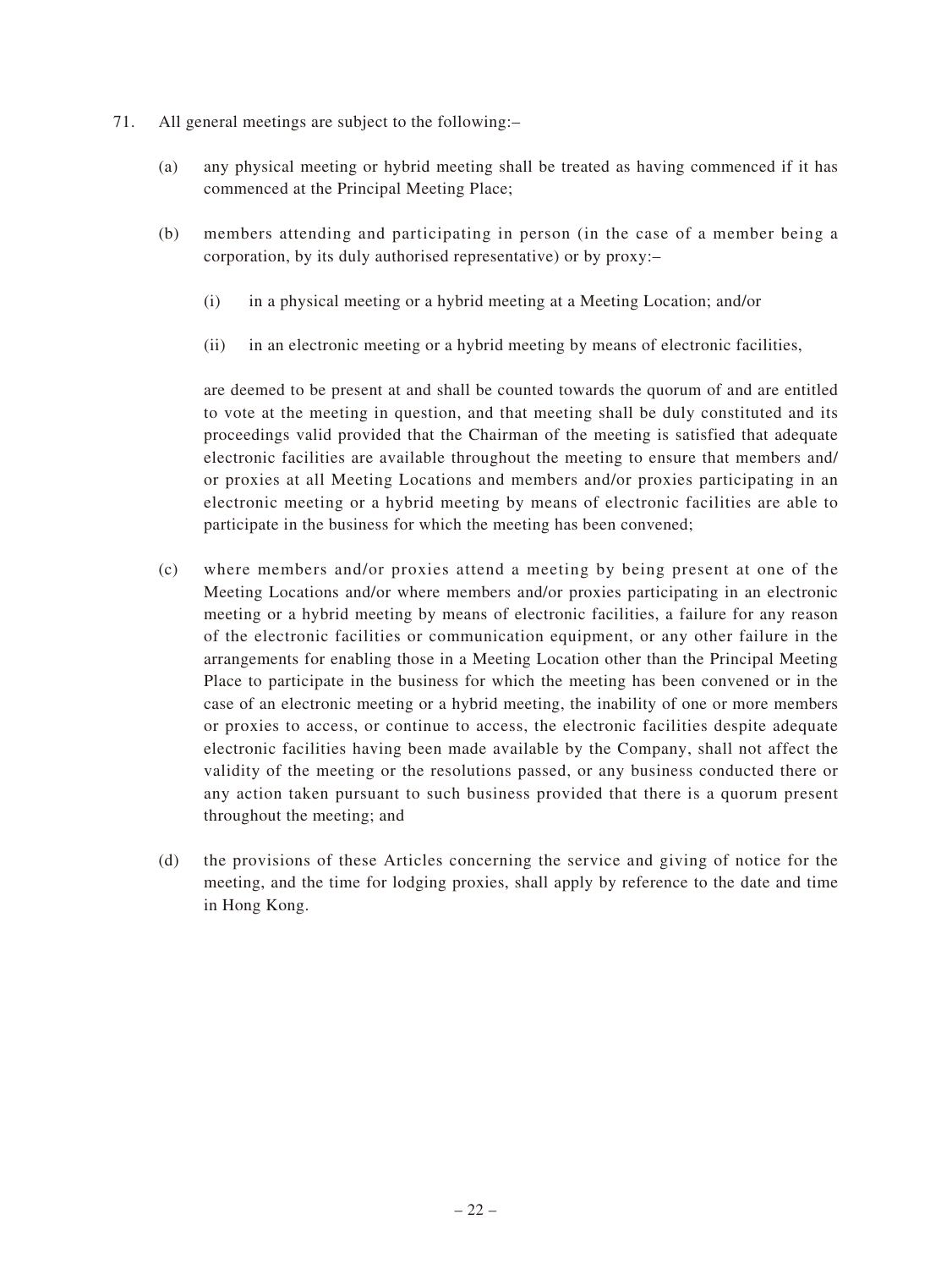71. All general meetings are subject to the following:–

 (a) any physical meeting or hybrid meeting shall be treated as having commenced if it has commenced at the Principal Meeting Place;

 (b) members attending and participating in person (in the case of a member being a corporation, by its duly authorised representative) or by proxy:–

  (i) in a physical meeting or a hybrid meeting at a Meeting Location; and/or

  (ii) in an electronic meeting or a hybrid meeting by means of electronic facilities,

 are deemed to be present at and shall be counted towards the quorum of and are entitled to vote at the meeting in question, and that meeting shall be duly constituted and its proceedings valid provided that the Chairman of the meeting is satisfied that adequate electronic facilities are available throughout the meeting to ensure that members and/or proxies at all Meeting Locations and members and/or proxies participating in an electronic meeting or a hybrid meeting by means of electronic facilities are able to participate in the business for which the meeting has been convened;

 (c) where members and/or proxies attend a meeting by being present at one of the Meeting Locations and/or where members and/or proxies participating in an electronic meeting or a hybrid meeting by means of electronic facilities, a failure for any reason of the electronic facilities or communication equipment, or any other failure in the arrangements for enabling those in a Meeting Location other than the Principal Meeting Place to participate in the business for which the meeting has been convened or in the case of an electronic meeting or a hybrid meeting, the inability of one or more members or proxies to access, or continue to access, the electronic facilities despite adequate electronic facilities having been made available by the Company, shall not affect the validity of the meeting or the resolutions passed, or any business conducted there or any action taken pursuant to such business provided that there is a quorum present throughout the meeting; and

 (d) the provisions of these Articles concerning the service and giving of notice for the meeting, and the time for lodging proxies, shall apply by reference to the date and time in Hong Kong.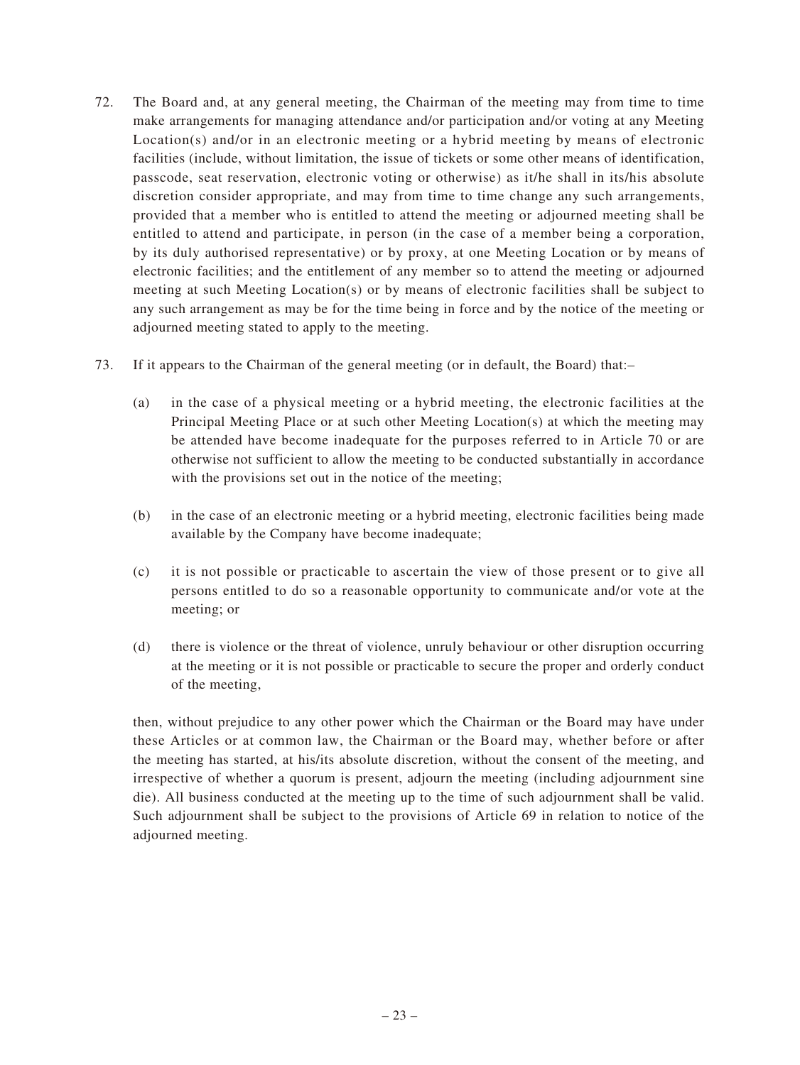72. The Board and, at any general meeting, the Chairman of the meeting may from time to time make arrangements for managing attendance and/or participation and/or voting at any Meeting Location(s) and/or in an electronic meeting or a hybrid meeting by means of electronic facilities (include, without limitation, the issue of tickets or some other means of identification, passcode, seat reservation, electronic voting or otherwise) as it/he shall in its/his absolute discretion consider appropriate, and may from time to time change any such arrangements, provided that a member who is entitled to attend the meeting or adjourned meeting shall be entitled to attend and participate, in person (in the case of a member being a corporation, by its duly authorised representative) or by proxy, at one Meeting Location or by means of electronic facilities; and the entitlement of any member so to attend the meeting or adjourned meeting at such Meeting Location(s) or by means of electronic facilities shall be subject to any such arrangement as may be for the time being in force and by the notice of the meeting or adjourned meeting stated to apply to the meeting.

73. If it appears to the Chairman of the general meeting (or in default, the Board) that:–

    (a) in the case of a physical meeting or a hybrid meeting, the electronic facilities at the Principal Meeting Place or at such other Meeting Location(s) at which the meeting may be attended have become inadequate for the purposes referred to in Article 70 or are otherwise not sufficient to allow the meeting to be conducted substantially in accordance with the provisions set out in the notice of the meeting;

    (b) in the case of an electronic meeting or a hybrid meeting, electronic facilities being made available by the Company have become inadequate;

    (c) it is not possible or practicable to ascertain the view of those present or to give all persons entitled to do so a reasonable opportunity to communicate and/or vote at the meeting; or

    (d) there is violence or the threat of violence, unruly behaviour or other disruption occurring at the meeting or it is not possible or practicable to secure the proper and orderly conduct of the meeting,

    then, without prejudice to any other power which the Chairman or the Board may have under these Articles or at common law, the Chairman or the Board may, whether before or after the meeting has started, at his/its absolute discretion, without the consent of the meeting, and irrespective of whether a quorum is present, adjourn the meeting (including adjournment sine die). All business conducted at the meeting up to the time of such adjournment shall be valid. Such adjournment shall be subject to the provisions of Article 69 in relation to notice of the adjourned meeting.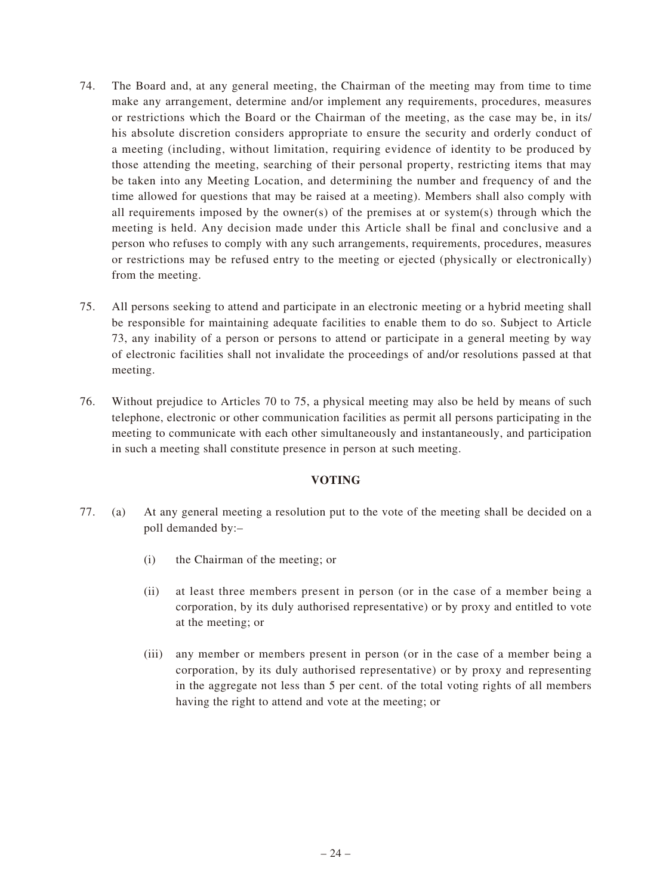74. The Board and, at any general meeting, the Chairman of the meeting may from time to time make any arrangement, determine and/or implement any requirements, procedures, measures or restrictions which the Board or the Chairman of the meeting, as the case may be, in its/his absolute discretion considers appropriate to ensure the security and orderly conduct of a meeting (including, without limitation, requiring evidence of identity to be produced by those attending the meeting, searching of their personal property, restricting items that may be taken into any Meeting Location, and determining the number and frequency of and the time allowed for questions that may be raised at a meeting). Members shall also comply with all requirements imposed by the owner(s) of the premises at or system(s) through which the meeting is held. Any decision made under this Article shall be final and conclusive and a person who refuses to comply with any such arrangements, requirements, procedures, measures or restrictions may be refused entry to the meeting or ejected (physically or electronically) from the meeting.

75. All persons seeking to attend and participate in an electronic meeting or a hybrid meeting shall be responsible for maintaining adequate facilities to enable them to do so. Subject to Article 73, any inability of a person or persons to attend or participate in a general meeting by way of electronic facilities shall not invalidate the proceedings of and/or resolutions passed at that meeting.

76. Without prejudice to Articles 70 to 75, a physical meeting may also be held by means of such telephone, electronic or other communication facilities as permit all persons participating in the meeting to communicate with each other simultaneously and instantaneously, and participation in such a meeting shall constitute presence in person at such meeting.

**VOTING**

77. (a) At any general meeting a resolution put to the vote of the meeting shall be decided on a poll demanded by:–

    (i) the Chairman of the meeting; or

    (ii) at least three members present in person (or in the case of a member being a corporation, by its duly authorised representative) or by proxy and entitled to vote at the meeting; or

    (iii) any member or members present in person (or in the case of a member being a corporation, by its duly authorised representative) or by proxy and representing in the aggregate not less than 5 per cent. of the total voting rights of all members having the right to attend and vote at the meeting; or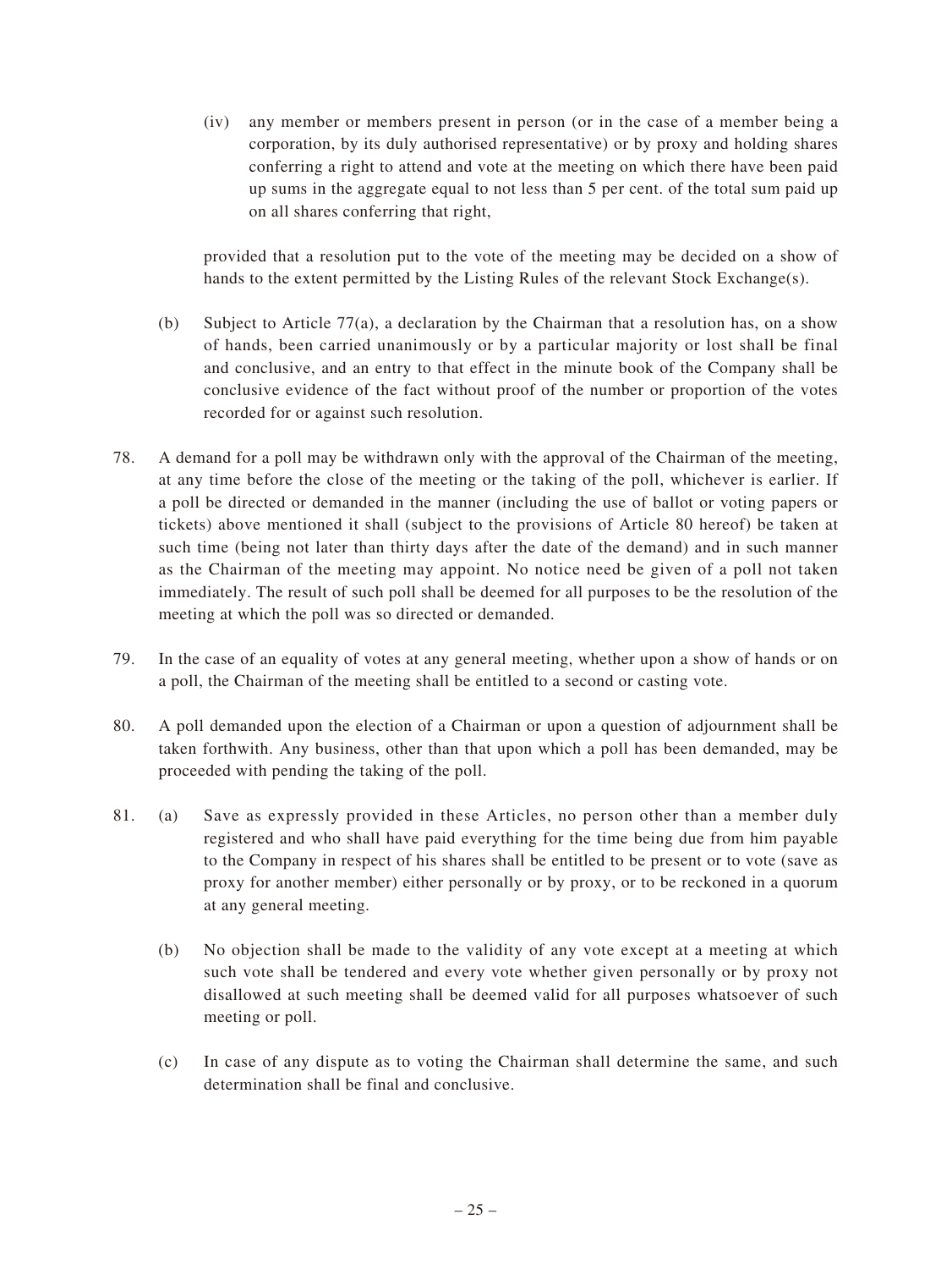(iv) any member or members present in person (or in the case of a member being a corporation, by its duly authorised representative) or by proxy and holding shares conferring a right to attend and vote at the meeting on which there have been paid up sums in the aggregate equal to not less than 5 per cent. of the total sum paid up on all shares conferring that right,

provided that a resolution put to the vote of the meeting may be decided on a show of hands to the extent permitted by the Listing Rules of the relevant Stock Exchange(s).

(b) Subject to Article 77(a), a declaration by the Chairman that a resolution has, on a show of hands, been carried unanimously or by a particular majority or lost shall be final and conclusive, and an entry to that effect in the minute book of the Company shall be conclusive evidence of the fact without proof of the number or proportion of the votes recorded for or against such resolution.

78. A demand for a poll may be withdrawn only with the approval of the Chairman of the meeting, at any time before the close of the meeting or the taking of the poll, whichever is earlier. If a poll be directed or demanded in the manner (including the use of ballot or voting papers or tickets) above mentioned it shall (subject to the provisions of Article 80 hereof) be taken at such time (being not later than thirty days after the date of the demand) and in such manner as the Chairman of the meeting may appoint. No notice need be given of a poll not taken immediately. The result of such poll shall be deemed for all purposes to be the resolution of the meeting at which the poll was so directed or demanded.

79. In the case of an equality of votes at any general meeting, whether upon a show of hands or on a poll, the Chairman of the meeting shall be entitled to a second or casting vote.

80. A poll demanded upon the election of a Chairman or upon a question of adjournment shall be taken forthwith. Any business, other than that upon which a poll has been demanded, may be proceeded with pending the taking of the poll.

81. (a) Save as expressly provided in these Articles, no person other than a member duly registered and who shall have paid everything for the time being due from him payable to the Company in respect of his shares shall be entitled to be present or to vote (save as proxy for another member) either personally or by proxy, or to be reckoned in a quorum at any general meeting.

(b) No objection shall be made to the validity of any vote except at a meeting at which such vote shall be tendered and every vote whether given personally or by proxy not disallowed at such meeting shall be deemed valid for all purposes whatsoever of such meeting or poll.

(c) In case of any dispute as to voting the Chairman shall determine the same, and such determination shall be final and conclusive.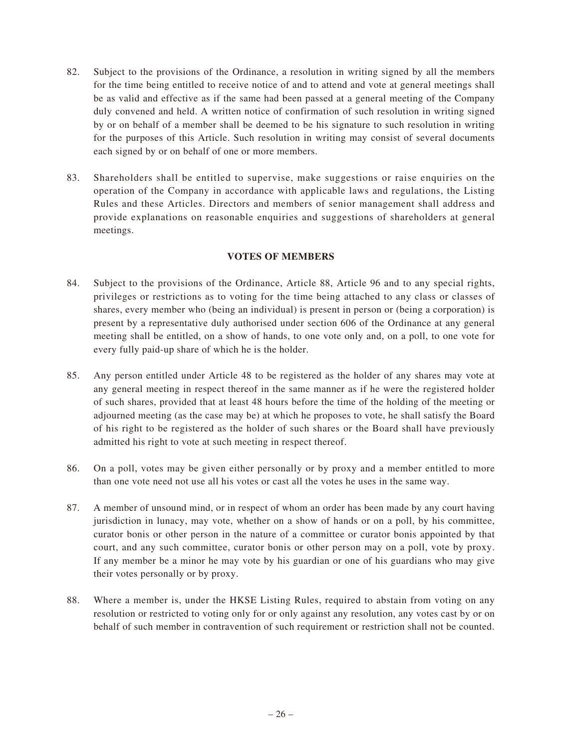82. Subject to the provisions of the Ordinance, a resolution in writing signed by all the members for the time being entitled to receive notice of and to attend and vote at general meetings shall be as valid and effective as if the same had been passed at a general meeting of the Company duly convened and held. A written notice of confirmation of such resolution in writing signed by or on behalf of a member shall be deemed to be his signature to such resolution in writing for the purposes of this Article. Such resolution in writing may consist of several documents each signed by or on behalf of one or more members.

83. Shareholders shall be entitled to supervise, make suggestions or raise enquiries on the operation of the Company in accordance with applicable laws and regulations, the Listing Rules and these Articles. Directors and members of senior management shall address and provide explanations on reasonable enquiries and suggestions of shareholders at general meetings.

## VOTES OF MEMBERS

84. Subject to the provisions of the Ordinance, Article 88, Article 96 and to any special rights, privileges or restrictions as to voting for the time being attached to any class or classes of shares, every member who (being an individual) is present in person or (being a corporation) is present by a representative duly authorised under section 606 of the Ordinance at any general meeting shall be entitled, on a show of hands, to one vote only and, on a poll, to one vote for every fully paid-up share of which he is the holder.

85. Any person entitled under Article 48 to be registered as the holder of any shares may vote at any general meeting in respect thereof in the same manner as if he were the registered holder of such shares, provided that at least 48 hours before the time of the holding of the meeting or adjourned meeting (as the case may be) at which he proposes to vote, he shall satisfy the Board of his right to be registered as the holder of such shares or the Board shall have previously admitted his right to vote at such meeting in respect thereof.

86. On a poll, votes may be given either personally or by proxy and a member entitled to more than one vote need not use all his votes or cast all the votes he uses in the same way.

87. A member of unsound mind, or in respect of whom an order has been made by any court having jurisdiction in lunacy, may vote, whether on a show of hands or on a poll, by his committee, curator bonis or other person in the nature of a committee or curator bonis appointed by that court, and any such committee, curator bonis or other person may on a poll, vote by proxy. If any member be a minor he may vote by his guardian or one of his guardians who may give their votes personally or by proxy.

88. Where a member is, under the HKSE Listing Rules, required to abstain from voting on any resolution or restricted to voting only for or only against any resolution, any votes cast by or on behalf of such member in contravention of such requirement or restriction shall not be counted.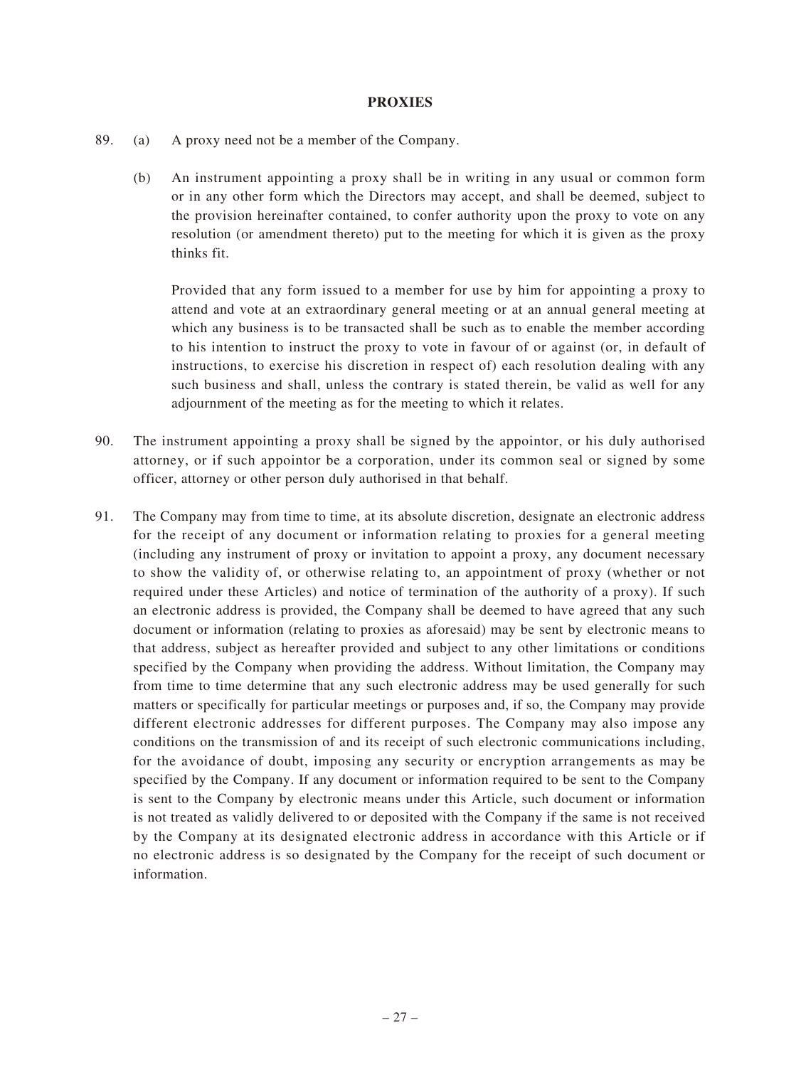## PROXIES

89. (a) A proxy need not be a member of the Company.

    (b) An instrument appointing a proxy shall be in writing in any usual or common form or in any other form which the Directors may accept, and shall be deemed, subject to the provision hereinafter contained, to confer authority upon the proxy to vote on any resolution (or amendment thereto) put to the meeting for which it is given as the proxy thinks fit.

    Provided that any form issued to a member for use by him for appointing a proxy to attend and vote at an extraordinary general meeting or at an annual general meeting at which any business is to be transacted shall be such as to enable the member according to his intention to instruct the proxy to vote in favour of or against (or, in default of instructions, to exercise his discretion in respect of) each resolution dealing with any such business and shall, unless the contrary is stated therein, be valid as well for any adjournment of the meeting as for the meeting to which it relates.

90. The instrument appointing a proxy shall be signed by the appointor, or his duly authorised attorney, or if such appointor be a corporation, under its common seal or signed by some officer, attorney or other person duly authorised in that behalf.

91. The Company may from time to time, at its absolute discretion, designate an electronic address for the receipt of any document or information relating to proxies for a general meeting (including any instrument of proxy or invitation to appoint a proxy, any document necessary to show the validity of, or otherwise relating to, an appointment of proxy (whether or not required under these Articles) and notice of termination of the authority of a proxy). If such an electronic address is provided, the Company shall be deemed to have agreed that any such document or information (relating to proxies as aforesaid) may be sent by electronic means to that address, subject as hereafter provided and subject to any other limitations or conditions specified by the Company when providing the address. Without limitation, the Company may from time to time determine that any such electronic address may be used generally for such matters or specifically for particular meetings or purposes and, if so, the Company may provide different electronic addresses for different purposes. The Company may also impose any conditions on the transmission of and its receipt of such electronic communications including, for the avoidance of doubt, imposing any security or encryption arrangements as may be specified by the Company. If any document or information required to be sent to the Company is sent to the Company by electronic means under this Article, such document or information is not treated as validly delivered to or deposited with the Company if the same is not received by the Company at its designated electronic address in accordance with this Article or if no electronic address is so designated by the Company for the receipt of such document or information.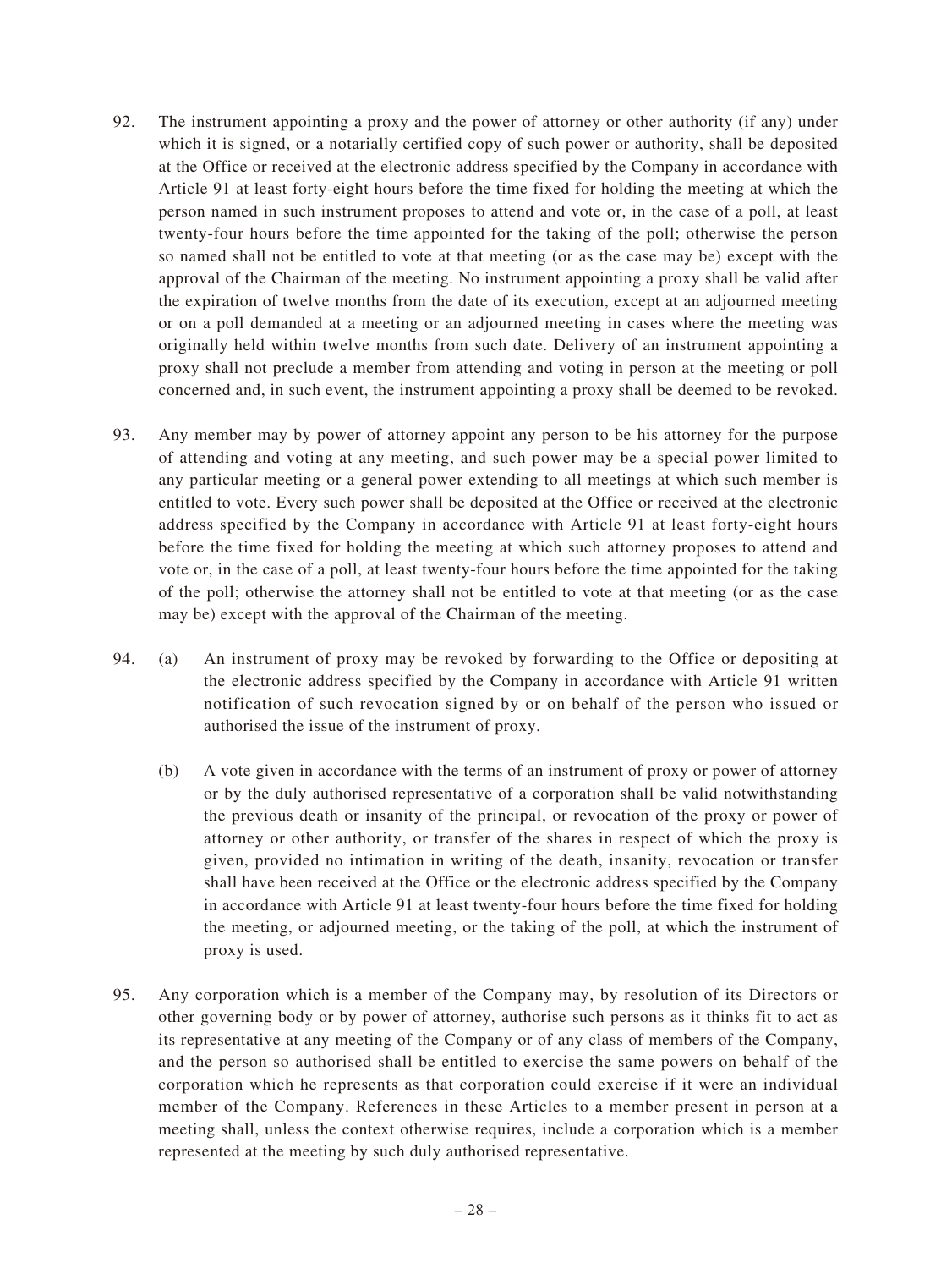92. The instrument appointing a proxy and the power of attorney or other authority (if any) under which it is signed, or a notarially certified copy of such power or authority, shall be deposited at the Office or received at the electronic address specified by the Company in accordance with Article 91 at least forty-eight hours before the time fixed for holding the meeting at which the person named in such instrument proposes to attend and vote or, in the case of a poll, at least twenty-four hours before the time appointed for the taking of the poll; otherwise the person so named shall not be entitled to vote at that meeting (or as the case may be) except with the approval of the Chairman of the meeting. No instrument appointing a proxy shall be valid after the expiration of twelve months from the date of its execution, except at an adjourned meeting or on a poll demanded at a meeting or an adjourned meeting in cases where the meeting was originally held within twelve months from such date. Delivery of an instrument appointing a proxy shall not preclude a member from attending and voting in person at the meeting or poll concerned and, in such event, the instrument appointing a proxy shall be deemed to be revoked.

93. Any member may by power of attorney appoint any person to be his attorney for the purpose of attending and voting at any meeting, and such power may be a special power limited to any particular meeting or a general power extending to all meetings at which such member is entitled to vote. Every such power shall be deposited at the Office or received at the electronic address specified by the Company in accordance with Article 91 at least forty-eight hours before the time fixed for holding the meeting at which such attorney proposes to attend and vote or, in the case of a poll, at least twenty-four hours before the time appointed for the taking of the poll; otherwise the attorney shall not be entitled to vote at that meeting (or as the case may be) except with the approval of the Chairman of the meeting.

94. (a) An instrument of proxy may be revoked by forwarding to the Office or depositing at the electronic address specified by the Company in accordance with Article 91 written notification of such revocation signed by or on behalf of the person who issued or authorised the issue of the instrument of proxy.

    (b) A vote given in accordance with the terms of an instrument of proxy or power of attorney or by the duly authorised representative of a corporation shall be valid notwithstanding the previous death or insanity of the principal, or revocation of the proxy or power of attorney or other authority, or transfer of the shares in respect of which the proxy is given, provided no intimation in writing of the death, insanity, revocation or transfer shall have been received at the Office or the electronic address specified by the Company in accordance with Article 91 at least twenty-four hours before the time fixed for holding the meeting, or adjourned meeting, or the taking of the poll, at which the instrument of proxy is used.

95. Any corporation which is a member of the Company may, by resolution of its Directors or other governing body or by power of attorney, authorise such persons as it thinks fit to act as its representative at any meeting of the Company or of any class of members of the Company, and the person so authorised shall be entitled to exercise the same powers on behalf of the corporation which he represents as that corporation could exercise if it were an individual member of the Company. References in these Articles to a member present in person at a meeting shall, unless the context otherwise requires, include a corporation which is a member represented at the meeting by such duly authorised representative.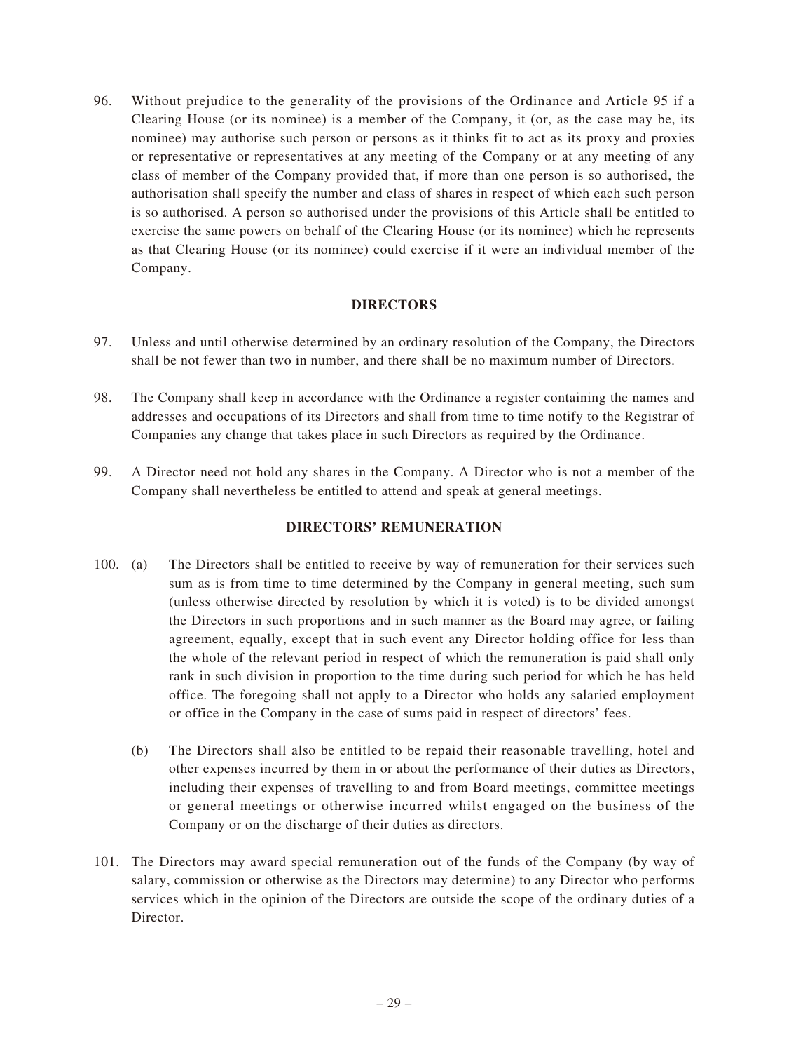96. Without prejudice to the generality of the provisions of the Ordinance and Article 95 if a Clearing House (or its nominee) is a member of the Company, it (or, as the case may be, its nominee) may authorise such person or persons as it thinks fit to act as its proxy and proxies or representative or representatives at any meeting of the Company or at any meeting of any class of member of the Company provided that, if more than one person is so authorised, the authorisation shall specify the number and class of shares in respect of which each such person is so authorised. A person so authorised under the provisions of this Article shall be entitled to exercise the same powers on behalf of the Clearing House (or its nominee) which he represents as that Clearing House (or its nominee) could exercise if it were an individual member of the Company.

## DIRECTORS

97. Unless and until otherwise determined by an ordinary resolution of the Company, the Directors shall be not fewer than two in number, and there shall be no maximum number of Directors.

98. The Company shall keep in accordance with the Ordinance a register containing the names and addresses and occupations of its Directors and shall from time to time notify to the Registrar of Companies any change that takes place in such Directors as required by the Ordinance.

99. A Director need not hold any shares in the Company. A Director who is not a member of the Company shall nevertheless be entitled to attend and speak at general meetings.

## DIRECTORS' REMUNERATION

100. (a) The Directors shall be entitled to receive by way of remuneration for their services such sum as is from time to time determined by the Company in general meeting, such sum (unless otherwise directed by resolution by which it is voted) is to be divided amongst the Directors in such proportions and in such manner as the Board may agree, or failing agreement, equally, except that in such event any Director holding office for less than the whole of the relevant period in respect of which the remuneration is paid shall only rank in such division in proportion to the time during such period for which he has held office. The foregoing shall not apply to a Director who holds any salaried employment or office in the Company in the case of sums paid in respect of directors' fees.

(b) The Directors shall also be entitled to be repaid their reasonable travelling, hotel and other expenses incurred by them in or about the performance of their duties as Directors, including their expenses of travelling to and from Board meetings, committee meetings or general meetings or otherwise incurred whilst engaged on the business of the Company or on the discharge of their duties as directors.

101. The Directors may award special remuneration out of the funds of the Company (by way of salary, commission or otherwise as the Directors may determine) to any Director who performs services which in the opinion of the Directors are outside the scope of the ordinary duties of a Director.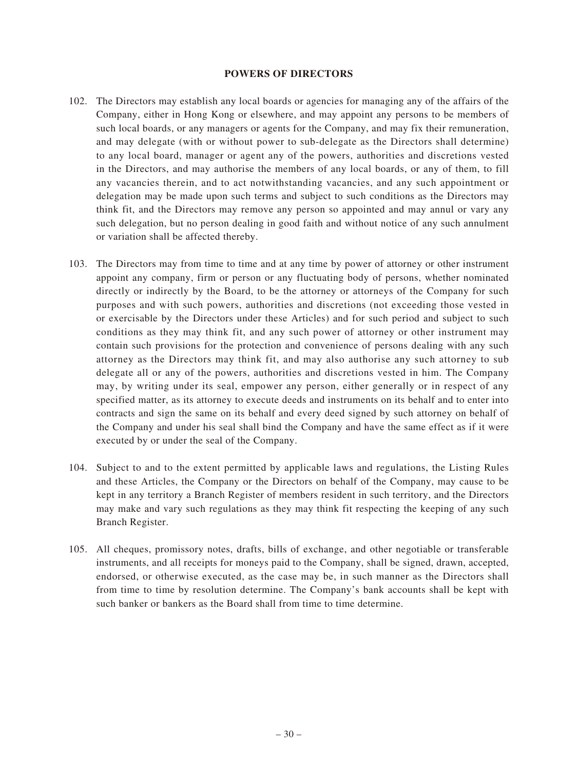## POWERS OF DIRECTORS

102. The Directors may establish any local boards or agencies for managing any of the affairs of the Company, either in Hong Kong or elsewhere, and may appoint any persons to be members of such local boards, or any managers or agents for the Company, and may fix their remuneration, and may delegate (with or without power to sub-delegate as the Directors shall determine) to any local board, manager or agent any of the powers, authorities and discretions vested in the Directors, and may authorise the members of any local boards, or any of them, to fill any vacancies therein, and to act notwithstanding vacancies, and any such appointment or delegation may be made upon such terms and subject to such conditions as the Directors may think fit, and the Directors may remove any person so appointed and may annul or vary any such delegation, but no person dealing in good faith and without notice of any such annulment or variation shall be affected thereby.

103. The Directors may from time to time and at any time by power of attorney or other instrument appoint any company, firm or person or any fluctuating body of persons, whether nominated directly or indirectly by the Board, to be the attorney or attorneys of the Company for such purposes and with such powers, authorities and discretions (not exceeding those vested in or exercisable by the Directors under these Articles) and for such period and subject to such conditions as they may think fit, and any such power of attorney or other instrument may contain such provisions for the protection and convenience of persons dealing with any such attorney as the Directors may think fit, and may also authorise any such attorney to sub delegate all or any of the powers, authorities and discretions vested in him. The Company may, by writing under its seal, empower any person, either generally or in respect of any specified matter, as its attorney to execute deeds and instruments on its behalf and to enter into contracts and sign the same on its behalf and every deed signed by such attorney on behalf of the Company and under his seal shall bind the Company and have the same effect as if it were executed by or under the seal of the Company.

104. Subject to and to the extent permitted by applicable laws and regulations, the Listing Rules and these Articles, the Company or the Directors on behalf of the Company, may cause to be kept in any territory a Branch Register of members resident in such territory, and the Directors may make and vary such regulations as they may think fit respecting the keeping of any such Branch Register.

105. All cheques, promissory notes, drafts, bills of exchange, and other negotiable or transferable instruments, and all receipts for moneys paid to the Company, shall be signed, drawn, accepted, endorsed, or otherwise executed, as the case may be, in such manner as the Directors shall from time to time by resolution determine. The Company's bank accounts shall be kept with such banker or bankers as the Board shall from time to time determine.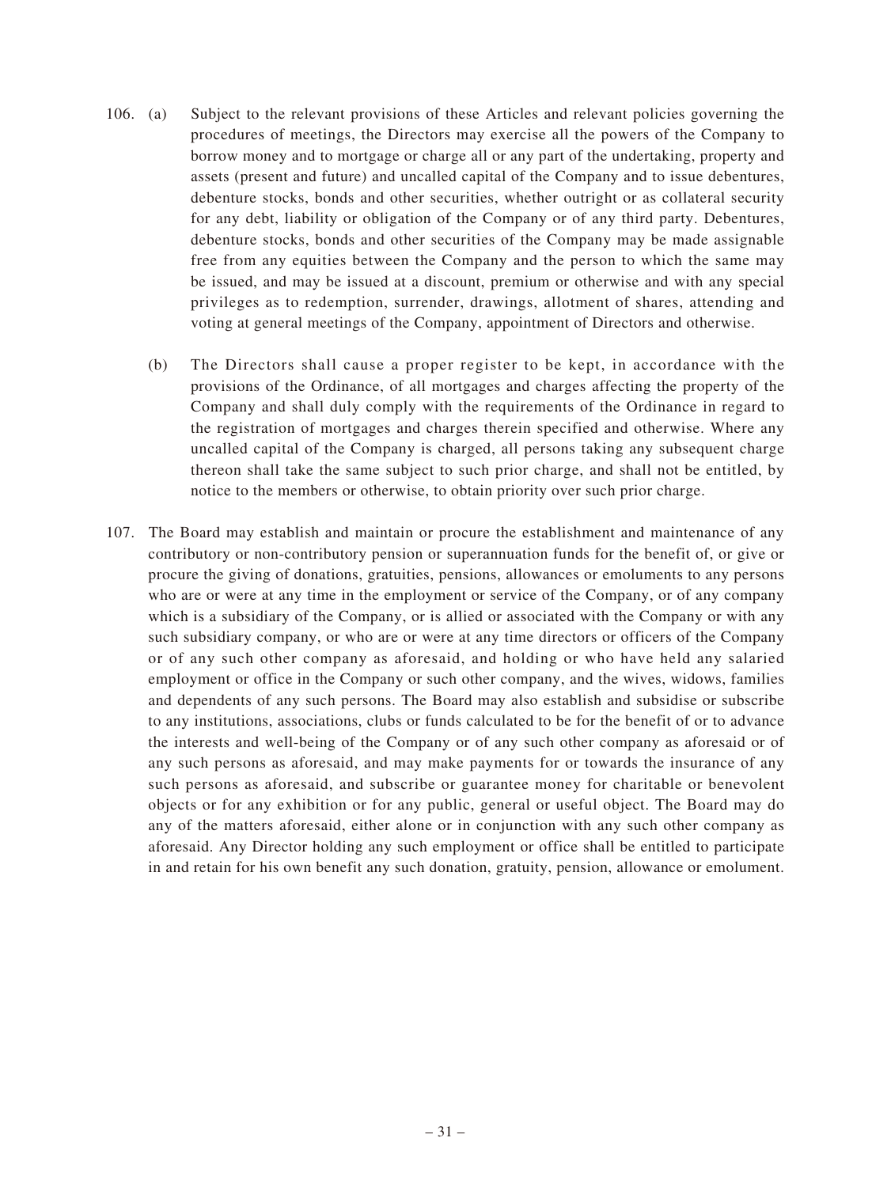106. (a) Subject to the relevant provisions of these Articles and relevant policies governing the procedures of meetings, the Directors may exercise all the powers of the Company to borrow money and to mortgage or charge all or any part of the undertaking, property and assets (present and future) and uncalled capital of the Company and to issue debentures, debenture stocks, bonds and other securities, whether outright or as collateral security for any debt, liability or obligation of the Company or of any third party. Debentures, debenture stocks, bonds and other securities of the Company may be made assignable free from any equities between the Company and the person to which the same may be issued, and may be issued at a discount, premium or otherwise and with any special privileges as to redemption, surrender, drawings, allotment of shares, attending and voting at general meetings of the Company, appointment of Directors and otherwise.

(b) The Directors shall cause a proper register to be kept, in accordance with the provisions of the Ordinance, of all mortgages and charges affecting the property of the Company and shall duly comply with the requirements of the Ordinance in regard to the registration of mortgages and charges therein specified and otherwise. Where any uncalled capital of the Company is charged, all persons taking any subsequent charge thereon shall take the same subject to such prior charge, and shall not be entitled, by notice to the members or otherwise, to obtain priority over such prior charge.

107. The Board may establish and maintain or procure the establishment and maintenance of any contributory or non-contributory pension or superannuation funds for the benefit of, or give or procure the giving of donations, gratuities, pensions, allowances or emoluments to any persons who are or were at any time in the employment or service of the Company, or of any company which is a subsidiary of the Company, or is allied or associated with the Company or with any such subsidiary company, or who are or were at any time directors or officers of the Company or of any such other company as aforesaid, and holding or who have held any salaried employment or office in the Company or such other company, and the wives, widows, families and dependents of any such persons. The Board may also establish and subsidise or subscribe to any institutions, associations, clubs or funds calculated to be for the benefit of or to advance the interests and well-being of the Company or of any such other company as aforesaid or of any such persons as aforesaid, and may make payments for or towards the insurance of any such persons as aforesaid, and subscribe or guarantee money for charitable or benevolent objects or for any exhibition or for any public, general or useful object. The Board may do any of the matters aforesaid, either alone or in conjunction with any such other company as aforesaid. Any Director holding any such employment or office shall be entitled to participate in and retain for his own benefit any such donation, gratuity, pension, allowance or emolument.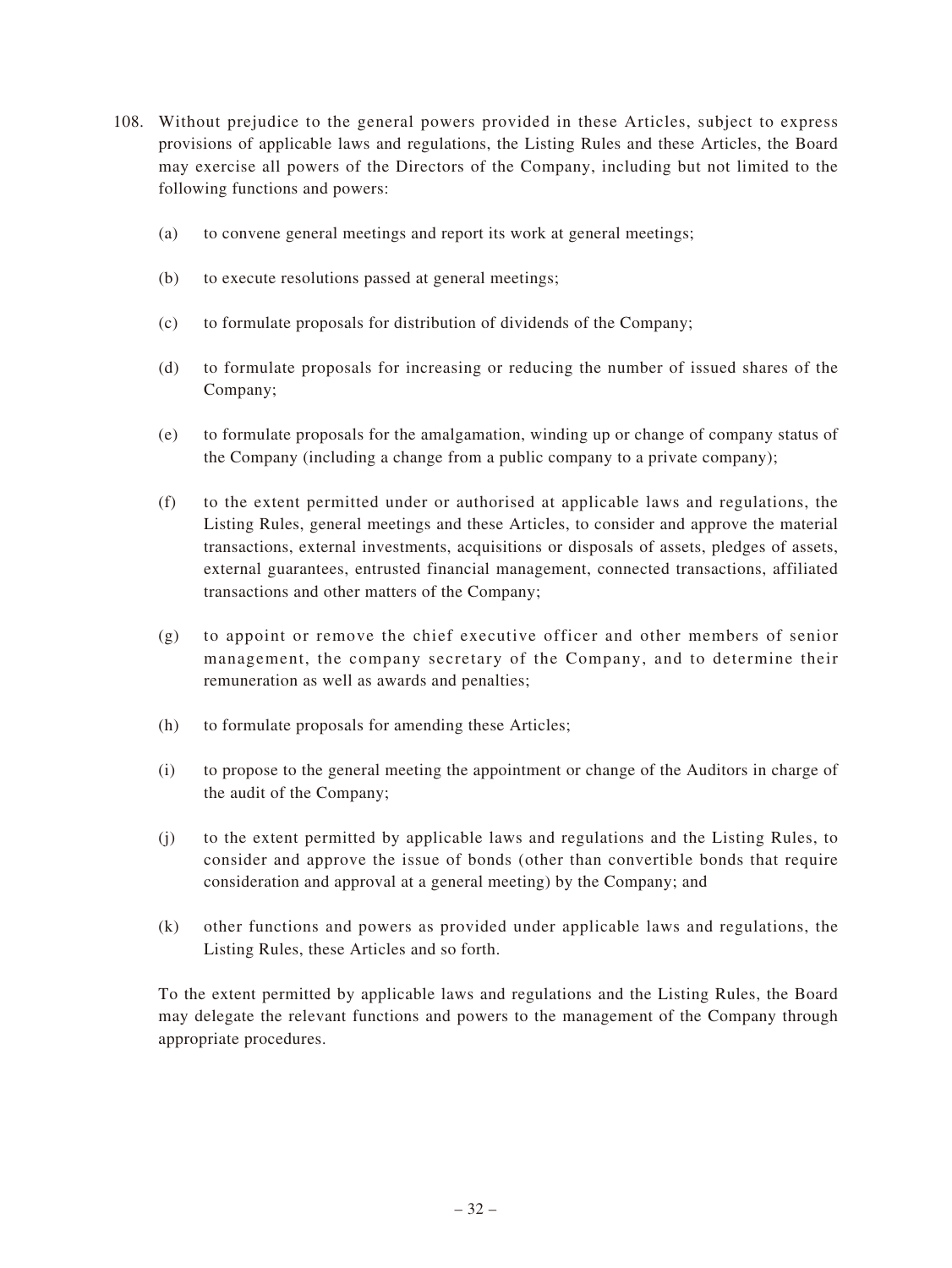108. Without prejudice to the general powers provided in these Articles, subject to express provisions of applicable laws and regulations, the Listing Rules and these Articles, the Board may exercise all powers of the Directors of the Company, including but not limited to the following functions and powers:

   (a) to convene general meetings and report its work at general meetings;

   (b) to execute resolutions passed at general meetings;

   (c) to formulate proposals for distribution of dividends of the Company;

   (d) to formulate proposals for increasing or reducing the number of issued shares of the Company;

   (e) to formulate proposals for the amalgamation, winding up or change of company status of the Company (including a change from a public company to a private company);

   (f) to the extent permitted under or authorised at applicable laws and regulations, the Listing Rules, general meetings and these Articles, to consider and approve the material transactions, external investments, acquisitions or disposals of assets, pledges of assets, external guarantees, entrusted financial management, connected transactions, affiliated transactions and other matters of the Company;

   (g) to appoint or remove the chief executive officer and other members of senior management, the company secretary of the Company, and to determine their remuneration as well as awards and penalties;

   (h) to formulate proposals for amending these Articles;

   (i) to propose to the general meeting the appointment or change of the Auditors in charge of the audit of the Company;

   (j) to the extent permitted by applicable laws and regulations and the Listing Rules, to consider and approve the issue of bonds (other than convertible bonds that require consideration and approval at a general meeting) by the Company; and

   (k) other functions and powers as provided under applicable laws and regulations, the Listing Rules, these Articles and so forth.

   To the extent permitted by applicable laws and regulations and the Listing Rules, the Board may delegate the relevant functions and powers to the management of the Company through appropriate procedures.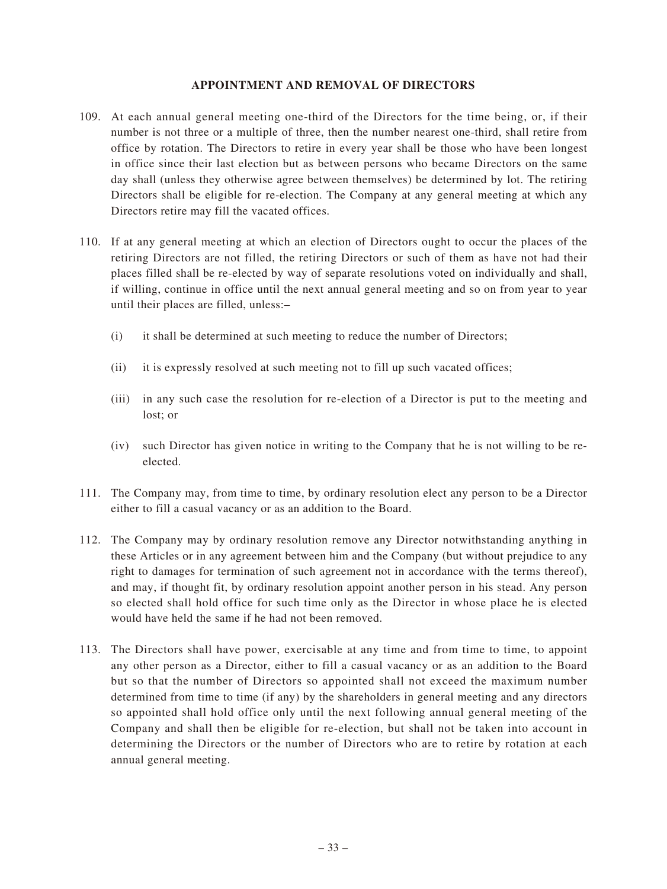## APPOINTMENT AND REMOVAL OF DIRECTORS

109. At each annual general meeting one-third of the Directors for the time being, or, if their number is not three or a multiple of three, then the number nearest one-third, shall retire from office by rotation. The Directors to retire in every year shall be those who have been longest in office since their last election but as between persons who became Directors on the same day shall (unless they otherwise agree between themselves) be determined by lot. The retiring Directors shall be eligible for re-election. The Company at any general meeting at which any Directors retire may fill the vacated offices.

110. If at any general meeting at which an election of Directors ought to occur the places of the retiring Directors are not filled, the retiring Directors or such of them as have not had their places filled shall be re-elected by way of separate resolutions voted on individually and shall, if willing, continue in office until the next annual general meeting and so on from year to year until their places are filled, unless:–

    (i) it shall be determined at such meeting to reduce the number of Directors;

    (ii) it is expressly resolved at such meeting not to fill up such vacated offices;

    (iii) in any such case the resolution for re-election of a Director is put to the meeting and lost; or

    (iv) such Director has given notice in writing to the Company that he is not willing to be re-elected.

111. The Company may, from time to time, by ordinary resolution elect any person to be a Director either to fill a casual vacancy or as an addition to the Board.

112. The Company may by ordinary resolution remove any Director notwithstanding anything in these Articles or in any agreement between him and the Company (but without prejudice to any right to damages for termination of such agreement not in accordance with the terms thereof), and may, if thought fit, by ordinary resolution appoint another person in his stead. Any person so elected shall hold office for such time only as the Director in whose place he is elected would have held the same if he had not been removed.

113. The Directors shall have power, exercisable at any time and from time to time, to appoint any other person as a Director, either to fill a casual vacancy or as an addition to the Board but so that the number of Directors so appointed shall not exceed the maximum number determined from time to time (if any) by the shareholders in general meeting and any directors so appointed shall hold office only until the next following annual general meeting of the Company and shall then be eligible for re-election, but shall not be taken into account in determining the Directors or the number of Directors who are to retire by rotation at each annual general meeting.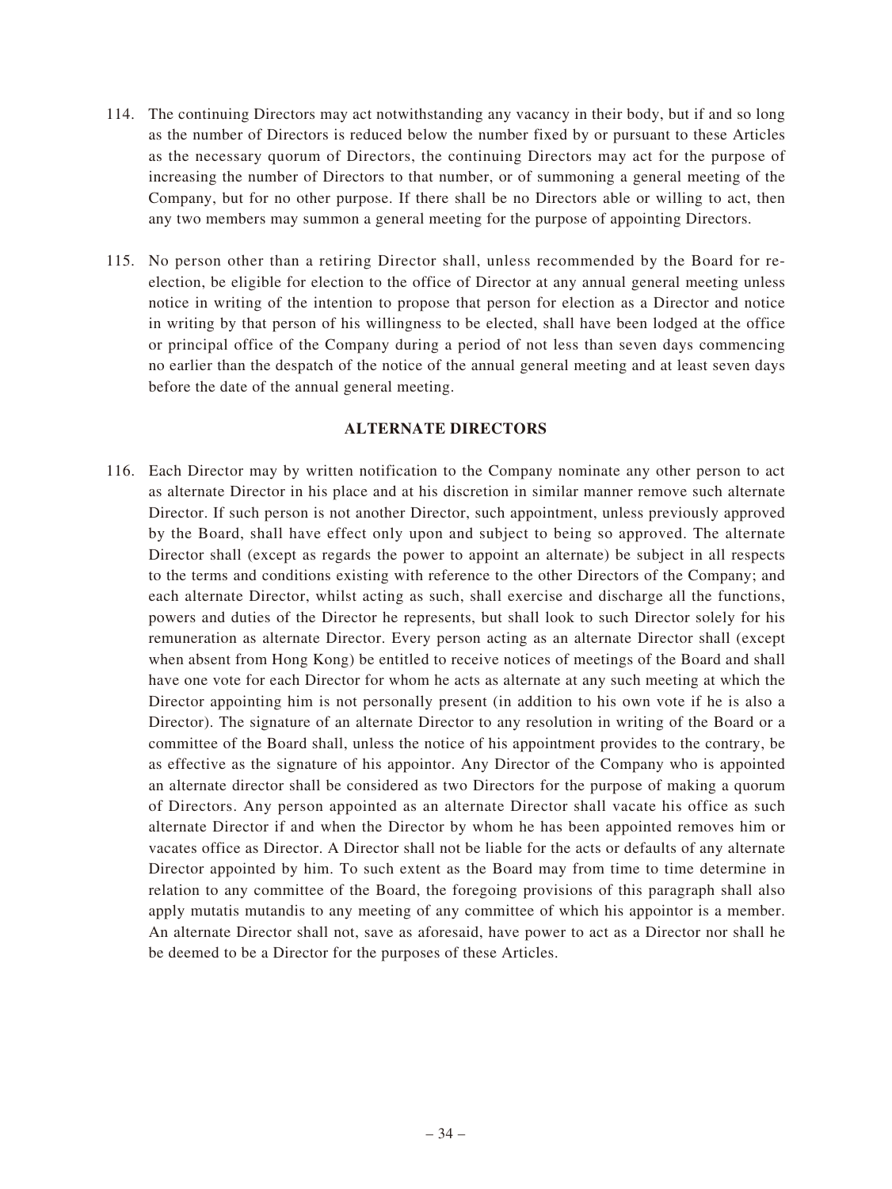114. The continuing Directors may act notwithstanding any vacancy in their body, but if and so long as the number of Directors is reduced below the number fixed by or pursuant to these Articles as the necessary quorum of Directors, the continuing Directors may act for the purpose of increasing the number of Directors to that number, or of summoning a general meeting of the Company, but for no other purpose. If there shall be no Directors able or willing to act, then any two members may summon a general meeting for the purpose of appointing Directors.

115. No person other than a retiring Director shall, unless recommended by the Board for re-election, be eligible for election to the office of Director at any annual general meeting unless notice in writing of the intention to propose that person for election as a Director and notice in writing by that person of his willingness to be elected, shall have been lodged at the office or principal office of the Company during a period of not less than seven days commencing no earlier than the despatch of the notice of the annual general meeting and at least seven days before the date of the annual general meeting.

## ALTERNATE DIRECTORS

116. Each Director may by written notification to the Company nominate any other person to act as alternate Director in his place and at his discretion in similar manner remove such alternate Director. If such person is not another Director, such appointment, unless previously approved by the Board, shall have effect only upon and subject to being so approved. The alternate Director shall (except as regards the power to appoint an alternate) be subject in all respects to the terms and conditions existing with reference to the other Directors of the Company; and each alternate Director, whilst acting as such, shall exercise and discharge all the functions, powers and duties of the Director he represents, but shall look to such Director solely for his remuneration as alternate Director. Every person acting as an alternate Director shall (except when absent from Hong Kong) be entitled to receive notices of meetings of the Board and shall have one vote for each Director for whom he acts as alternate at any such meeting at which the Director appointing him is not personally present (in addition to his own vote if he is also a Director). The signature of an alternate Director to any resolution in writing of the Board or a committee of the Board shall, unless the notice of his appointment provides to the contrary, be as effective as the signature of his appointor. Any Director of the Company who is appointed an alternate director shall be considered as two Directors for the purpose of making a quorum of Directors. Any person appointed as an alternate Director shall vacate his office as such alternate Director if and when the Director by whom he has been appointed removes him or vacates office as Director. A Director shall not be liable for the acts or defaults of any alternate Director appointed by him. To such extent as the Board may from time to time determine in relation to any committee of the Board, the foregoing provisions of this paragraph shall also apply mutatis mutandis to any meeting of any committee of which his appointor is a member. An alternate Director shall not, save as aforesaid, have power to act as a Director nor shall he be deemed to be a Director for the purposes of these Articles.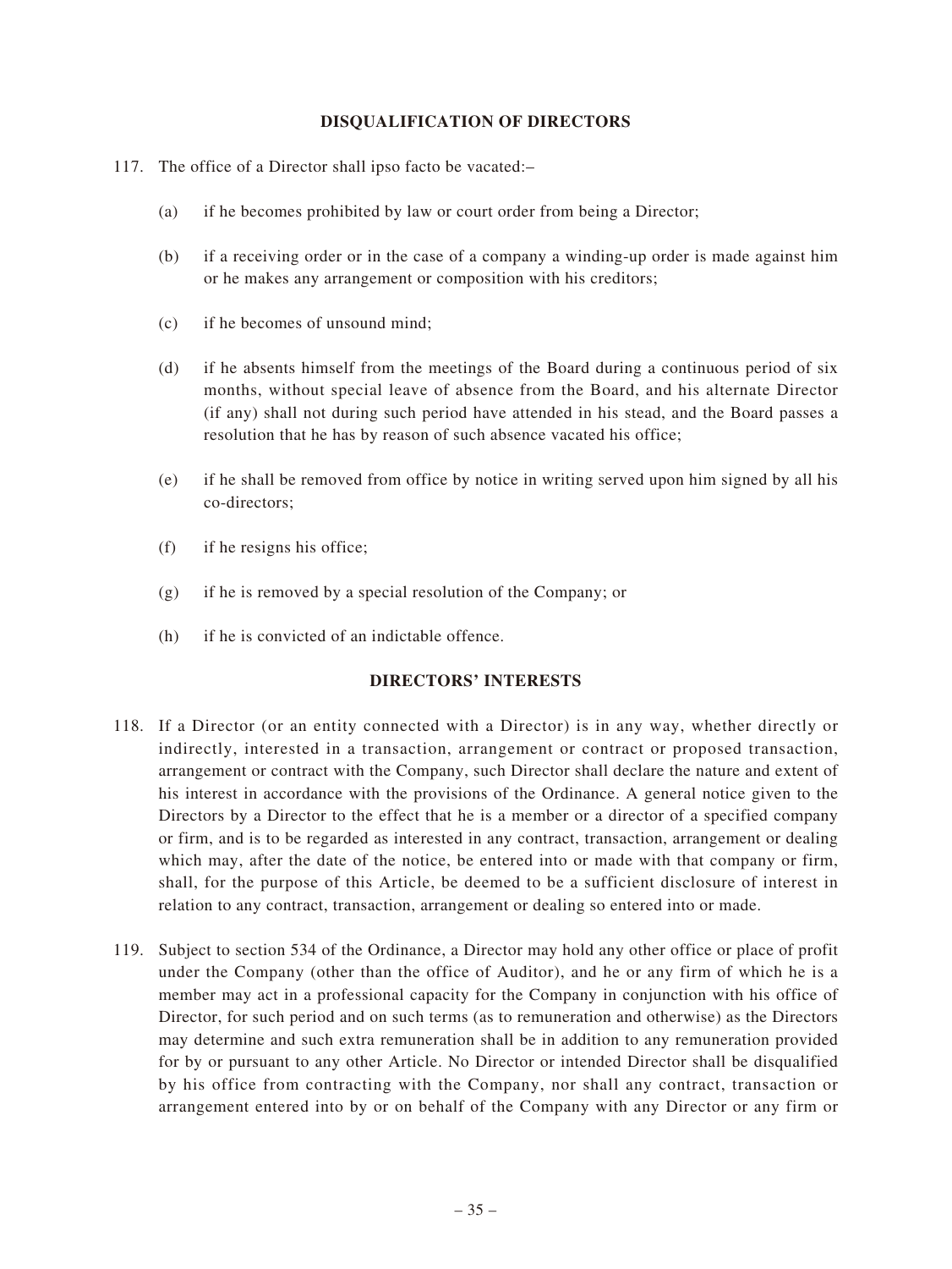## DISQUALIFICATION OF DIRECTORS

117. The office of a Director shall ipso facto be vacated:–

 (a) if he becomes prohibited by law or court order from being a Director;

 (b) if a receiving order or in the case of a company a winding-up order is made against him or he makes any arrangement or composition with his creditors;

 (c) if he becomes of unsound mind;

 (d) if he absents himself from the meetings of the Board during a continuous period of six months, without special leave of absence from the Board, and his alternate Director (if any) shall not during such period have attended in his stead, and the Board passes a resolution that he has by reason of such absence vacated his office;

 (e) if he shall be removed from office by notice in writing served upon him signed by all his co-directors;

 (f) if he resigns his office;

 (g) if he is removed by a special resolution of the Company; or

 (h) if he is convicted of an indictable offence.

## DIRECTORS' INTERESTS

118. If a Director (or an entity connected with a Director) is in any way, whether directly or indirectly, interested in a transaction, arrangement or contract or proposed transaction, arrangement or contract with the Company, such Director shall declare the nature and extent of his interest in accordance with the provisions of the Ordinance. A general notice given to the Directors by a Director to the effect that he is a member or a director of a specified company or firm, and is to be regarded as interested in any contract, transaction, arrangement or dealing which may, after the date of the notice, be entered into or made with that company or firm, shall, for the purpose of this Article, be deemed to be a sufficient disclosure of interest in relation to any contract, transaction, arrangement or dealing so entered into or made.

119. Subject to section 534 of the Ordinance, a Director may hold any other office or place of profit under the Company (other than the office of Auditor), and he or any firm of which he is a member may act in a professional capacity for the Company in conjunction with his office of Director, for such period and on such terms (as to remuneration and otherwise) as the Directors may determine and such extra remuneration shall be in addition to any remuneration provided for by or pursuant to any other Article. No Director or intended Director shall be disqualified by his office from contracting with the Company, nor shall any contract, transaction or arrangement entered into by or on behalf of the Company with any Director or any firm or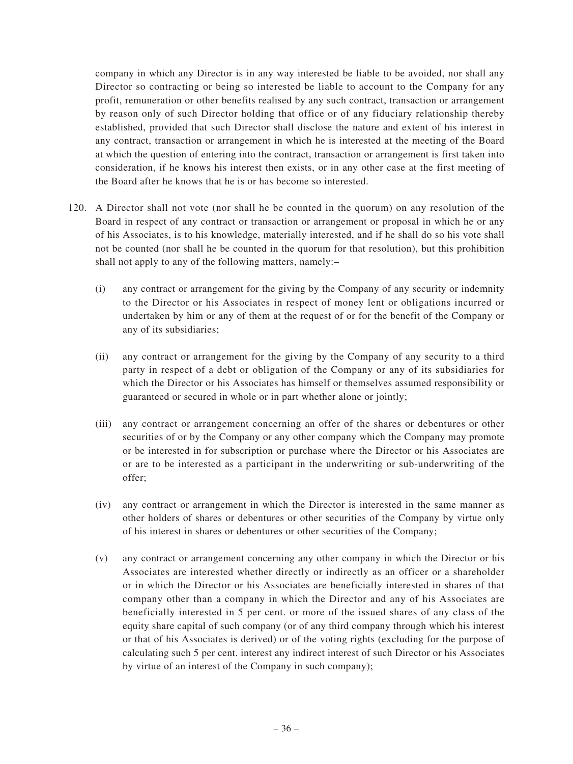company in which any Director is in any way interested be liable to be avoided, nor shall any Director so contracting or being so interested be liable to account to the Company for any profit, remuneration or other benefits realised by any such contract, transaction or arrangement by reason only of such Director holding that office or of any fiduciary relationship thereby established, provided that such Director shall disclose the nature and extent of his interest in any contract, transaction or arrangement in which he is interested at the meeting of the Board at which the question of entering into the contract, transaction or arrangement is first taken into consideration, if he knows his interest then exists, or in any other case at the first meeting of the Board after he knows that he is or has become so interested.

120. A Director shall not vote (nor shall he be counted in the quorum) on any resolution of the Board in respect of any contract or transaction or arrangement or proposal in which he or any of his Associates, is to his knowledge, materially interested, and if he shall do so his vote shall not be counted (nor shall he be counted in the quorum for that resolution), but this prohibition shall not apply to any of the following matters, namely:–

   (i) any contract or arrangement for the giving by the Company of any security or indemnity to the Director or his Associates in respect of money lent or obligations incurred or undertaken by him or any of them at the request of or for the benefit of the Company or any of its subsidiaries;

   (ii) any contract or arrangement for the giving by the Company of any security to a third party in respect of a debt or obligation of the Company or any of its subsidiaries for which the Director or his Associates has himself or themselves assumed responsibility or guaranteed or secured in whole or in part whether alone or jointly;

   (iii) any contract or arrangement concerning an offer of the shares or debentures or other securities of or by the Company or any other company which the Company may promote or be interested in for subscription or purchase where the Director or his Associates are or are to be interested as a participant in the underwriting or sub-underwriting of the offer;

   (iv) any contract or arrangement in which the Director is interested in the same manner as other holders of shares or debentures or other securities of the Company by virtue only of his interest in shares or debentures or other securities of the Company;

   (v) any contract or arrangement concerning any other company in which the Director or his Associates are interested whether directly or indirectly as an officer or a shareholder or in which the Director or his Associates are beneficially interested in shares of that company other than a company in which the Director and any of his Associates are beneficially interested in 5 per cent. or more of the issued shares of any class of the equity share capital of such company (or of any third company through which his interest or that of his Associates is derived) or of the voting rights (excluding for the purpose of calculating such 5 per cent. interest any indirect interest of such Director or his Associates by virtue of an interest of the Company in such company);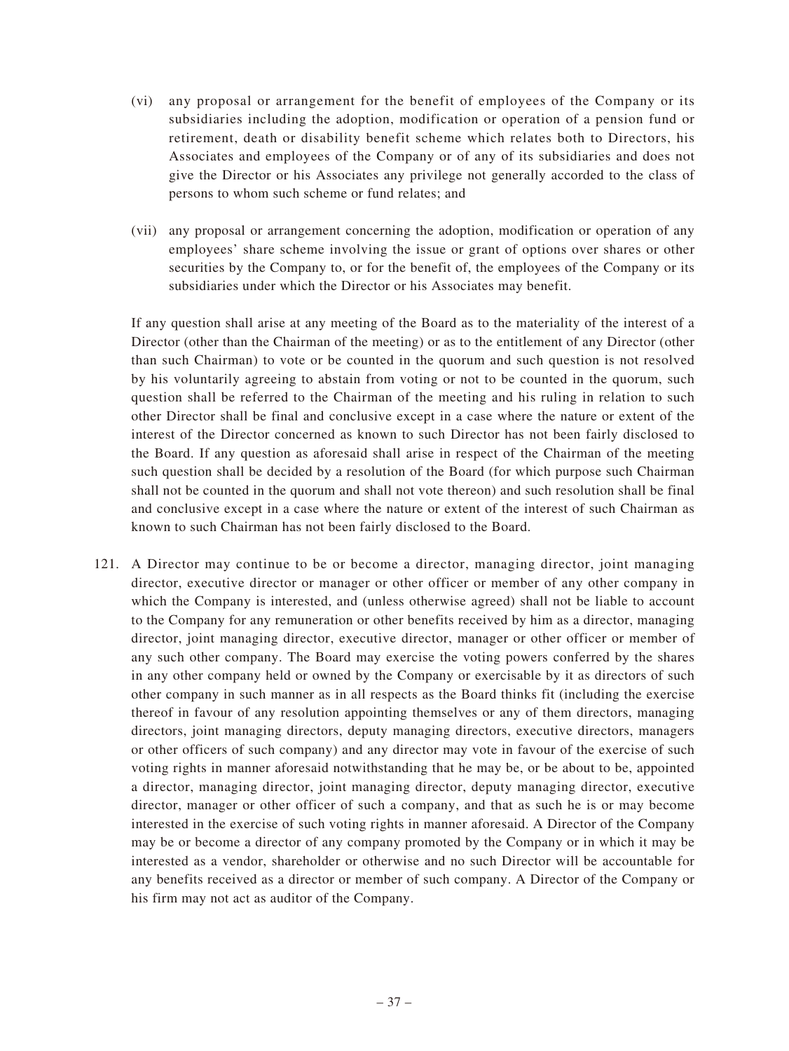(vi) any proposal or arrangement for the benefit of employees of the Company or its subsidiaries including the adoption, modification or operation of a pension fund or retirement, death or disability benefit scheme which relates both to Directors, his Associates and employees of the Company or of any of its subsidiaries and does not give the Director or his Associates any privilege not generally accorded to the class of persons to whom such scheme or fund relates; and

(vii) any proposal or arrangement concerning the adoption, modification or operation of any employees' share scheme involving the issue or grant of options over shares or other securities by the Company to, or for the benefit of, the employees of the Company or its subsidiaries under which the Director or his Associates may benefit.

If any question shall arise at any meeting of the Board as to the materiality of the interest of a Director (other than the Chairman of the meeting) or as to the entitlement of any Director (other than such Chairman) to vote or be counted in the quorum and such question is not resolved by his voluntarily agreeing to abstain from voting or not to be counted in the quorum, such question shall be referred to the Chairman of the meeting and his ruling in relation to such other Director shall be final and conclusive except in a case where the nature or extent of the interest of the Director concerned as known to such Director has not been fairly disclosed to the Board. If any question as aforesaid shall arise in respect of the Chairman of the meeting such question shall be decided by a resolution of the Board (for which purpose such Chairman shall not be counted in the quorum and shall not vote thereon) and such resolution shall be final and conclusive except in a case where the nature or extent of the interest of such Chairman as known to such Chairman has not been fairly disclosed to the Board.

121. A Director may continue to be or become a director, managing director, joint managing director, executive director or manager or other officer or member of any other company in which the Company is interested, and (unless otherwise agreed) shall not be liable to account to the Company for any remuneration or other benefits received by him as a director, managing director, joint managing director, executive director, manager or other officer or member of any such other company. The Board may exercise the voting powers conferred by the shares in any other company held or owned by the Company or exercisable by it as directors of such other company in such manner as in all respects as the Board thinks fit (including the exercise thereof in favour of any resolution appointing themselves or any of them directors, managing directors, joint managing directors, deputy managing directors, executive directors, managers or other officers of such company) and any director may vote in favour of the exercise of such voting rights in manner aforesaid notwithstanding that he may be, or be about to be, appointed a director, managing director, joint managing director, deputy managing director, executive director, manager or other officer of such a company, and that as such he is or may become interested in the exercise of such voting rights in manner aforesaid. A Director of the Company may be or become a director of any company promoted by the Company or in which it may be interested as a vendor, shareholder or otherwise and no such Director will be accountable for any benefits received as a director or member of such company. A Director of the Company or his firm may not act as auditor of the Company.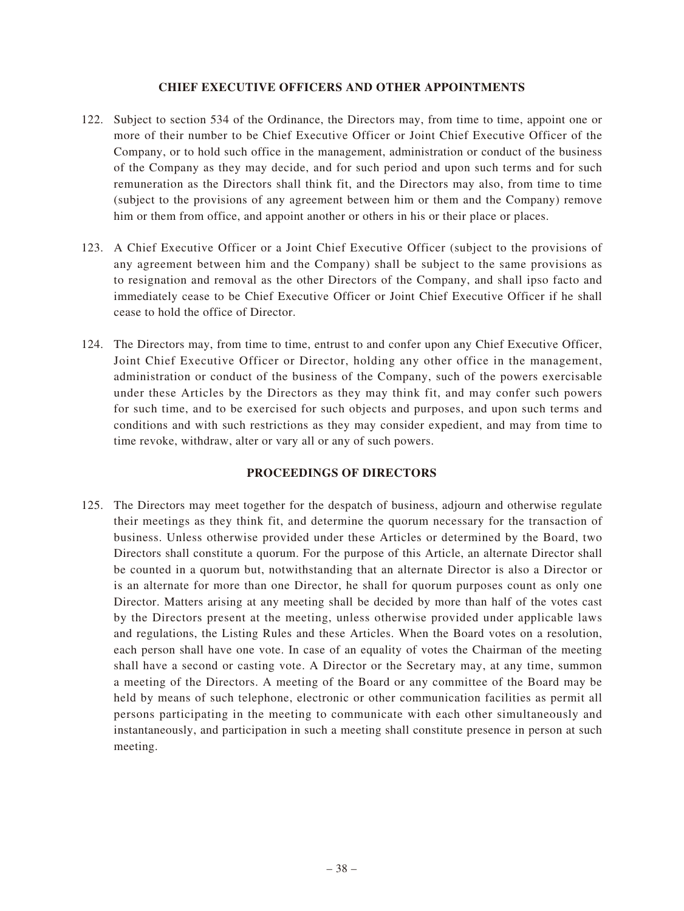## CHIEF EXECUTIVE OFFICERS AND OTHER APPOINTMENTS

122. Subject to section 534 of the Ordinance, the Directors may, from time to time, appoint one or more of their number to be Chief Executive Officer or Joint Chief Executive Officer of the Company, or to hold such office in the management, administration or conduct of the business of the Company as they may decide, and for such period and upon such terms and for such remuneration as the Directors shall think fit, and the Directors may also, from time to time (subject to the provisions of any agreement between him or them and the Company) remove him or them from office, and appoint another or others in his or their place or places.

123. A Chief Executive Officer or a Joint Chief Executive Officer (subject to the provisions of any agreement between him and the Company) shall be subject to the same provisions as to resignation and removal as the other Directors of the Company, and shall ipso facto and immediately cease to be Chief Executive Officer or Joint Chief Executive Officer if he shall cease to hold the office of Director.

124. The Directors may, from time to time, entrust to and confer upon any Chief Executive Officer, Joint Chief Executive Officer or Director, holding any other office in the management, administration or conduct of the business of the Company, such of the powers exercisable under these Articles by the Directors as they may think fit, and may confer such powers for such time, and to be exercised for such objects and purposes, and upon such terms and conditions and with such restrictions as they may consider expedient, and may from time to time revoke, withdraw, alter or vary all or any of such powers.

## PROCEEDINGS OF DIRECTORS

125. The Directors may meet together for the despatch of business, adjourn and otherwise regulate their meetings as they think fit, and determine the quorum necessary for the transaction of business. Unless otherwise provided under these Articles or determined by the Board, two Directors shall constitute a quorum. For the purpose of this Article, an alternate Director shall be counted in a quorum but, notwithstanding that an alternate Director is also a Director or is an alternate for more than one Director, he shall for quorum purposes count as only one Director. Matters arising at any meeting shall be decided by more than half of the votes cast by the Directors present at the meeting, unless otherwise provided under applicable laws and regulations, the Listing Rules and these Articles. When the Board votes on a resolution, each person shall have one vote. In case of an equality of votes the Chairman of the meeting shall have a second or casting vote. A Director or the Secretary may, at any time, summon a meeting of the Directors. A meeting of the Board or any committee of the Board may be held by means of such telephone, electronic or other communication facilities as permit all persons participating in the meeting to communicate with each other simultaneously and instantaneously, and participation in such a meeting shall constitute presence in person at such meeting.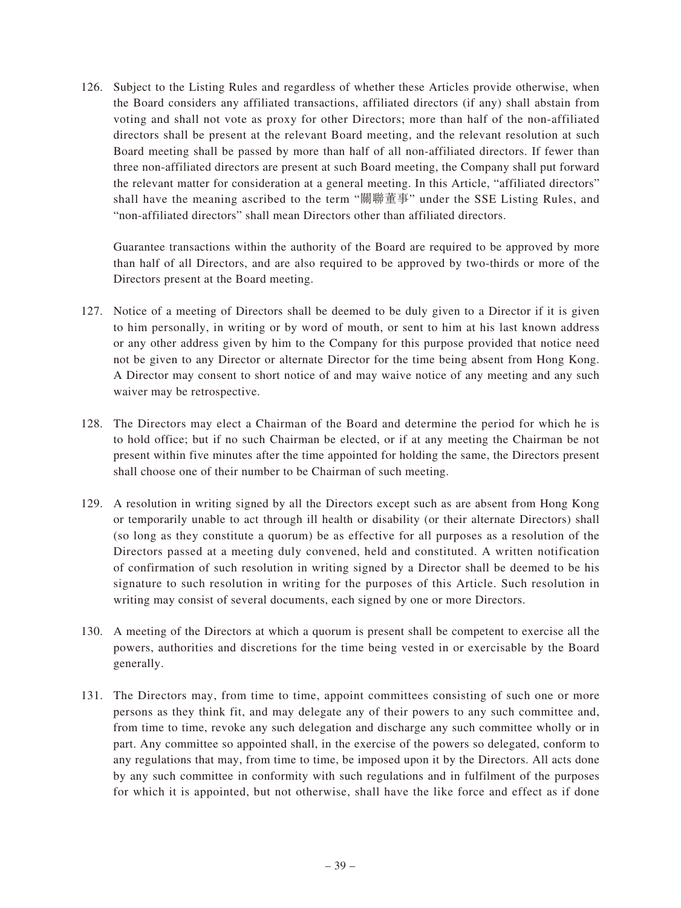126. Subject to the Listing Rules and regardless of whether these Articles provide otherwise, when the Board considers any affiliated transactions, affiliated directors (if any) shall abstain from voting and shall not vote as proxy for other Directors; more than half of the non-affiliated directors shall be present at the relevant Board meeting, and the relevant resolution at such Board meeting shall be passed by more than half of all non-affiliated directors. If fewer than three non-affiliated directors are present at such Board meeting, the Company shall put forward the relevant matter for consideration at a general meeting. In this Article, "affiliated directors" shall have the meaning ascribed to the term "關聯董事" under the SSE Listing Rules, and "non-affiliated directors" shall mean Directors other than affiliated directors.

    Guarantee transactions within the authority of the Board are required to be approved by more than half of all Directors, and are also required to be approved by two-thirds or more of the Directors present at the Board meeting.

127. Notice of a meeting of Directors shall be deemed to be duly given to a Director if it is given to him personally, in writing or by word of mouth, or sent to him at his last known address or any other address given by him to the Company for this purpose provided that notice need not be given to any Director or alternate Director for the time being absent from Hong Kong. A Director may consent to short notice of and may waive notice of any meeting and any such waiver may be retrospective.

128. The Directors may elect a Chairman of the Board and determine the period for which he is to hold office; but if no such Chairman be elected, or if at any meeting the Chairman be not present within five minutes after the time appointed for holding the same, the Directors present shall choose one of their number to be Chairman of such meeting.

129. A resolution in writing signed by all the Directors except such as are absent from Hong Kong or temporarily unable to act through ill health or disability (or their alternate Directors) shall (so long as they constitute a quorum) be as effective for all purposes as a resolution of the Directors passed at a meeting duly convened, held and constituted. A written notification of confirmation of such resolution in writing signed by a Director shall be deemed to be his signature to such resolution in writing for the purposes of this Article. Such resolution in writing may consist of several documents, each signed by one or more Directors.

130. A meeting of the Directors at which a quorum is present shall be competent to exercise all the powers, authorities and discretions for the time being vested in or exercisable by the Board generally.

131. The Directors may, from time to time, appoint committees consisting of such one or more persons as they think fit, and may delegate any of their powers to any such committee and, from time to time, revoke any such delegation and discharge any such committee wholly or in part. Any committee so appointed shall, in the exercise of the powers so delegated, conform to any regulations that may, from time to time, be imposed upon it by the Directors. All acts done by any such committee in conformity with such regulations and in fulfilment of the purposes for which it is appointed, but not otherwise, shall have the like force and effect as if done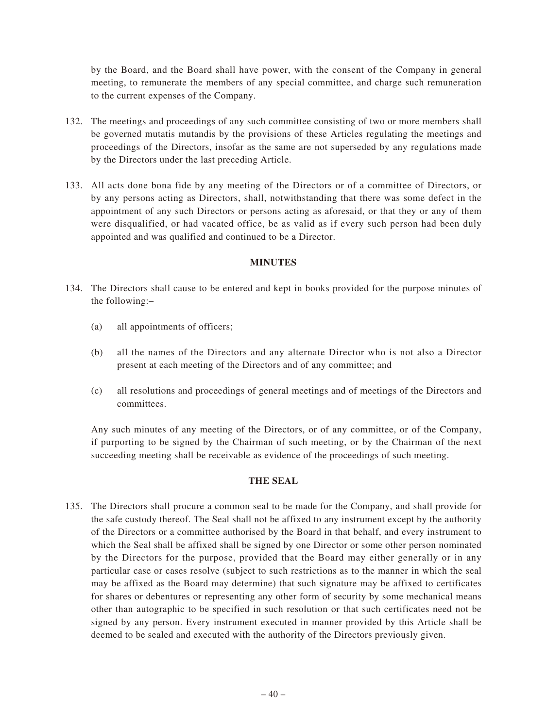by the Board, and the Board shall have power, with the consent of the Company in general meeting, to remunerate the members of any special committee, and charge such remuneration to the current expenses of the Company.

132. The meetings and proceedings of any such committee consisting of two or more members shall be governed mutatis mutandis by the provisions of these Articles regulating the meetings and proceedings of the Directors, insofar as the same are not superseded by any regulations made by the Directors under the last preceding Article.

133. All acts done bona fide by any meeting of the Directors or of a committee of Directors, or by any persons acting as Directors, shall, notwithstanding that there was some defect in the appointment of any such Directors or persons acting as aforesaid, or that they or any of them were disqualified, or had vacated office, be as valid as if every such person had been duly appointed and was qualified and continued to be a Director.

**MINUTES**

134. The Directors shall cause to be entered and kept in books provided for the purpose minutes of the following:–

    (a) all appointments of officers;

    (b) all the names of the Directors and any alternate Director who is not also a Director present at each meeting of the Directors and of any committee; and

    (c) all resolutions and proceedings of general meetings and of meetings of the Directors and committees.

    Any such minutes of any meeting of the Directors, or of any committee, or of the Company, if purporting to be signed by the Chairman of such meeting, or by the Chairman of the next succeeding meeting shall be receivable as evidence of the proceedings of such meeting.

**THE SEAL**

135. The Directors shall procure a common seal to be made for the Company, and shall provide for the safe custody thereof. The Seal shall not be affixed to any instrument except by the authority of the Directors or a committee authorised by the Board in that behalf, and every instrument to which the Seal shall be affixed shall be signed by one Director or some other person nominated by the Directors for the purpose, provided that the Board may either generally or in any particular case or cases resolve (subject to such restrictions as to the manner in which the seal may be affixed as the Board may determine) that such signature may be affixed to certificates for shares or debentures or representing any other form of security by some mechanical means other than autographic to be specified in such resolution or that such certificates need not be signed by any person. Every instrument executed in manner provided by this Article shall be deemed to be sealed and executed with the authority of the Directors previously given.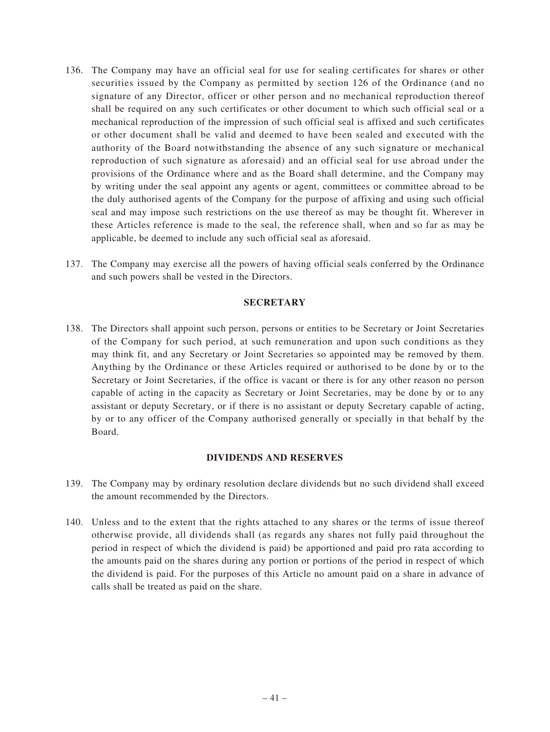136. The Company may have an official seal for use for sealing certificates for shares or other securities issued by the Company as permitted by section 126 of the Ordinance (and no signature of any Director, officer or other person and no mechanical reproduction thereof shall be required on any such certificates or other document to which such official seal or a mechanical reproduction of the impression of such official seal is affixed and such certificates or other document shall be valid and deemed to have been sealed and executed with the authority of the Board notwithstanding the absence of any such signature or mechanical reproduction of such signature as aforesaid) and an official seal for use abroad under the provisions of the Ordinance where and as the Board shall determine, and the Company may by writing under the seal appoint any agents or agent, committees or committee abroad to be the duly authorised agents of the Company for the purpose of affixing and using such official seal and may impose such restrictions on the use thereof as may be thought fit. Wherever in these Articles reference is made to the seal, the reference shall, when and so far as may be applicable, be deemed to include any such official seal as aforesaid.

137. The Company may exercise all the powers of having official seals conferred by the Ordinance and such powers shall be vested in the Directors.

## SECRETARY

138. The Directors shall appoint such person, persons or entities to be Secretary or Joint Secretaries of the Company for such period, at such remuneration and upon such conditions as they may think fit, and any Secretary or Joint Secretaries so appointed may be removed by them. Anything by the Ordinance or these Articles required or authorised to be done by or to the Secretary or Joint Secretaries, if the office is vacant or there is for any other reason no person capable of acting in the capacity as Secretary or Joint Secretaries, may be done by or to any assistant or deputy Secretary, or if there is no assistant or deputy Secretary capable of acting, by or to any officer of the Company authorised generally or specially in that behalf by the Board.

## DIVIDENDS AND RESERVES

139. The Company may by ordinary resolution declare dividends but no such dividend shall exceed the amount recommended by the Directors.

140. Unless and to the extent that the rights attached to any shares or the terms of issue thereof otherwise provide, all dividends shall (as regards any shares not fully paid throughout the period in respect of which the dividend is paid) be apportioned and paid pro rata according to the amounts paid on the shares during any portion or portions of the period in respect of which the dividend is paid. For the purposes of this Article no amount paid on a share in advance of calls shall be treated as paid on the share.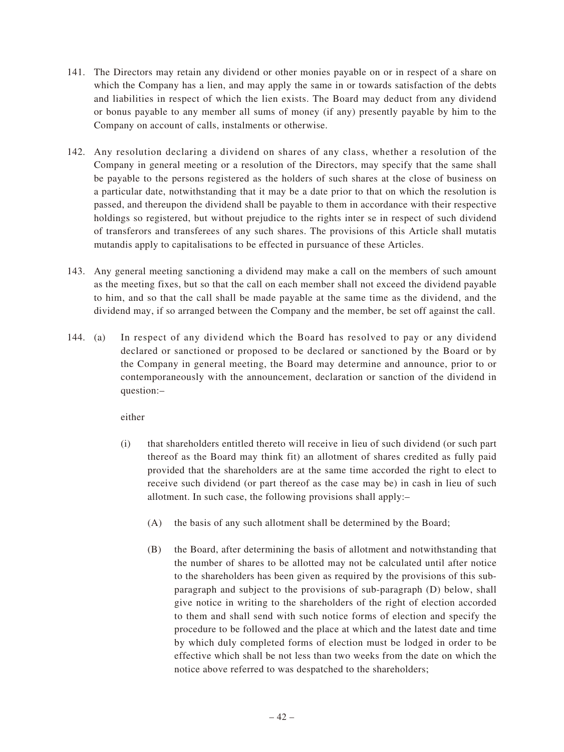141. The Directors may retain any dividend or other monies payable on or in respect of a share on which the Company has a lien, and may apply the same in or towards satisfaction of the debts and liabilities in respect of which the lien exists. The Board may deduct from any dividend or bonus payable to any member all sums of money (if any) presently payable by him to the Company on account of calls, instalments or otherwise.

142. Any resolution declaring a dividend on shares of any class, whether a resolution of the Company in general meeting or a resolution of the Directors, may specify that the same shall be payable to the persons registered as the holders of such shares at the close of business on a particular date, notwithstanding that it may be a date prior to that on which the resolution is passed, and thereupon the dividend shall be payable to them in accordance with their respective holdings so registered, but without prejudice to the rights inter se in respect of such dividend of transferors and transferees of any such shares. The provisions of this Article shall mutatis mutandis apply to capitalisations to be effected in pursuance of these Articles.

143. Any general meeting sanctioning a dividend may make a call on the members of such amount as the meeting fixes, but so that the call on each member shall not exceed the dividend payable to him, and so that the call shall be made payable at the same time as the dividend, and the dividend may, if so arranged between the Company and the member, be set off against the call.

144. (a) In respect of any dividend which the Board has resolved to pay or any dividend declared or sanctioned or proposed to be declared or sanctioned by the Board or by the Company in general meeting, the Board may determine and announce, prior to or contemporaneously with the announcement, declaration or sanction of the dividend in question:–

either

(i) that shareholders entitled thereto will receive in lieu of such dividend (or such part thereof as the Board may think fit) an allotment of shares credited as fully paid provided that the shareholders are at the same time accorded the right to elect to receive such dividend (or part thereof as the case may be) in cash in lieu of such allotment. In such case, the following provisions shall apply:–

(A) the basis of any such allotment shall be determined by the Board;

(B) the Board, after determining the basis of allotment and notwithstanding that the number of shares to be allotted may not be calculated until after notice to the shareholders has been given as required by the provisions of this sub-paragraph and subject to the provisions of sub-paragraph (D) below, shall give notice in writing to the shareholders of the right of election accorded to them and shall send with such notice forms of election and specify the procedure to be followed and the place at which and the latest date and time by which duly completed forms of election must be lodged in order to be effective which shall be not less than two weeks from the date on which the notice above referred to was despatched to the shareholders;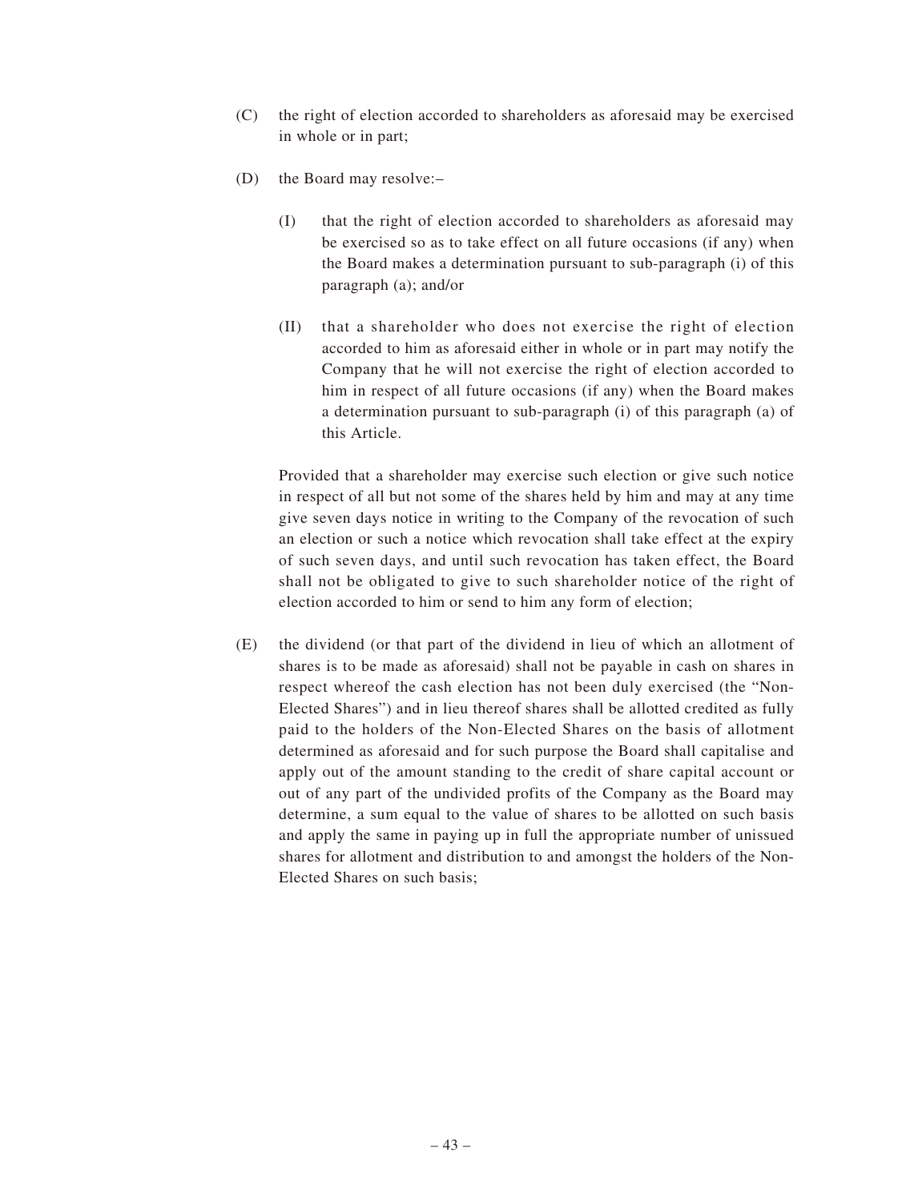(C) the right of election accorded to shareholders as aforesaid may be exercised in whole or in part;

(D) the Board may resolve:–

  (I) that the right of election accorded to shareholders as aforesaid may be exercised so as to take effect on all future occasions (if any) when the Board makes a determination pursuant to sub-paragraph (i) of this paragraph (a); and/or

  (II) that a shareholder who does not exercise the right of election accorded to him as aforesaid either in whole or in part may notify the Company that he will not exercise the right of election accorded to him in respect of all future occasions (if any) when the Board makes a determination pursuant to sub-paragraph (i) of this paragraph (a) of this Article.

  Provided that a shareholder may exercise such election or give such notice in respect of all but not some of the shares held by him and may at any time give seven days notice in writing to the Company of the revocation of such an election or such a notice which revocation shall take effect at the expiry of such seven days, and until such revocation has taken effect, the Board shall not be obligated to give to such shareholder notice of the right of election accorded to him or send to him any form of election;

(E) the dividend (or that part of the dividend in lieu of which an allotment of shares is to be made as aforesaid) shall not be payable in cash on shares in respect whereof the cash election has not been duly exercised (the "Non-Elected Shares") and in lieu thereof shares shall be allotted credited as fully paid to the holders of the Non-Elected Shares on the basis of allotment determined as aforesaid and for such purpose the Board shall capitalise and apply out of the amount standing to the credit of share capital account or out of any part of the undivided profits of the Company as the Board may determine, a sum equal to the value of shares to be allotted on such basis and apply the same in paying up in full the appropriate number of unissued shares for allotment and distribution to and amongst the holders of the Non-Elected Shares on such basis;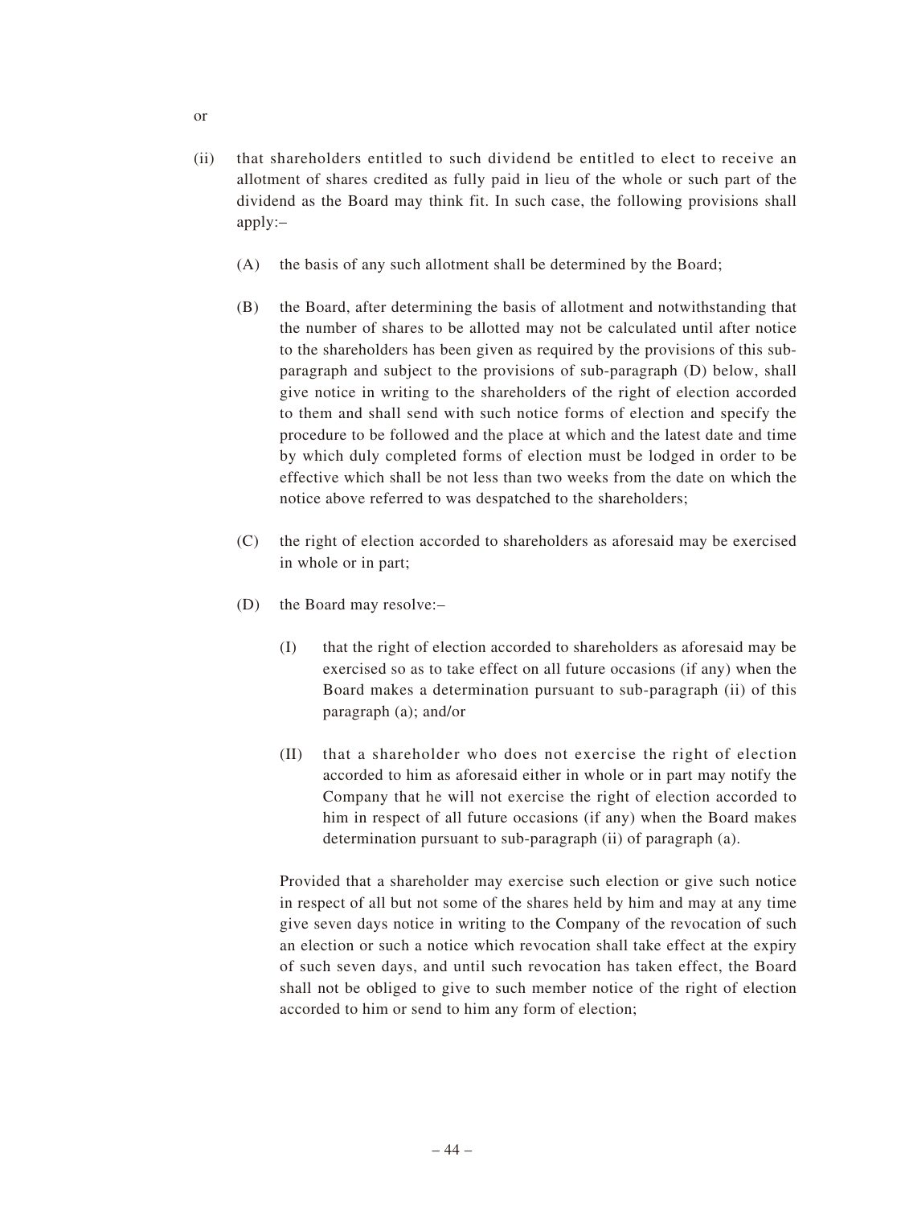or

(ii) that shareholders entitled to such dividend be entitled to elect to receive an allotment of shares credited as fully paid in lieu of the whole or such part of the dividend as the Board may think fit. In such case, the following provisions shall apply:–

(A) the basis of any such allotment shall be determined by the Board;

(B) the Board, after determining the basis of allotment and notwithstanding that the number of shares to be allotted may not be calculated until after notice to the shareholders has been given as required by the provisions of this sub-paragraph and subject to the provisions of sub-paragraph (D) below, shall give notice in writing to the shareholders of the right of election accorded to them and shall send with such notice forms of election and specify the procedure to be followed and the place at which and the latest date and time by which duly completed forms of election must be lodged in order to be effective which shall be not less than two weeks from the date on which the notice above referred to was despatched to the shareholders;

(C) the right of election accorded to shareholders as aforesaid may be exercised in whole or in part;

(D) the Board may resolve:–

(I) that the right of election accorded to shareholders as aforesaid may be exercised so as to take effect on all future occasions (if any) when the Board makes a determination pursuant to sub-paragraph (ii) of this paragraph (a); and/or

(II) that a shareholder who does not exercise the right of election accorded to him as aforesaid either in whole or in part may notify the Company that he will not exercise the right of election accorded to him in respect of all future occasions (if any) when the Board makes determination pursuant to sub-paragraph (ii) of paragraph (a).

Provided that a shareholder may exercise such election or give such notice in respect of all but not some of the shares held by him and may at any time give seven days notice in writing to the Company of the revocation of such an election or such a notice which revocation shall take effect at the expiry of such seven days, and until such revocation has taken effect, the Board shall not be obliged to give to such member notice of the right of election accorded to him or send to him any form of election;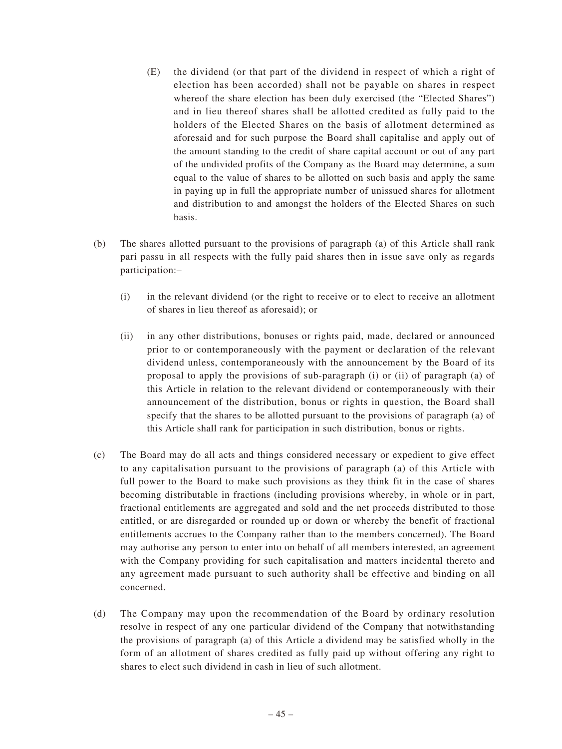(E) the dividend (or that part of the dividend in respect of which a right of election has been accorded) shall not be payable on shares in respect whereof the share election has been duly exercised (the "Elected Shares") and in lieu thereof shares shall be allotted credited as fully paid to the holders of the Elected Shares on the basis of allotment determined as aforesaid and for such purpose the Board shall capitalise and apply out of the amount standing to the credit of share capital account or out of any part of the undivided profits of the Company as the Board may determine, a sum equal to the value of shares to be allotted on such basis and apply the same in paying up in full the appropriate number of unissued shares for allotment and distribution to and amongst the holders of the Elected Shares on such basis.

(b) The shares allotted pursuant to the provisions of paragraph (a) of this Article shall rank pari passu in all respects with the fully paid shares then in issue save only as regards participation:–

(i) in the relevant dividend (or the right to receive or to elect to receive an allotment of shares in lieu thereof as aforesaid); or

(ii) in any other distributions, bonuses or rights paid, made, declared or announced prior to or contemporaneously with the payment or declaration of the relevant dividend unless, contemporaneously with the announcement by the Board of its proposal to apply the provisions of sub-paragraph (i) or (ii) of paragraph (a) of this Article in relation to the relevant dividend or contemporaneously with their announcement of the distribution, bonus or rights in question, the Board shall specify that the shares to be allotted pursuant to the provisions of paragraph (a) of this Article shall rank for participation in such distribution, bonus or rights.

(c) The Board may do all acts and things considered necessary or expedient to give effect to any capitalisation pursuant to the provisions of paragraph (a) of this Article with full power to the Board to make such provisions as they think fit in the case of shares becoming distributable in fractions (including provisions whereby, in whole or in part, fractional entitlements are aggregated and sold and the net proceeds distributed to those entitled, or are disregarded or rounded up or down or whereby the benefit of fractional entitlements accrues to the Company rather than to the members concerned). The Board may authorise any person to enter into on behalf of all members interested, an agreement with the Company providing for such capitalisation and matters incidental thereto and any agreement made pursuant to such authority shall be effective and binding on all concerned.

(d) The Company may upon the recommendation of the Board by ordinary resolution resolve in respect of any one particular dividend of the Company that notwithstanding the provisions of paragraph (a) of this Article a dividend may be satisfied wholly in the form of an allotment of shares credited as fully paid up without offering any right to shares to elect such dividend in cash in lieu of such allotment.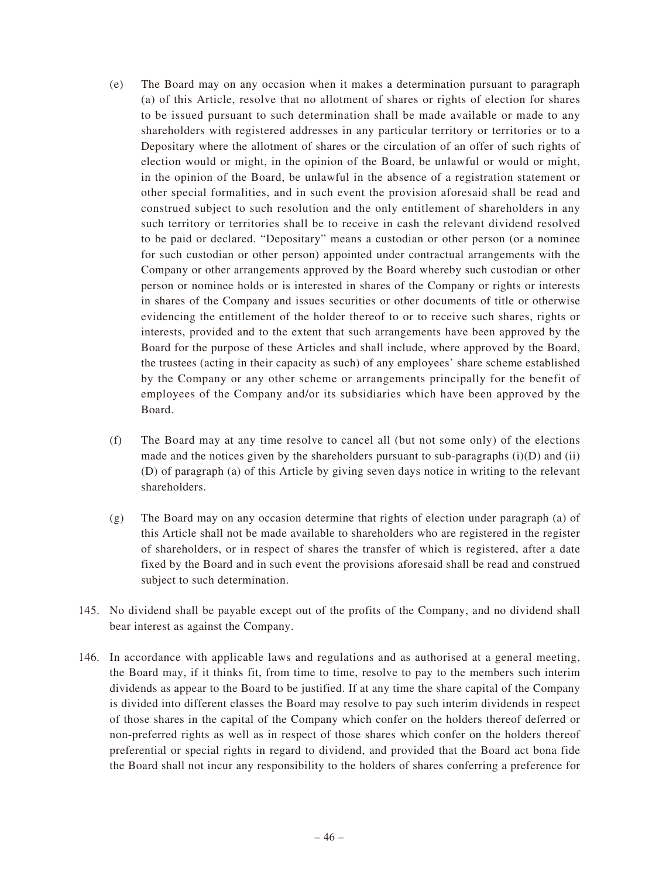(e) The Board may on any occasion when it makes a determination pursuant to paragraph (a) of this Article, resolve that no allotment of shares or rights of election for shares to be issued pursuant to such determination shall be made available or made to any shareholders with registered addresses in any particular territory or territories or to a Depositary where the allotment of shares or the circulation of an offer of such rights of election would or might, in the opinion of the Board, be unlawful or would or might, in the opinion of the Board, be unlawful in the absence of a registration statement or other special formalities, and in such event the provision aforesaid shall be read and construed subject to such resolution and the only entitlement of shareholders in any such territory or territories shall be to receive in cash the relevant dividend resolved to be paid or declared. "Depositary" means a custodian or other person (or a nominee for such custodian or other person) appointed under contractual arrangements with the Company or other arrangements approved by the Board whereby such custodian or other person or nominee holds or is interested in shares of the Company or rights or interests in shares of the Company and issues securities or other documents of title or otherwise evidencing the entitlement of the holder thereof to or to receive such shares, rights or interests, provided and to the extent that such arrangements have been approved by the Board for the purpose of these Articles and shall include, where approved by the Board, the trustees (acting in their capacity as such) of any employees' share scheme established by the Company or any other scheme or arrangements principally for the benefit of employees of the Company and/or its subsidiaries which have been approved by the Board.

(f) The Board may at any time resolve to cancel all (but not some only) of the elections made and the notices given by the shareholders pursuant to sub-paragraphs (i)(D) and (ii)(D) of paragraph (a) of this Article by giving seven days notice in writing to the relevant shareholders.

(g) The Board may on any occasion determine that rights of election under paragraph (a) of this Article shall not be made available to shareholders who are registered in the register of shareholders, or in respect of shares the transfer of which is registered, after a date fixed by the Board and in such event the provisions aforesaid shall be read and construed subject to such determination.

145. No dividend shall be payable except out of the profits of the Company, and no dividend shall bear interest as against the Company.

146. In accordance with applicable laws and regulations and as authorised at a general meeting, the Board may, if it thinks fit, from time to time, resolve to pay to the members such interim dividends as appear to the Board to be justified. If at any time the share capital of the Company is divided into different classes the Board may resolve to pay such interim dividends in respect of those shares in the capital of the Company which confer on the holders thereof deferred or non-preferred rights as well as in respect of those shares which confer on the holders thereof preferential or special rights in regard to dividend, and provided that the Board act bona fide the Board shall not incur any responsibility to the holders of shares conferring a preference for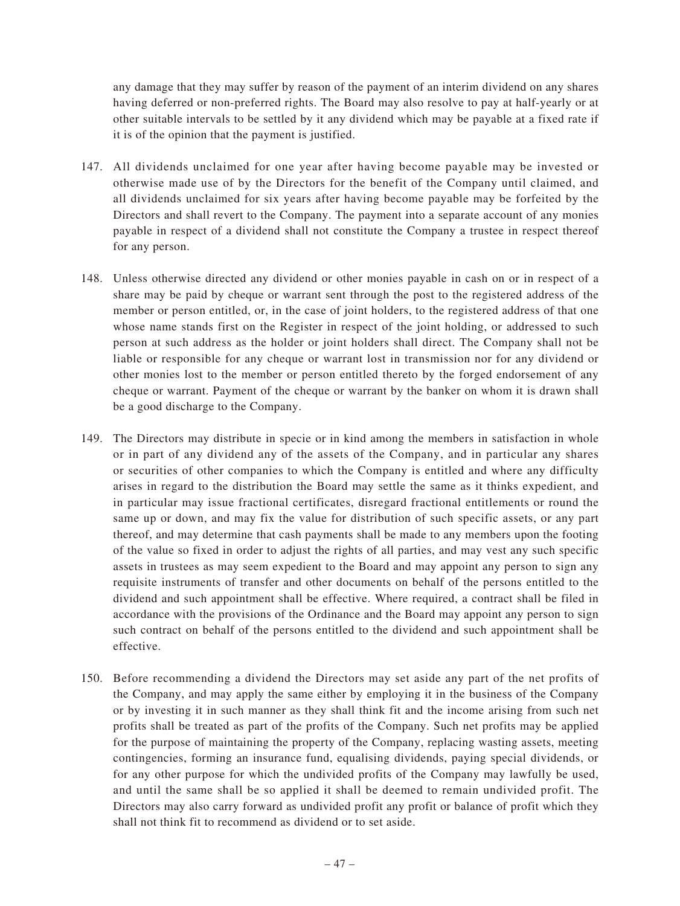any damage that they may suffer by reason of the payment of an interim dividend on any shares having deferred or non-preferred rights. The Board may also resolve to pay at half-yearly or at other suitable intervals to be settled by it any dividend which may be payable at a fixed rate if it is of the opinion that the payment is justified.

147. All dividends unclaimed for one year after having become payable may be invested or otherwise made use of by the Directors for the benefit of the Company until claimed, and all dividends unclaimed for six years after having become payable may be forfeited by the Directors and shall revert to the Company. The payment into a separate account of any monies payable in respect of a dividend shall not constitute the Company a trustee in respect thereof for any person.

148. Unless otherwise directed any dividend or other monies payable in cash on or in respect of a share may be paid by cheque or warrant sent through the post to the registered address of the member or person entitled, or, in the case of joint holders, to the registered address of that one whose name stands first on the Register in respect of the joint holding, or addressed to such person at such address as the holder or joint holders shall direct. The Company shall not be liable or responsible for any cheque or warrant lost in transmission nor for any dividend or other monies lost to the member or person entitled thereto by the forged endorsement of any cheque or warrant. Payment of the cheque or warrant by the banker on whom it is drawn shall be a good discharge to the Company.

149. The Directors may distribute in specie or in kind among the members in satisfaction in whole or in part of any dividend any of the assets of the Company, and in particular any shares or securities of other companies to which the Company is entitled and where any difficulty arises in regard to the distribution the Board may settle the same as it thinks expedient, and in particular may issue fractional certificates, disregard fractional entitlements or round the same up or down, and may fix the value for distribution of such specific assets, or any part thereof, and may determine that cash payments shall be made to any members upon the footing of the value so fixed in order to adjust the rights of all parties, and may vest any such specific assets in trustees as may seem expedient to the Board and may appoint any person to sign any requisite instruments of transfer and other documents on behalf of the persons entitled to the dividend and such appointment shall be effective. Where required, a contract shall be filed in accordance with the provisions of the Ordinance and the Board may appoint any person to sign such contract on behalf of the persons entitled to the dividend and such appointment shall be effective.

150. Before recommending a dividend the Directors may set aside any part of the net profits of the Company, and may apply the same either by employing it in the business of the Company or by investing it in such manner as they shall think fit and the income arising from such net profits shall be treated as part of the profits of the Company. Such net profits may be applied for the purpose of maintaining the property of the Company, replacing wasting assets, meeting contingencies, forming an insurance fund, equalising dividends, paying special dividends, or for any other purpose for which the undivided profits of the Company may lawfully be used, and until the same shall be so applied it shall be deemed to remain undivided profit. The Directors may also carry forward as undivided profit any profit or balance of profit which they shall not think fit to recommend as dividend or to set aside.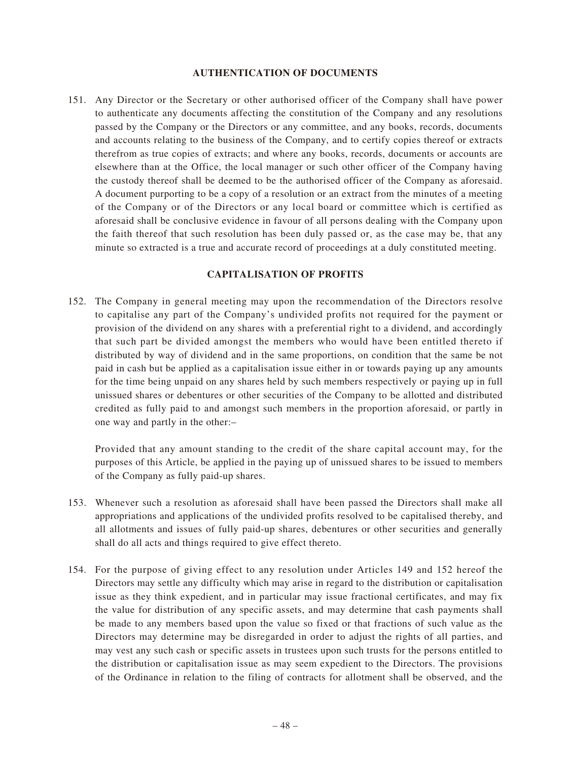## AUTHENTICATION OF DOCUMENTS

151. Any Director or the Secretary or other authorised officer of the Company shall have power to authenticate any documents affecting the constitution of the Company and any resolutions passed by the Company or the Directors or any committee, and any books, records, documents and accounts relating to the business of the Company, and to certify copies thereof or extracts therefrom as true copies of extracts; and where any books, records, documents or accounts are elsewhere than at the Office, the local manager or such other officer of the Company having the custody thereof shall be deemed to be the authorised officer of the Company as aforesaid. A document purporting to be a copy of a resolution or an extract from the minutes of a meeting of the Company or of the Directors or any local board or committee which is certified as aforesaid shall be conclusive evidence in favour of all persons dealing with the Company upon the faith thereof that such resolution has been duly passed or, as the case may be, that any minute so extracted is a true and accurate record of proceedings at a duly constituted meeting.

## CAPITALISATION OF PROFITS

152. The Company in general meeting may upon the recommendation of the Directors resolve to capitalise any part of the Company's undivided profits not required for the payment or provision of the dividend on any shares with a preferential right to a dividend, and accordingly that such part be divided amongst the members who would have been entitled thereto if distributed by way of dividend and in the same proportions, on condition that the same be not paid in cash but be applied as a capitalisation issue either in or towards paying up any amounts for the time being unpaid on any shares held by such members respectively or paying up in full unissued shares or debentures or other securities of the Company to be allotted and distributed credited as fully paid to and amongst such members in the proportion aforesaid, or partly in one way and partly in the other:–

    Provided that any amount standing to the credit of the share capital account may, for the purposes of this Article, be applied in the paying up of unissued shares to be issued to members of the Company as fully paid-up shares.

153. Whenever such a resolution as aforesaid shall have been passed the Directors shall make all appropriations and applications of the undivided profits resolved to be capitalised thereby, and all allotments and issues of fully paid-up shares, debentures or other securities and generally shall do all acts and things required to give effect thereto.

154. For the purpose of giving effect to any resolution under Articles 149 and 152 hereof the Directors may settle any difficulty which may arise in regard to the distribution or capitalisation issue as they think expedient, and in particular may issue fractional certificates, and may fix the value for distribution of any specific assets, and may determine that cash payments shall be made to any members based upon the value so fixed or that fractions of such value as the Directors may determine may be disregarded in order to adjust the rights of all parties, and may vest any such cash or specific assets in trustees upon such trusts for the persons entitled to the distribution or capitalisation issue as may seem expedient to the Directors. The provisions of the Ordinance in relation to the filing of contracts for allotment shall be observed, and the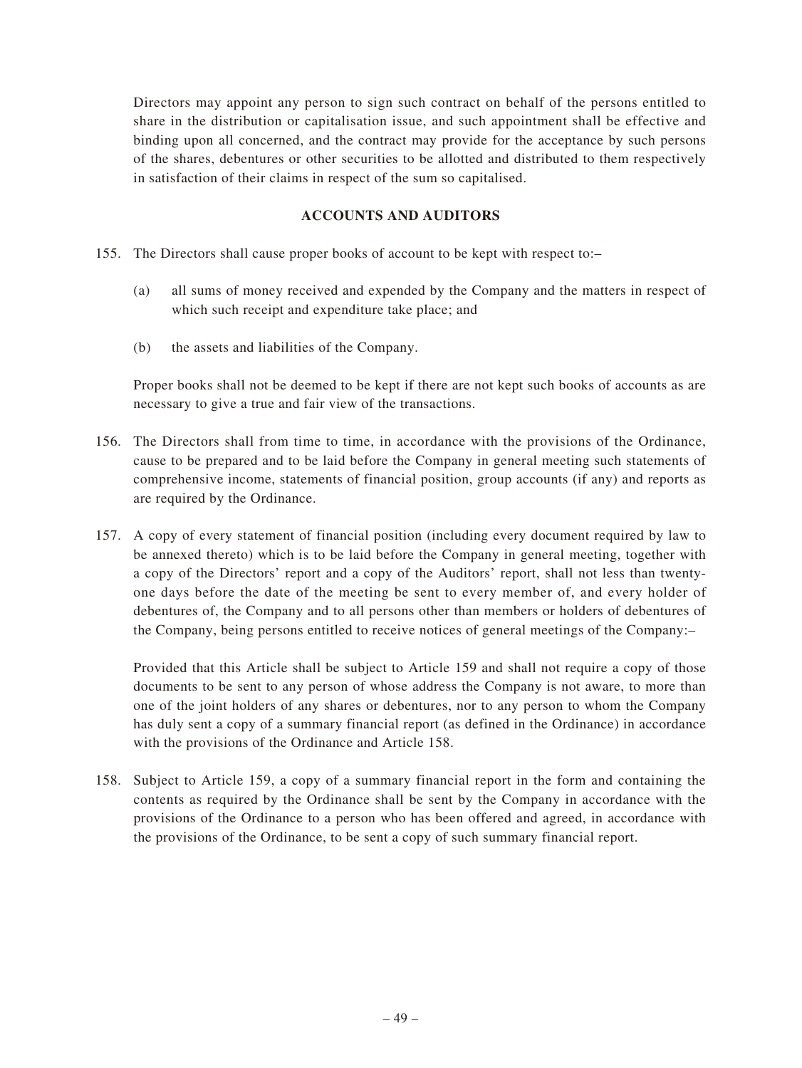Directors may appoint any person to sign such contract on behalf of the persons entitled to share in the distribution or capitalisation issue, and such appointment shall be effective and binding upon all concerned, and the contract may provide for the acceptance by such persons of the shares, debentures or other securities to be allotted and distributed to them respectively in satisfaction of their claims in respect of the sum so capitalised.

## ACCOUNTS AND AUDITORS

155. The Directors shall cause proper books of account to be kept with respect to:–

   (a) all sums of money received and expended by the Company and the matters in respect of which such receipt and expenditure take place; and

   (b) the assets and liabilities of the Company.

   Proper books shall not be deemed to be kept if there are not kept such books of accounts as are necessary to give a true and fair view of the transactions.

156. The Directors shall from time to time, in accordance with the provisions of the Ordinance, cause to be prepared and to be laid before the Company in general meeting such statements of comprehensive income, statements of financial position, group accounts (if any) and reports as are required by the Ordinance.

157. A copy of every statement of financial position (including every document required by law to be annexed thereto) which is to be laid before the Company in general meeting, together with a copy of the Directors' report and a copy of the Auditors' report, shall not less than twenty-one days before the date of the meeting be sent to every member of, and every holder of debentures of, the Company and to all persons other than members or holders of debentures of the Company, being persons entitled to receive notices of general meetings of the Company:–

   Provided that this Article shall be subject to Article 159 and shall not require a copy of those documents to be sent to any person of whose address the Company is not aware, to more than one of the joint holders of any shares or debentures, nor to any person to whom the Company has duly sent a copy of a summary financial report (as defined in the Ordinance) in accordance with the provisions of the Ordinance and Article 158.

158. Subject to Article 159, a copy of a summary financial report in the form and containing the contents as required by the Ordinance shall be sent by the Company in accordance with the provisions of the Ordinance to a person who has been offered and agreed, in accordance with the provisions of the Ordinance, to be sent a copy of such summary financial report.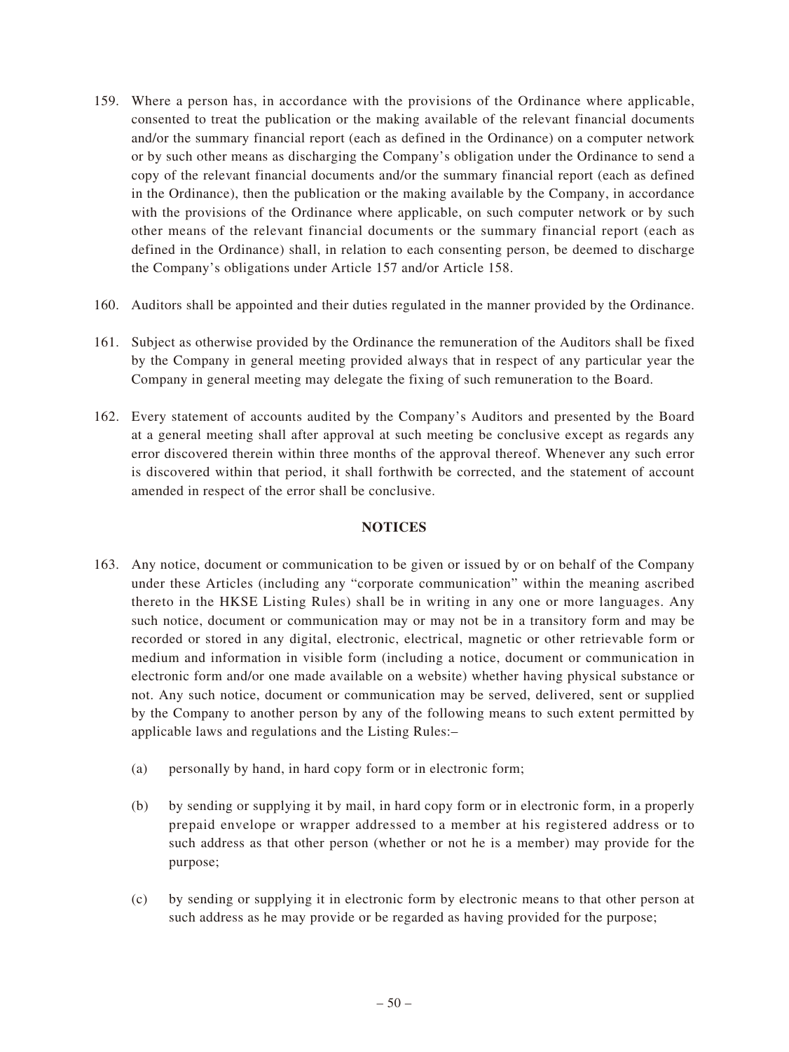159. Where a person has, in accordance with the provisions of the Ordinance where applicable, consented to treat the publication or the making available of the relevant financial documents and/or the summary financial report (each as defined in the Ordinance) on a computer network or by such other means as discharging the Company's obligation under the Ordinance to send a copy of the relevant financial documents and/or the summary financial report (each as defined in the Ordinance), then the publication or the making available by the Company, in accordance with the provisions of the Ordinance where applicable, on such computer network or by such other means of the relevant financial documents or the summary financial report (each as defined in the Ordinance) shall, in relation to each consenting person, be deemed to discharge the Company's obligations under Article 157 and/or Article 158.

160. Auditors shall be appointed and their duties regulated in the manner provided by the Ordinance.

161. Subject as otherwise provided by the Ordinance the remuneration of the Auditors shall be fixed by the Company in general meeting provided always that in respect of any particular year the Company in general meeting may delegate the fixing of such remuneration to the Board.

162. Every statement of accounts audited by the Company's Auditors and presented by the Board at a general meeting shall after approval at such meeting be conclusive except as regards any error discovered therein within three months of the approval thereof. Whenever any such error is discovered within that period, it shall forthwith be corrected, and the statement of account amended in respect of the error shall be conclusive.

## NOTICES

163. Any notice, document or communication to be given or issued by or on behalf of the Company under these Articles (including any "corporate communication" within the meaning ascribed thereto in the HKSE Listing Rules) shall be in writing in any one or more languages. Any such notice, document or communication may or may not be in a transitory form and may be recorded or stored in any digital, electronic, electrical, magnetic or other retrievable form or medium and information in visible form (including a notice, document or communication in electronic form and/or one made available on a website) whether having physical substance or not. Any such notice, document or communication may be served, delivered, sent or supplied by the Company to another person by any of the following means to such extent permitted by applicable laws and regulations and the Listing Rules:–

    (a) personally by hand, in hard copy form or in electronic form;

    (b) by sending or supplying it by mail, in hard copy form or in electronic form, in a properly prepaid envelope or wrapper addressed to a member at his registered address or to such address as that other person (whether or not he is a member) may provide for the purpose;

    (c) by sending or supplying it in electronic form by electronic means to that other person at such address as he may provide or be regarded as having provided for the purpose;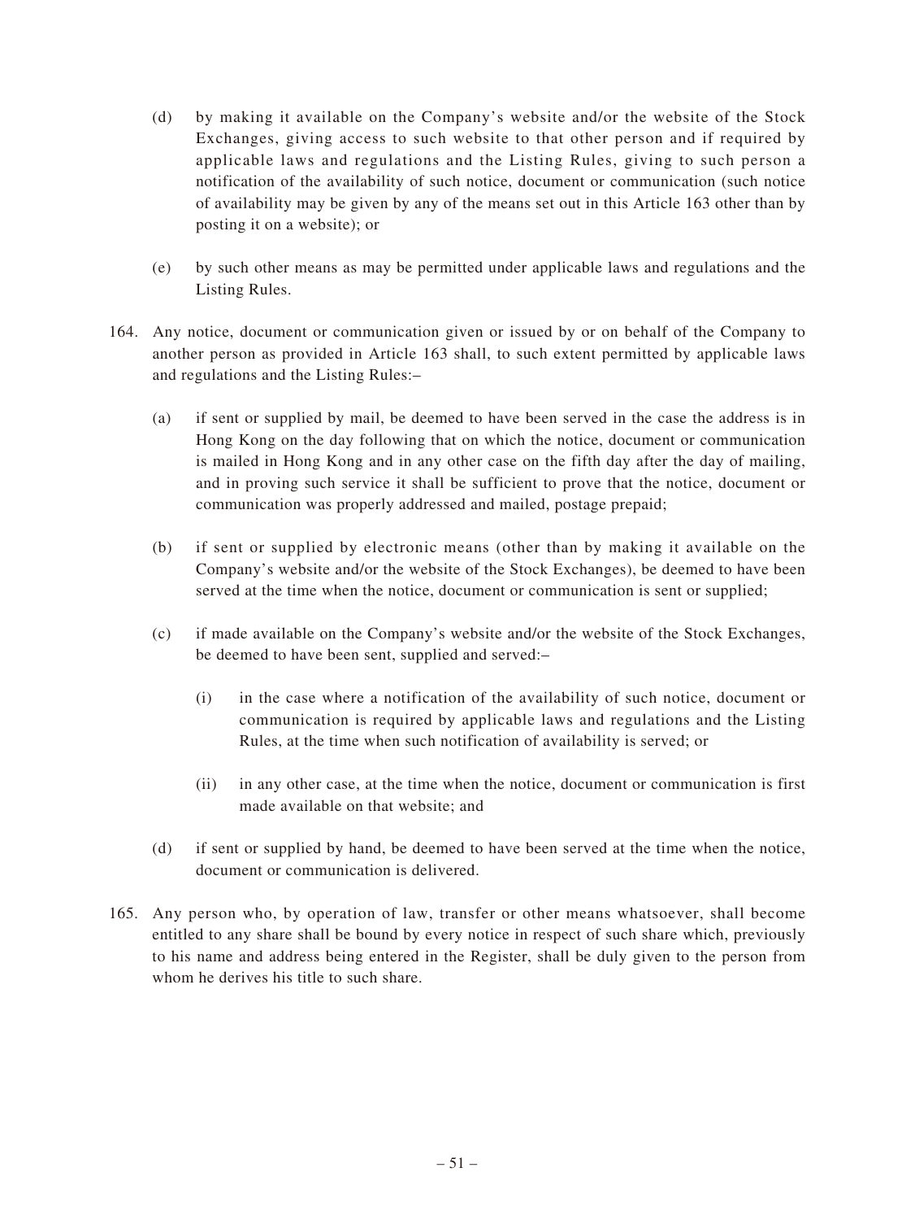(d) by making it available on the Company's website and/or the website of the Stock Exchanges, giving access to such website to that other person and if required by applicable laws and regulations and the Listing Rules, giving to such person a notification of the availability of such notice, document or communication (such notice of availability may be given by any of the means set out in this Article 163 other than by posting it on a website); or

(e) by such other means as may be permitted under applicable laws and regulations and the Listing Rules.

164. Any notice, document or communication given or issued by or on behalf of the Company to another person as provided in Article 163 shall, to such extent permitted by applicable laws and regulations and the Listing Rules:–

(a) if sent or supplied by mail, be deemed to have been served in the case the address is in Hong Kong on the day following that on which the notice, document or communication is mailed in Hong Kong and in any other case on the fifth day after the day of mailing, and in proving such service it shall be sufficient to prove that the notice, document or communication was properly addressed and mailed, postage prepaid;

(b) if sent or supplied by electronic means (other than by making it available on the Company's website and/or the website of the Stock Exchanges), be deemed to have been served at the time when the notice, document or communication is sent or supplied;

(c) if made available on the Company's website and/or the website of the Stock Exchanges, be deemed to have been sent, supplied and served:–

   (i) in the case where a notification of the availability of such notice, document or communication is required by applicable laws and regulations and the Listing Rules, at the time when such notification of availability is served; or

   (ii) in any other case, at the time when the notice, document or communication is first made available on that website; and

(d) if sent or supplied by hand, be deemed to have been served at the time when the notice, document or communication is delivered.

165. Any person who, by operation of law, transfer or other means whatsoever, shall become entitled to any share shall be bound by every notice in respect of such share which, previously to his name and address being entered in the Register, shall be duly given to the person from whom he derives his title to such share.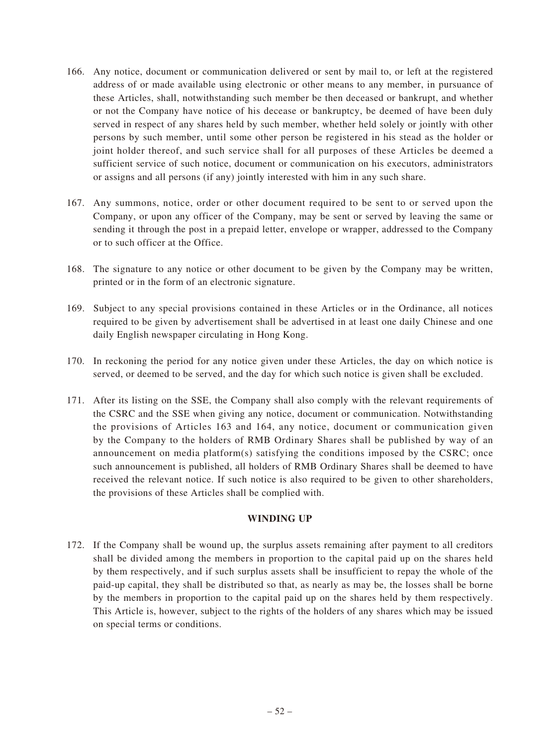166. Any notice, document or communication delivered or sent by mail to, or left at the registered address of or made available using electronic or other means to any member, in pursuance of these Articles, shall, notwithstanding such member be then deceased or bankrupt, and whether or not the Company have notice of his decease or bankruptcy, be deemed of have been duly served in respect of any shares held by such member, whether held solely or jointly with other persons by such member, until some other person be registered in his stead as the holder or joint holder thereof, and such service shall for all purposes of these Articles be deemed a sufficient service of such notice, document or communication on his executors, administrators or assigns and all persons (if any) jointly interested with him in any such share.

167. Any summons, notice, order or other document required to be sent to or served upon the Company, or upon any officer of the Company, may be sent or served by leaving the same or sending it through the post in a prepaid letter, envelope or wrapper, addressed to the Company or to such officer at the Office.

168. The signature to any notice or other document to be given by the Company may be written, printed or in the form of an electronic signature.

169. Subject to any special provisions contained in these Articles or in the Ordinance, all notices required to be given by advertisement shall be advertised in at least one daily Chinese and one daily English newspaper circulating in Hong Kong.

170. In reckoning the period for any notice given under these Articles, the day on which notice is served, or deemed to be served, and the day for which such notice is given shall be excluded.

171. After its listing on the SSE, the Company shall also comply with the relevant requirements of the CSRC and the SSE when giving any notice, document or communication. Notwithstanding the provisions of Articles 163 and 164, any notice, document or communication given by the Company to the holders of RMB Ordinary Shares shall be published by way of an announcement on media platform(s) satisfying the conditions imposed by the CSRC; once such announcement is published, all holders of RMB Ordinary Shares shall be deemed to have received the relevant notice. If such notice is also required to be given to other shareholders, the provisions of these Articles shall be complied with.

## WINDING UP

172. If the Company shall be wound up, the surplus assets remaining after payment to all creditors shall be divided among the members in proportion to the capital paid up on the shares held by them respectively, and if such surplus assets shall be insufficient to repay the whole of the paid-up capital, they shall be distributed so that, as nearly as may be, the losses shall be borne by the members in proportion to the capital paid up on the shares held by them respectively. This Article is, however, subject to the rights of the holders of any shares which may be issued on special terms or conditions.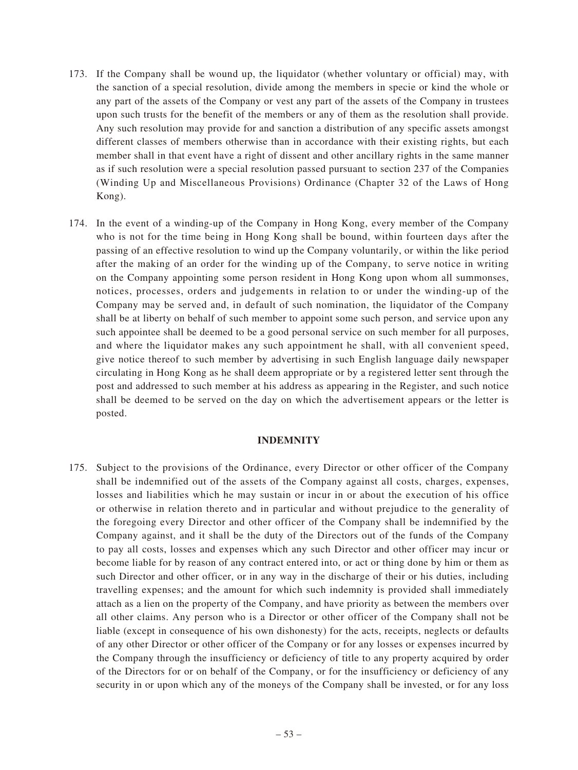173. If the Company shall be wound up, the liquidator (whether voluntary or official) may, with the sanction of a special resolution, divide among the members in specie or kind the whole or any part of the assets of the Company or vest any part of the assets of the Company in trustees upon such trusts for the benefit of the members or any of them as the resolution shall provide. Any such resolution may provide for and sanction a distribution of any specific assets amongst different classes of members otherwise than in accordance with their existing rights, but each member shall in that event have a right of dissent and other ancillary rights in the same manner as if such resolution were a special resolution passed pursuant to section 237 of the Companies (Winding Up and Miscellaneous Provisions) Ordinance (Chapter 32 of the Laws of Hong Kong).

174. In the event of a winding-up of the Company in Hong Kong, every member of the Company who is not for the time being in Hong Kong shall be bound, within fourteen days after the passing of an effective resolution to wind up the Company voluntarily, or within the like period after the making of an order for the winding up of the Company, to serve notice in writing on the Company appointing some person resident in Hong Kong upon whom all summonses, notices, processes, orders and judgements in relation to or under the winding-up of the Company may be served and, in default of such nomination, the liquidator of the Company shall be at liberty on behalf of such member to appoint some such person, and service upon any such appointee shall be deemed to be a good personal service on such member for all purposes, and where the liquidator makes any such appointment he shall, with all convenient speed, give notice thereof to such member by advertising in such English language daily newspaper circulating in Hong Kong as he shall deem appropriate or by a registered letter sent through the post and addressed to such member at his address as appearing in the Register, and such notice shall be deemed to be served on the day on which the advertisement appears or the letter is posted.

## INDEMNITY

175. Subject to the provisions of the Ordinance, every Director or other officer of the Company shall be indemnified out of the assets of the Company against all costs, charges, expenses, losses and liabilities which he may sustain or incur in or about the execution of his office or otherwise in relation thereto and in particular and without prejudice to the generality of the foregoing every Director and other officer of the Company shall be indemnified by the Company against, and it shall be the duty of the Directors out of the funds of the Company to pay all costs, losses and expenses which any such Director and other officer may incur or become liable for by reason of any contract entered into, or act or thing done by him or them as such Director and other officer, or in any way in the discharge of their or his duties, including travelling expenses; and the amount for which such indemnity is provided shall immediately attach as a lien on the property of the Company, and have priority as between the members over all other claims. Any person who is a Director or other officer of the Company shall not be liable (except in consequence of his own dishonesty) for the acts, receipts, neglects or defaults of any other Director or other officer of the Company or for any losses or expenses incurred by the Company through the insufficiency or deficiency of title to any property acquired by order of the Directors for or on behalf of the Company, or for the insufficiency or deficiency of any security in or upon which any of the moneys of the Company shall be invested, or for any loss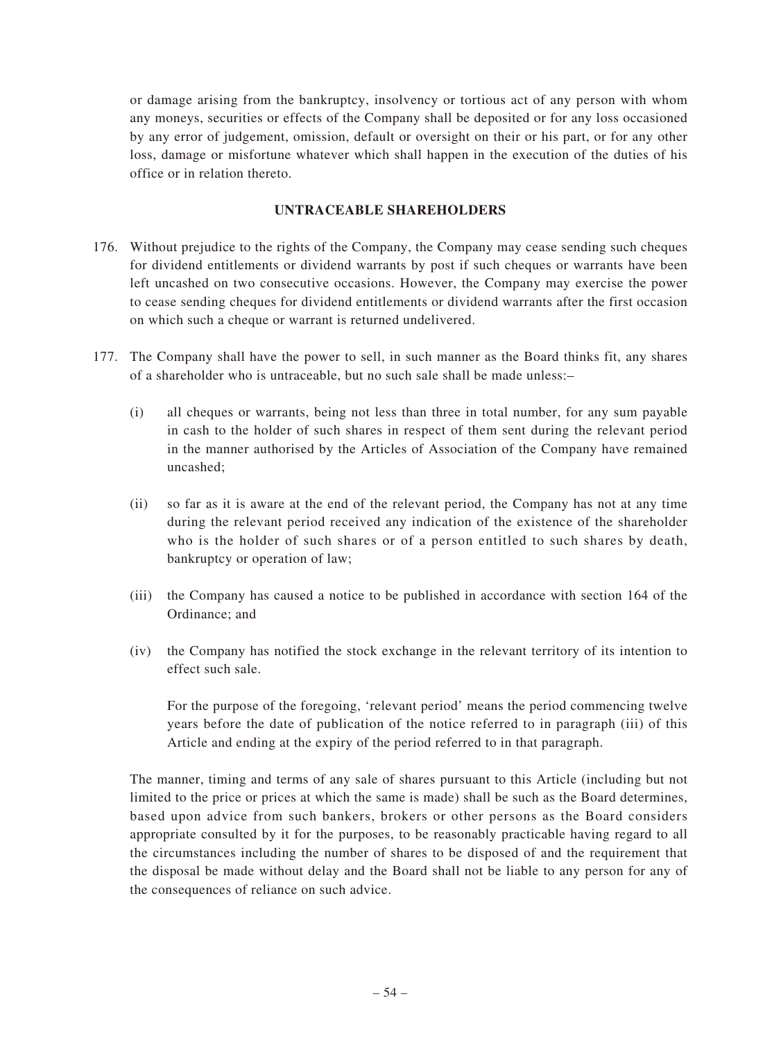or damage arising from the bankruptcy, insolvency or tortious act of any person with whom any moneys, securities or effects of the Company shall be deposited or for any loss occasioned by any error of judgement, omission, default or oversight on their or his part, or for any other loss, damage or misfortune whatever which shall happen in the execution of the duties of his office or in relation thereto.

## UNTRACEABLE SHAREHOLDERS

176. Without prejudice to the rights of the Company, the Company may cease sending such cheques for dividend entitlements or dividend warrants by post if such cheques or warrants have been left uncashed on two consecutive occasions. However, the Company may exercise the power to cease sending cheques for dividend entitlements or dividend warrants after the first occasion on which such a cheque or warrant is returned undelivered.

177. The Company shall have the power to sell, in such manner as the Board thinks fit, any shares of a shareholder who is untraceable, but no such sale shall be made unless:–

   (i) all cheques or warrants, being not less than three in total number, for any sum payable in cash to the holder of such shares in respect of them sent during the relevant period in the manner authorised by the Articles of Association of the Company have remained uncashed;

   (ii) so far as it is aware at the end of the relevant period, the Company has not at any time during the relevant period received any indication of the existence of the shareholder who is the holder of such shares or of a person entitled to such shares by death, bankruptcy or operation of law;

   (iii) the Company has caused a notice to be published in accordance with section 164 of the Ordinance; and

   (iv) the Company has notified the stock exchange in the relevant territory of its intention to effect such sale.

   For the purpose of the foregoing, 'relevant period' means the period commencing twelve years before the date of publication of the notice referred to in paragraph (iii) of this Article and ending at the expiry of the period referred to in that paragraph.

   The manner, timing and terms of any sale of shares pursuant to this Article (including but not limited to the price or prices at which the same is made) shall be such as the Board determines, based upon advice from such bankers, brokers or other persons as the Board considers appropriate consulted by it for the purposes, to be reasonably practicable having regard to all the circumstances including the number of shares to be disposed of and the requirement that the disposal be made without delay and the Board shall not be liable to any person for any of the consequences of reliance on such advice.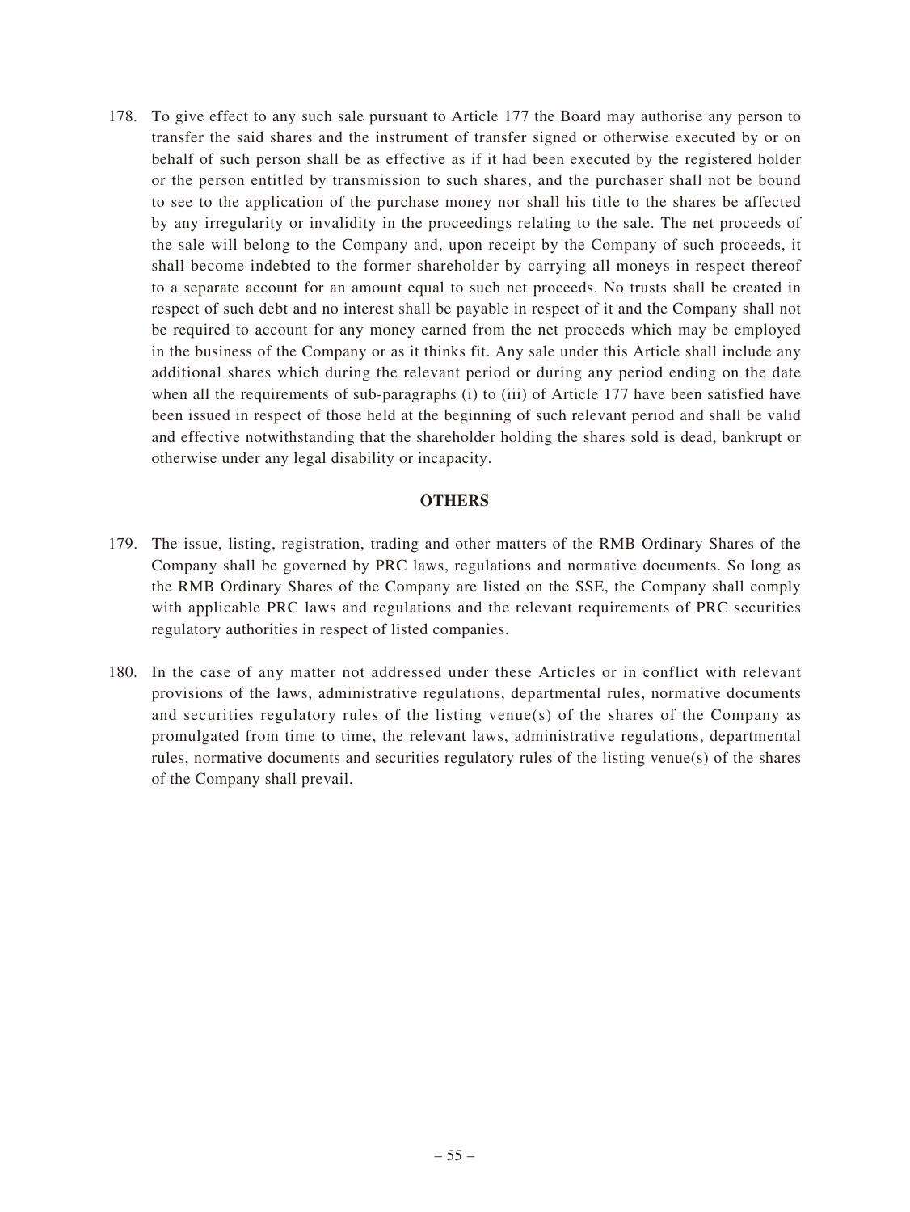178. To give effect to any such sale pursuant to Article 177 the Board may authorise any person to transfer the said shares and the instrument of transfer signed or otherwise executed by or on behalf of such person shall be as effective as if it had been executed by the registered holder or the person entitled by transmission to such shares, and the purchaser shall not be bound to see to the application of the purchase money nor shall his title to the shares be affected by any irregularity or invalidity in the proceedings relating to the sale. The net proceeds of the sale will belong to the Company and, upon receipt by the Company of such proceeds, it shall become indebted to the former shareholder by carrying all moneys in respect thereof to a separate account for an amount equal to such net proceeds. No trusts shall be created in respect of such debt and no interest shall be payable in respect of it and the Company shall not be required to account for any money earned from the net proceeds which may be employed in the business of the Company or as it thinks fit. Any sale under this Article shall include any additional shares which during the relevant period or during any period ending on the date when all the requirements of sub-paragraphs (i) to (iii) of Article 177 have been satisfied have been issued in respect of those held at the beginning of such relevant period and shall be valid and effective notwithstanding that the shareholder holding the shares sold is dead, bankrupt or otherwise under any legal disability or incapacity.

## OTHERS

179. The issue, listing, registration, trading and other matters of the RMB Ordinary Shares of the Company shall be governed by PRC laws, regulations and normative documents. So long as the RMB Ordinary Shares of the Company are listed on the SSE, the Company shall comply with applicable PRC laws and regulations and the relevant requirements of PRC securities regulatory authorities in respect of listed companies.

180. In the case of any matter not addressed under these Articles or in conflict with relevant provisions of the laws, administrative regulations, departmental rules, normative documents and securities regulatory rules of the listing venue(s) of the shares of the Company as promulgated from time to time, the relevant laws, administrative regulations, departmental rules, normative documents and securities regulatory rules of the listing venue(s) of the shares of the Company shall prevail.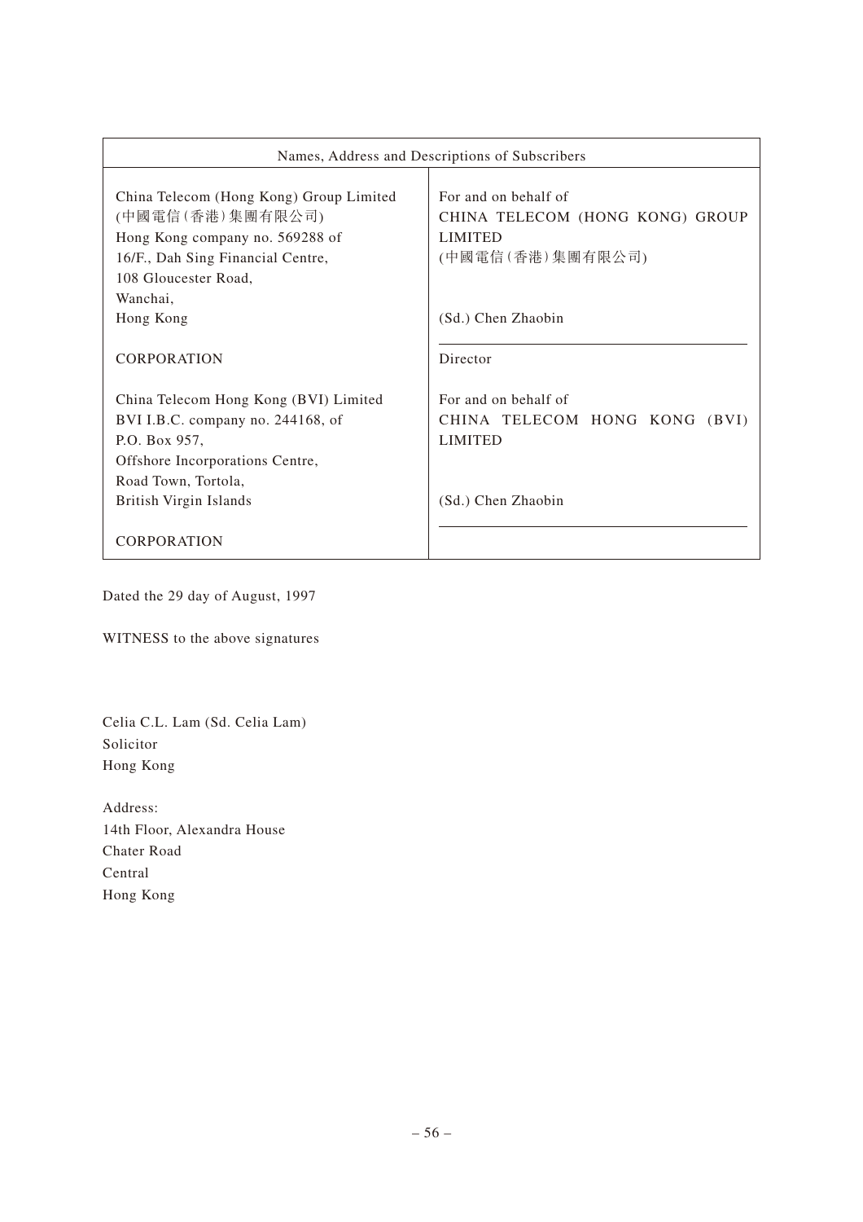| Names, Address and Descriptions of Subscribers | |
|---|---|
| China Telecom (Hong Kong) Group Limited<br>(中國電信(香港)集團有限公司)<br>Hong Kong company no. 569288 of<br>16/F., Dah Sing Financial Centre,<br>108 Gloucester Road,<br>Wanchai,<br>Hong Kong<br><br>CORPORATION | For and on behalf of<br>CHINA TELECOM (HONG KONG) GROUP LIMITED<br>(中國電信(香港)集團有限公司)<br><br>(Sd.) Chen Zhaobin<br><br>Director |
| China Telecom Hong Kong (BVI) Limited<br>BVI I.B.C. company no. 244168, of<br>P.O. Box 957,<br>Offshore Incorporations Centre,<br>Road Town, Tortola,<br>British Virgin Islands<br><br>CORPORATION | For and on behalf of<br>CHINA TELECOM HONG KONG (BVI) LIMITED<br><br>(Sd.) Chen Zhaobin |

Dated the 29 day of August, 1997

WITNESS to the above signatures

Celia C.L. Lam (Sd. Celia Lam)
Solicitor
Hong Kong

Address:
14th Floor, Alexandra House
Chater Road
Central
Hong Kong